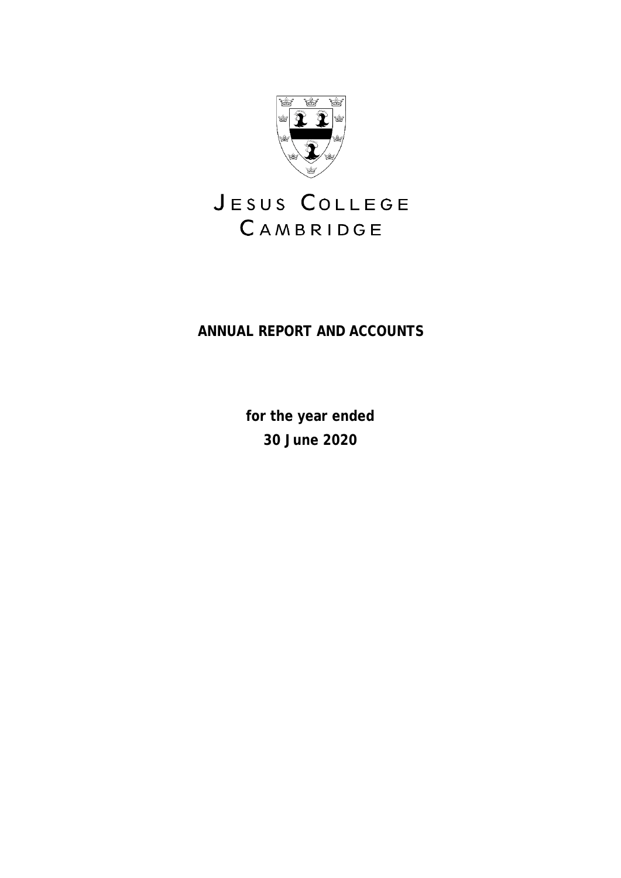# JESUS COLLEGE CAMBRIDGE

**ANNUAL REPORT AND ACCOUNTS**

**for the year ended**

**30 June 2020**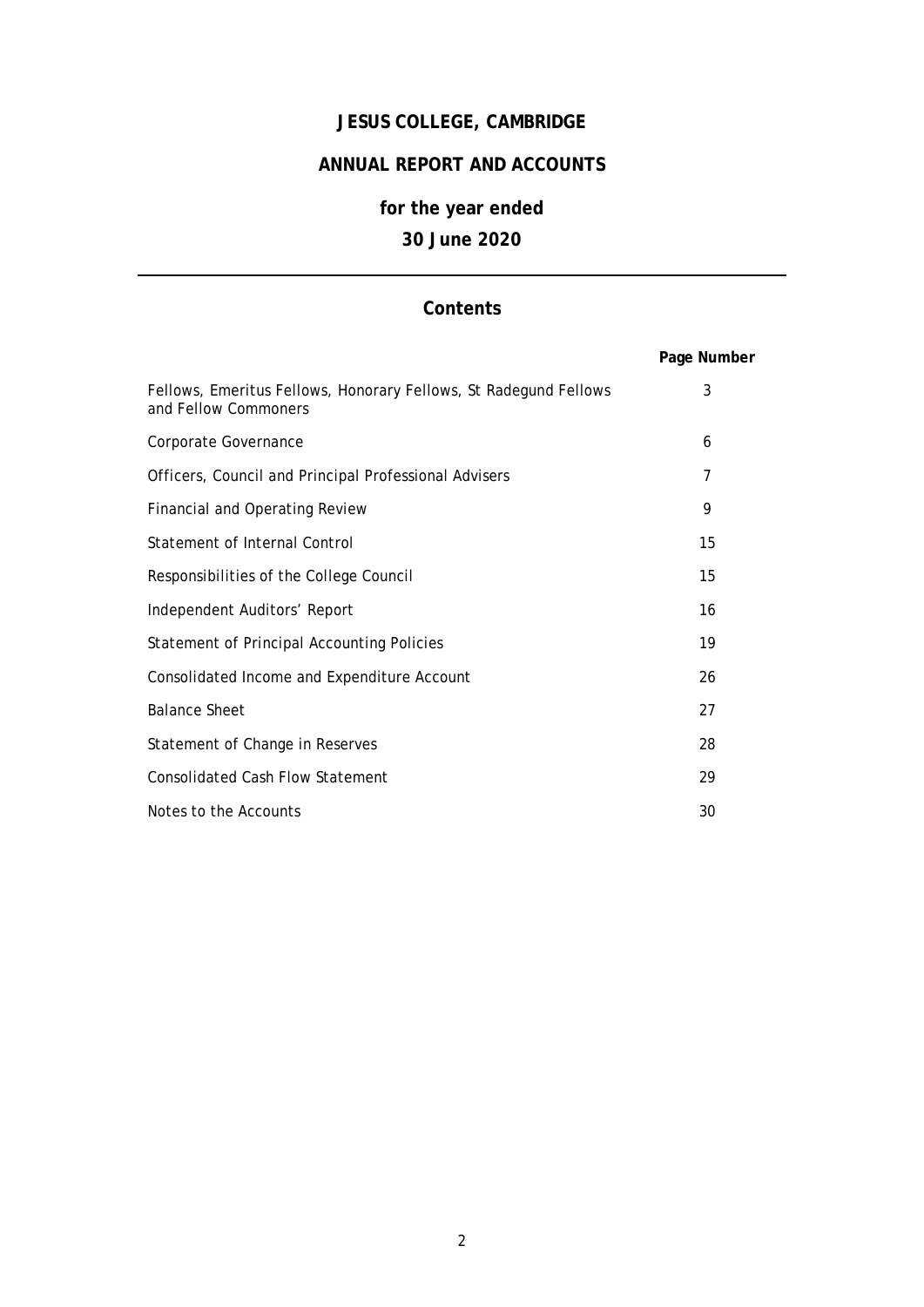# JESUS COLLEGE, CAMBRIDGE

## ANNUAL REPORT AND ACCOUNTS

## for the year ended

## 30 June 2020

---

### Contents

| | Page Number |
|---|---|
| Fellows, Emeritus Fellows, Honorary Fellows, St Radegund Fellows and Fellow Commoners | 3 |
| Corporate Governance | 6 |
| Officers, Council and Principal Professional Advisers | 7 |
| Financial and Operating Review | 9 |
| Statement of Internal Control | 15 |
| Responsibilities of the College Council | 15 |
| Independent Auditors' Report | 16 |
| Statement of Principal Accounting Policies | 19 |
| Consolidated Income and Expenditure Account | 26 |
| Balance Sheet | 27 |
| Statement of Change in Reserves | 28 |
| Consolidated Cash Flow Statement | 29 |
| Notes to the Accounts | 30 |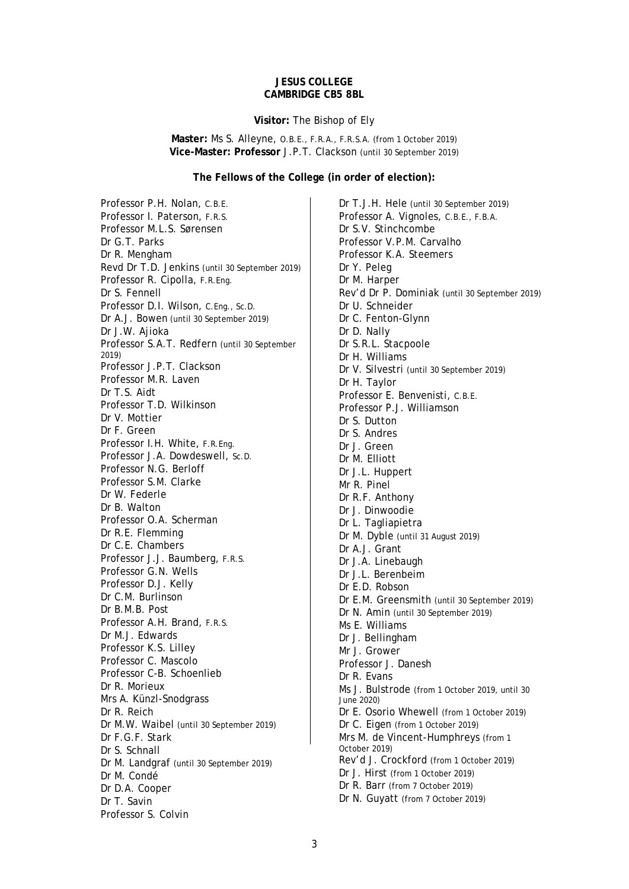**JESUS COLLEGE**
**CAMBRIDGE CB5 8BL**

**Visitor:** The Bishop of Ely

**Master:** Ms S. Alleyne, O.B.E., F.R.A., F.R.S.A. (from 1 October 2019)
**Vice-Master: Professor** J.P.T. Clackson (until 30 September 2019)

**The Fellows of the College (in order of election):**

Professor P.H. Nolan, C.B.E.
Professor I. Paterson, F.R.S.
Professor M.L.S. Sørensen
Dr G.T. Parks
Dr R. Mengham
Revd Dr T.D. Jenkins (until 30 September 2019)
Professor R. Cipolla, F.R.Eng.
Dr S. Fennell
Professor D.I. Wilson, C.Eng., Sc.D.
Dr A.J. Bowen (until 30 September 2019)
Dr J.W. Ajioka
Professor S.A.T. Redfern (until 30 September 2019)
Professor J.P.T. Clackson
Professor M.R. Laven
Dr T.S. Aidt
Professor T.D. Wilkinson
Dr V. Mottier
Dr F. Green
Professor I.H. White, F.R.Eng.
Professor J.A. Dowdeswell, Sc.D.
Professor N.G. Berloff
Professor S.M. Clarke
Dr W. Federle
Dr B. Walton
Professor O.A. Scherman
Dr R.E. Flemming
Dr C.E. Chambers
Professor J.J. Baumberg, F.R.S.
Professor G.N. Wells
Professor D.J. Kelly
Dr C.M. Burlinson
Dr B.M.B. Post
Professor A.H. Brand, F.R.S.
Dr M.J. Edwards
Professor K.S. Lilley
Professor C. Mascolo
Professor C-B. Schoenlieb
Dr R. Morieux
Mrs A. Künzl-Snodgrass
Dr R. Reich
Dr M.W. Waibel (until 30 September 2019)
Dr F.G.F. Stark
Dr S. Schnall
Dr M. Landgraf (until 30 September 2019)
Dr M. Condé
Dr D.A. Cooper
Dr T. Savin
Professor S. Colvin
Dr T.J.H. Hele (until 30 September 2019)
Professor A. Vignoles, C.B.E., F.B.A.
Dr S.V. Stinchcombe
Professor V.P.M. Carvalho
Professor K.A. Steemers
Dr Y. Peleg
Dr M. Harper
Rev'd Dr P. Dominiak (until 30 September 2019)
Dr U. Schneider
Dr C. Fenton-Glynn
Dr D. Nally
Dr S.R.L. Stacpoole
Dr H. Williams
Dr V. Silvestri (until 30 September 2019)
Dr H. Taylor
Professor E. Benvenisti, C.B.E.
Professor P.J. Williamson
Dr S. Dutton
Dr S. Andres
Dr J. Green
Dr M. Elliott
Dr J.L. Huppert
Mr R. Pinel
Dr R.F. Anthony
Dr J. Dinwoodie
Dr L. Tagliapietra
Dr M. Dyble (until 31 August 2019)
Dr A.J. Grant
Dr J.A. Linebaugh
Dr J.L. Berenbeim
Dr E.D. Robson
Dr E.M. Greensmith (until 30 September 2019)
Dr N. Amin (until 30 September 2019)
Ms E. Williams
Dr J. Bellingham
Mr J. Grower
Professor J. Danesh
Dr R. Evans
Ms J. Bulstrode (from 1 October 2019, until 30 June 2020)
Dr E. Osorio Whewell (from 1 October 2019)
Dr C. Eigen (from 1 October 2019)
Mrs M. de Vincent-Humphreys (from 1 October 2019)
Rev'd J. Crockford (from 1 October 2019)
Dr J. Hirst (from 1 October 2019)
Dr R. Barr (from 7 October 2019)
Dr N. Guyatt (from 7 October 2019)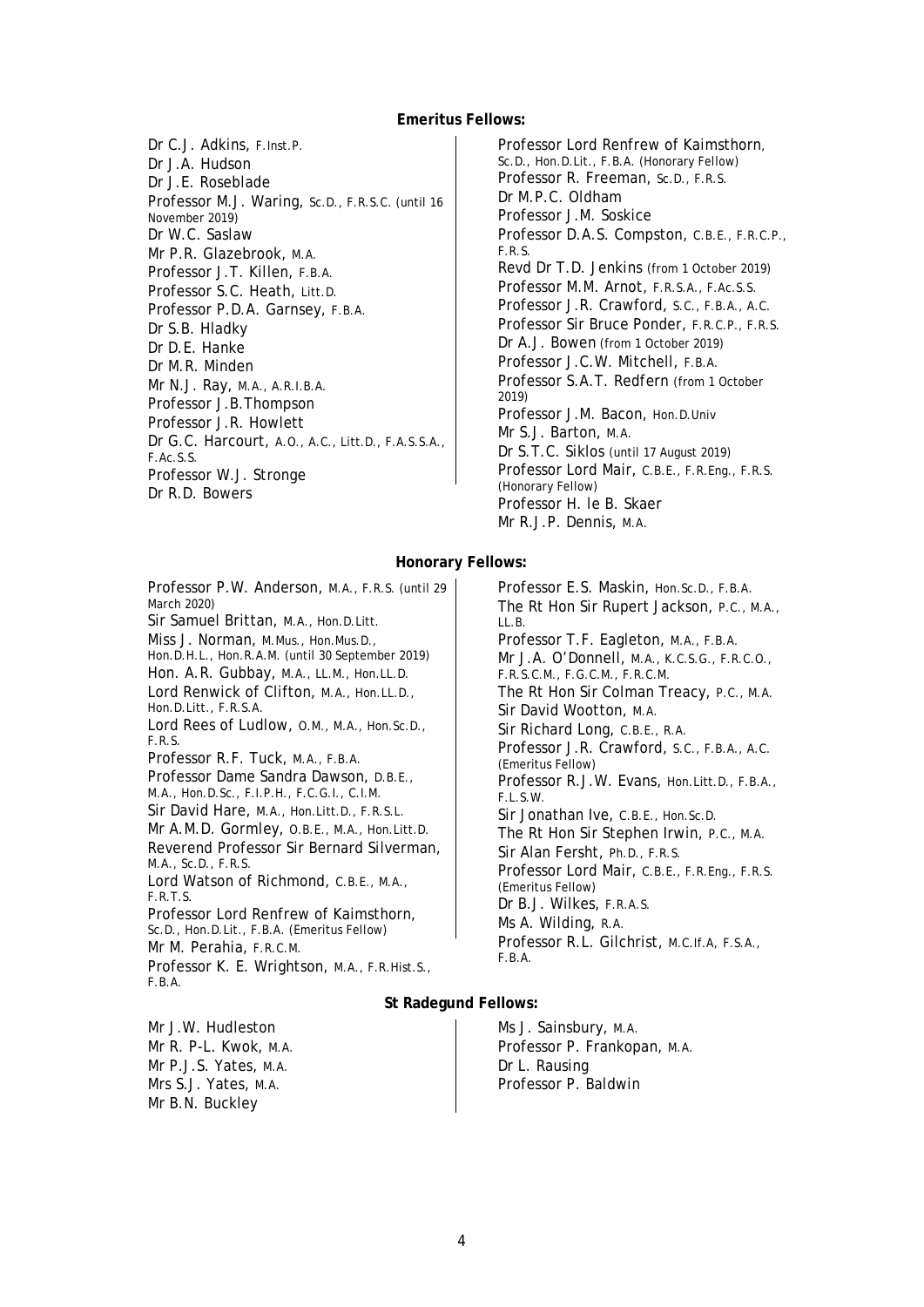**Emeritus Fellows:**

Dr C.J. Adkins, F.Inst.P.
Dr J.A. Hudson
Dr J.E. Roseblade
Professor M.J. Waring, Sc.D., F.R.S.C. (until 16 November 2019)
Dr W.C. Saslaw
Mr P.R. Glazebrook, M.A.
Professor J.T. Killen, F.B.A.
Professor S.C. Heath, Litt.D.
Professor P.D.A. Garnsey, F.B.A.
Dr S.B. Hladky
Dr D.E. Hanke
Dr M.R. Minden
Mr N.J. Ray, M.A., A.R.I.B.A.
Professor J.B.Thompson
Professor J.R. Howlett
Dr G.C. Harcourt, A.O., A.C., Litt.D., F.A.S.S.A., F.Ac.S.S.
Professor W.J. Stronge
Dr R.D. Bowers
Professor Lord Renfrew of Kaimsthorn, Sc.D., Hon.D.Lit., F.B.A. (Honorary Fellow)
Professor R. Freeman, Sc.D., F.R.S.
Dr M.P.C. Oldham
Professor J.M. Soskice
Professor D.A.S. Compston, C.B.E., F.R.C.P., F.R.S.
Revd Dr T.D. Jenkins (from 1 October 2019)
Professor M.M. Arnot, F.R.S.A., F.Ac.S.S.
Professor J.R. Crawford, S.C., F.B.A., A.C.
Professor Sir Bruce Ponder, F.R.C.P., F.R.S.
Dr A.J. Bowen (from 1 October 2019)
Professor J.C.W. Mitchell, F.B.A.
Professor S.A.T. Redfern (from 1 October 2019)
Professor J.M. Bacon, Hon.D.Univ
Mr S.J. Barton, M.A.
Dr S.T.C. Siklos (until 17 August 2019)
Professor Lord Mair, C.B.E., F.R.Eng., F.R.S. (Honorary Fellow)
Professor H. le B. Skaer
Mr R.J.P. Dennis, M.A.

**Honorary Fellows:**

Professor P.W. Anderson, M.A., F.R.S. (until 29 March 2020)
Sir Samuel Brittan, M.A., Hon.D.Litt.
Miss J. Norman, M.Mus., Hon.Mus.D., Hon.D.H.L., Hon.R.A.M. (until 30 September 2019)
Hon. A.R. Gubbay, M.A., LL.M., Hon.LL.D.
Lord Renwick of Clifton, M.A., Hon.LL.D., Hon.D.Litt., F.R.S.A.
Lord Rees of Ludlow, O.M., M.A., Hon.Sc.D., F.R.S.
Professor R.F. Tuck, M.A., F.B.A.
Professor Dame Sandra Dawson, D.B.E., M.A., Hon.D.Sc., F.I.P.H., F.C.G.I., C.I.M.
Sir David Hare, M.A., Hon.Litt.D., F.R.S.L.
Mr A.M.D. Gormley, O.B.E., M.A., Hon.Litt.D.
Reverend Professor Sir Bernard Silverman, M.A., Sc.D., F.R.S.
Lord Watson of Richmond, C.B.E., M.A., F.R.T.S.
Professor Lord Renfrew of Kaimsthorn, Sc.D., Hon.D.Lit., F.B.A. (Emeritus Fellow)
Mr M. Perahia, F.R.C.M.
Professor K. E. Wrightson, M.A., F.R.Hist.S., F.B.A.
Professor E.S. Maskin, Hon.Sc.D., F.B.A.
The Rt Hon Sir Rupert Jackson, P.C., M.A., LL.B.
Professor T.F. Eagleton, M.A., F.B.A.
Mr J.A. O'Donnell, M.A., K.C.S.G., F.R.C.O., F.R.S.C.M., F.G.C.M., F.R.C.M.
The Rt Hon Sir Colman Treacy, P.C., M.A.
Sir David Wootton, M.A.
Sir Richard Long, C.B.E., R.A.
Professor J.R. Crawford, S.C., F.B.A., A.C. (Emeritus Fellow)
Professor R.J.W. Evans, Hon.Litt.D., F.B.A., F.L.S.W.
Sir Jonathan Ive, C.B.E., Hon.Sc.D.
The Rt Hon Sir Stephen Irwin, P.C., M.A.
Sir Alan Fersht, Ph.D., F.R.S.
Professor Lord Mair, C.B.E., F.R.Eng., F.R.S. (Emeritus Fellow)
Dr B.J. Wilkes, F.R.A.S.
Ms A. Wilding, R.A.
Professor R.L. Gilchrist, M.C.If.A, F.S.A., F.B.A.

**St Radegund Fellows:**

Mr J.W. Hudleston
Mr R. P-L. Kwok, M.A.
Mr P.J.S. Yates, M.A.
Mrs S.J. Yates, M.A.
Mr B.N. Buckley
Ms J. Sainsbury, M.A.
Professor P. Frankopan, M.A.
Dr L. Rausing
Professor P. Baldwin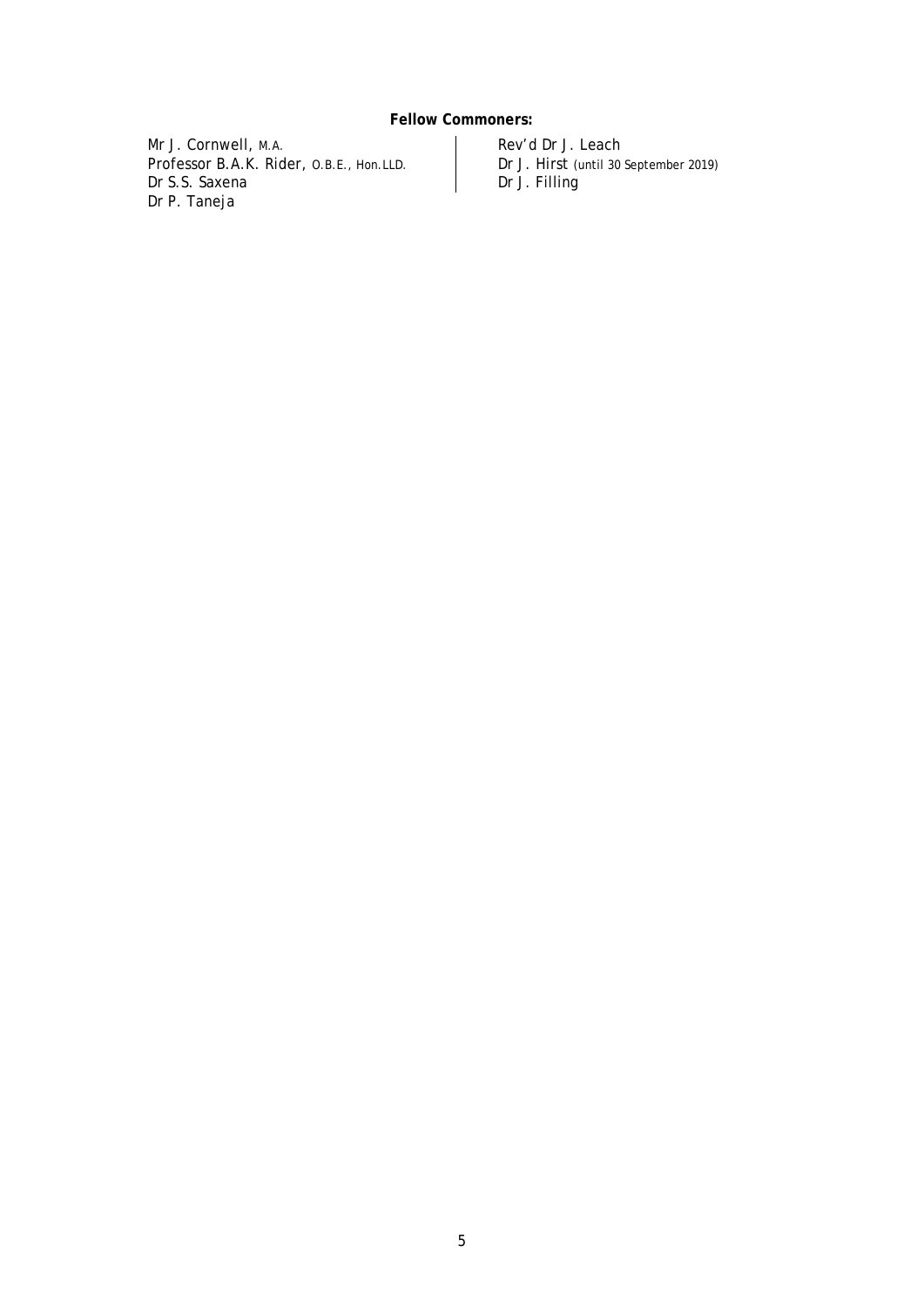**Fellow Commoners:**

Mr J. Cornwell, M.A.
Professor B.A.K. Rider, O.B.E., Hon.LLD.
Dr S.S. Saxena
Dr P. Taneja
Rev'd Dr J. Leach
Dr J. Hirst (until 30 September 2019)
Dr J. Filling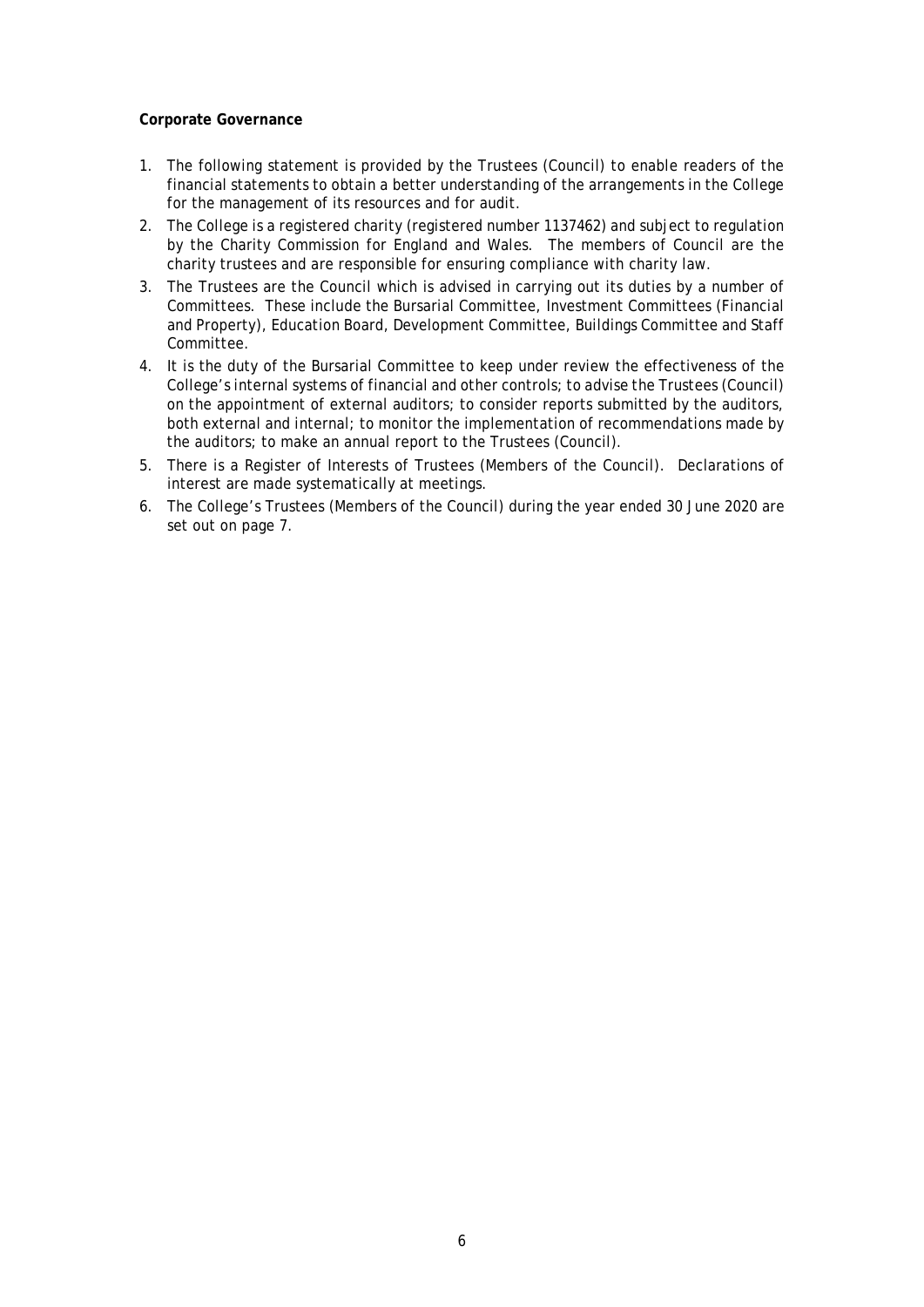**Corporate Governance**

1. The following statement is provided by the Trustees (Council) to enable readers of the financial statements to obtain a better understanding of the arrangements in the College for the management of its resources and for audit.
2. The College is a registered charity (registered number 1137462) and subject to regulation by the Charity Commission for England and Wales. The members of Council are the charity trustees and are responsible for ensuring compliance with charity law.
3. The Trustees are the Council which is advised in carrying out its duties by a number of Committees. These include the Bursarial Committee, Investment Committees (Financial and Property), Education Board, Development Committee, Buildings Committee and Staff Committee.
4. It is the duty of the Bursarial Committee to keep under review the effectiveness of the College's internal systems of financial and other controls; to advise the Trustees (Council) on the appointment of external auditors; to consider reports submitted by the auditors, both external and internal; to monitor the implementation of recommendations made by the auditors; to make an annual report to the Trustees (Council).
5. There is a Register of Interests of Trustees (Members of the Council). Declarations of interest are made systematically at meetings.
6. The College's Trustees (Members of the Council) during the year ended 30 June 2020 are set out on page 7.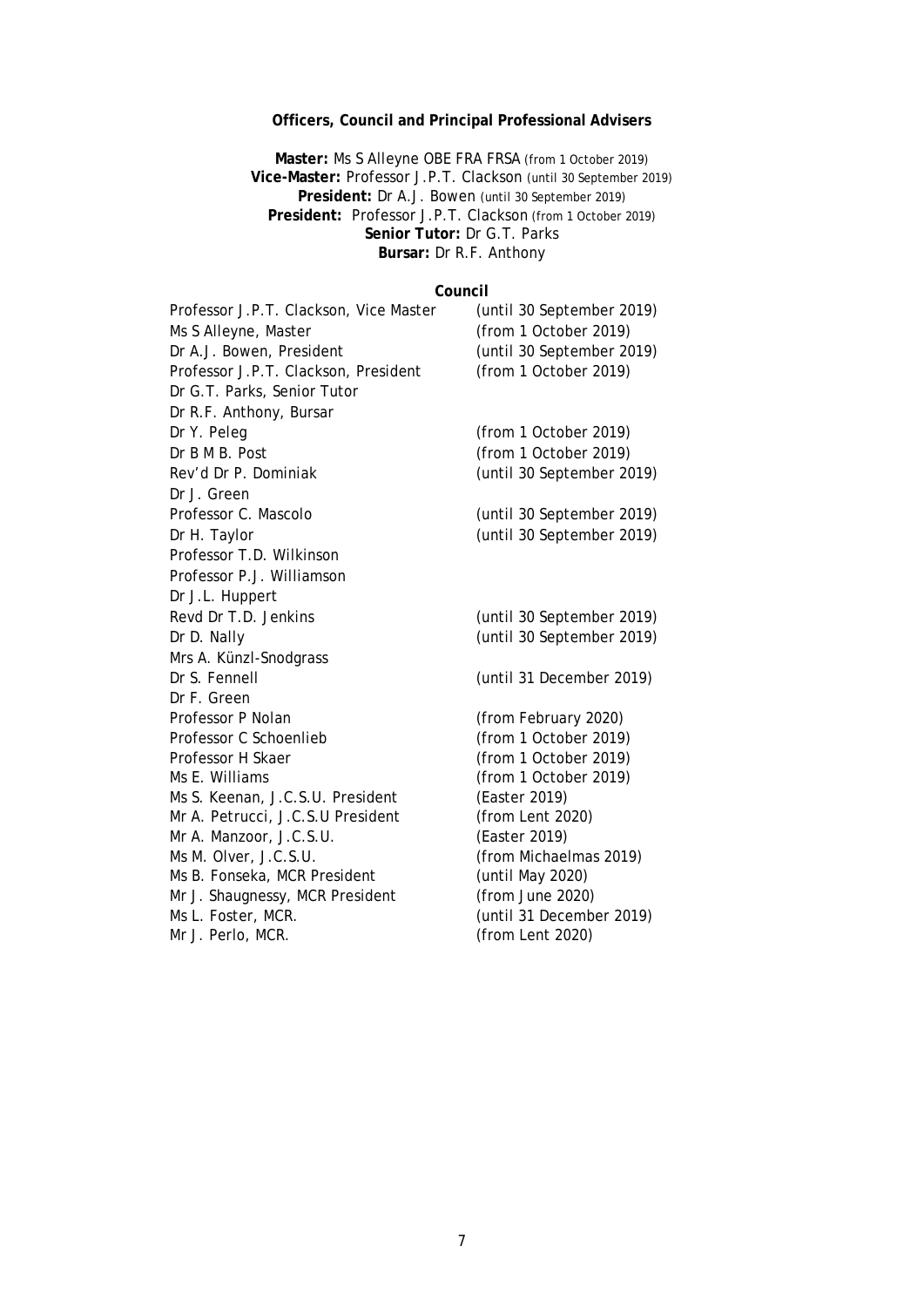**Officers, Council and Principal Professional Advisers**

**Master:** Ms S Alleyne OBE FRA FRSA (from 1 October 2019)
**Vice-Master:** Professor J.P.T. Clackson (until 30 September 2019)
**President:** Dr A.J. Bowen (until 30 September 2019)
**President:** Professor J.P.T. Clackson (from 1 October 2019)
**Senior Tutor:** Dr G.T. Parks
**Bursar:** Dr R.F. Anthony

**Council**

| | |
|---|---|
| Professor J.P.T. Clackson, Vice Master | (until 30 September 2019) |
| Ms S Alleyne, Master | (from 1 October 2019) |
| Dr A.J. Bowen, President | (until 30 September 2019) |
| Professor J.P.T. Clackson, President | (from 1 October 2019) |
| Dr G.T. Parks, Senior Tutor | |
| Dr R.F. Anthony, Bursar | |
| Dr Y. Peleg | (from 1 October 2019) |
| Dr B M B. Post | (from 1 October 2019) |
| Rev'd Dr P. Dominiak | (until 30 September 2019) |
| Dr J. Green | |
| Professor C. Mascolo | (until 30 September 2019) |
| Dr H. Taylor | (until 30 September 2019) |
| Professor T.D. Wilkinson | |
| Professor P.J. Williamson | |
| Dr J.L. Huppert | |
| Revd Dr T.D. Jenkins | (until 30 September 2019) |
| Dr D. Nally | (until 30 September 2019) |
| Mrs A. Künzl-Snodgrass | |
| Dr S. Fennell | (until 31 December 2019) |
| Dr F. Green | |
| Professor P Nolan | (from February 2020) |
| Professor C Schoenlieb | (from 1 October 2019) |
| Professor H Skaer | (from 1 October 2019) |
| Ms E. Williams | (from 1 October 2019) |
| Ms S. Keenan, J.C.S.U. President | (Easter 2019) |
| Mr A. Petrucci, J.C.S.U President | (from Lent 2020) |
| Mr A. Manzoor, J.C.S.U. | (Easter 2019) |
| Ms M. Olver, J.C.S.U. | (from Michaelmas 2019) |
| Ms B. Fonseka, MCR President | (until May 2020) |
| Mr J. Shaugnessy, MCR President | (from June 2020) |
| Ms L. Foster, MCR. | (until 31 December 2019) |
| Mr J. Perlo, MCR. | (from Lent 2020) |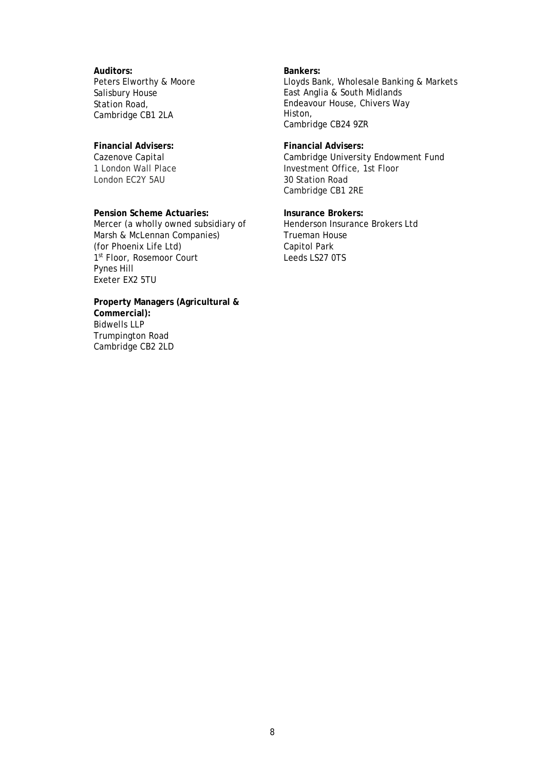**Auditors:**
Peters Elworthy & Moore
Salisbury House
Station Road,
Cambridge CB1 2LA

**Bankers:**
Lloyds Bank, Wholesale Banking & Markets
East Anglia & South Midlands
Endeavour House, Chivers Way
Histon,
Cambridge CB24 9ZR

**Financial Advisers:**
Cazenove Capital
1 London Wall Place
London EC2Y 5AU

**Financial Advisers:**
Cambridge University Endowment Fund
Investment Office, 1st Floor
30 Station Road
Cambridge CB1 2RE

**Pension Scheme Actuaries:**
Mercer (a wholly owned subsidiary of Marsh & McLennan Companies)
(for Phoenix Life Ltd)
1st Floor, Rosemoor Court
Pynes Hill
Exeter EX2 5TU

**Insurance Brokers:**
Henderson Insurance Brokers Ltd
Trueman House
Capitol Park
Leeds LS27 0TS

**Property Managers (Agricultural & Commercial):**
Bidwells LLP
Trumpington Road
Cambridge CB2 2LD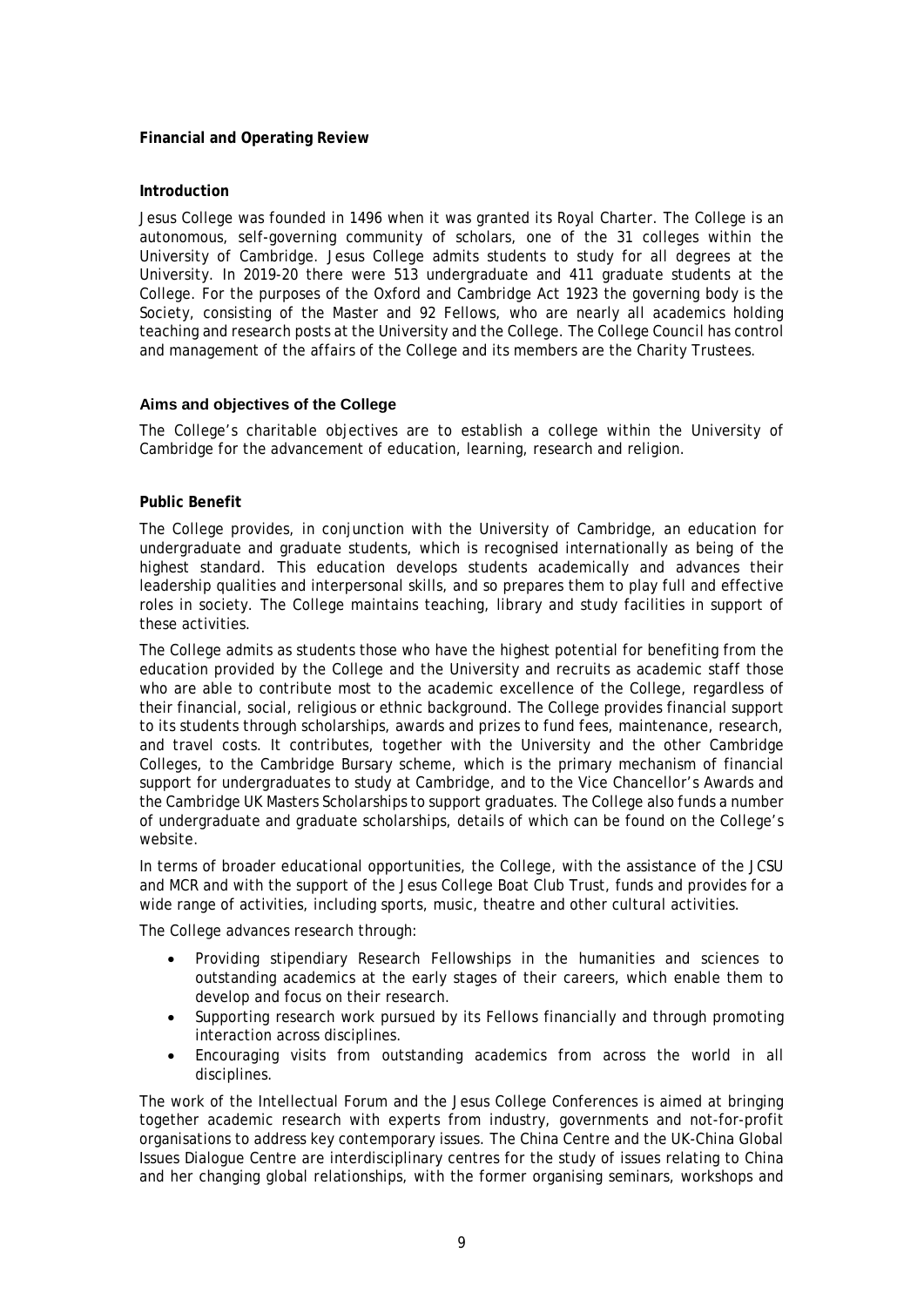**Financial and Operating Review**

**Introduction**

Jesus College was founded in 1496 when it was granted its Royal Charter. The College is an autonomous, self-governing community of scholars, one of the 31 colleges within the University of Cambridge. Jesus College admits students to study for all degrees at the University. In 2019-20 there were 513 undergraduate and 411 graduate students at the College. For the purposes of the Oxford and Cambridge Act 1923 the governing body is the Society, consisting of the Master and 92 Fellows, who are nearly all academics holding teaching and research posts at the University and the College. The College Council has control and management of the affairs of the College and its members are the Charity Trustees.

**Aims and objectives of the College**

The College's charitable objectives are to establish a college within the University of Cambridge for the advancement of education, learning, research and religion.

**Public Benefit**

The College provides, in conjunction with the University of Cambridge, an education for undergraduate and graduate students, which is recognised internationally as being of the highest standard. This education develops students academically and advances their leadership qualities and interpersonal skills, and so prepares them to play full and effective roles in society. The College maintains teaching, library and study facilities in support of these activities.

The College admits as students those who have the highest potential for benefiting from the education provided by the College and the University and recruits as academic staff those who are able to contribute most to the academic excellence of the College, regardless of their financial, social, religious or ethnic background. The College provides financial support to its students through scholarships, awards and prizes to fund fees, maintenance, research, and travel costs. It contributes, together with the University and the other Cambridge Colleges, to the Cambridge Bursary scheme, which is the primary mechanism of financial support for undergraduates to study at Cambridge, and to the Vice Chancellor's Awards and the Cambridge UK Masters Scholarships to support graduates. The College also funds a number of undergraduate and graduate scholarships, details of which can be found on the College's website.

In terms of broader educational opportunities, the College, with the assistance of the JCSU and MCR and with the support of the Jesus College Boat Club Trust, funds and provides for a wide range of activities, including sports, music, theatre and other cultural activities.

The College advances research through:

- Providing stipendiary Research Fellowships in the humanities and sciences to outstanding academics at the early stages of their careers, which enable them to develop and focus on their research.
- Supporting research work pursued by its Fellows financially and through promoting interaction across disciplines.
- Encouraging visits from outstanding academics from across the world in all disciplines.

The work of the Intellectual Forum and the Jesus College Conferences is aimed at bringing together academic research with experts from industry, governments and not-for-profit organisations to address key contemporary issues. The China Centre and the UK-China Global Issues Dialogue Centre are interdisciplinary centres for the study of issues relating to China and her changing global relationships, with the former organising seminars, workshops and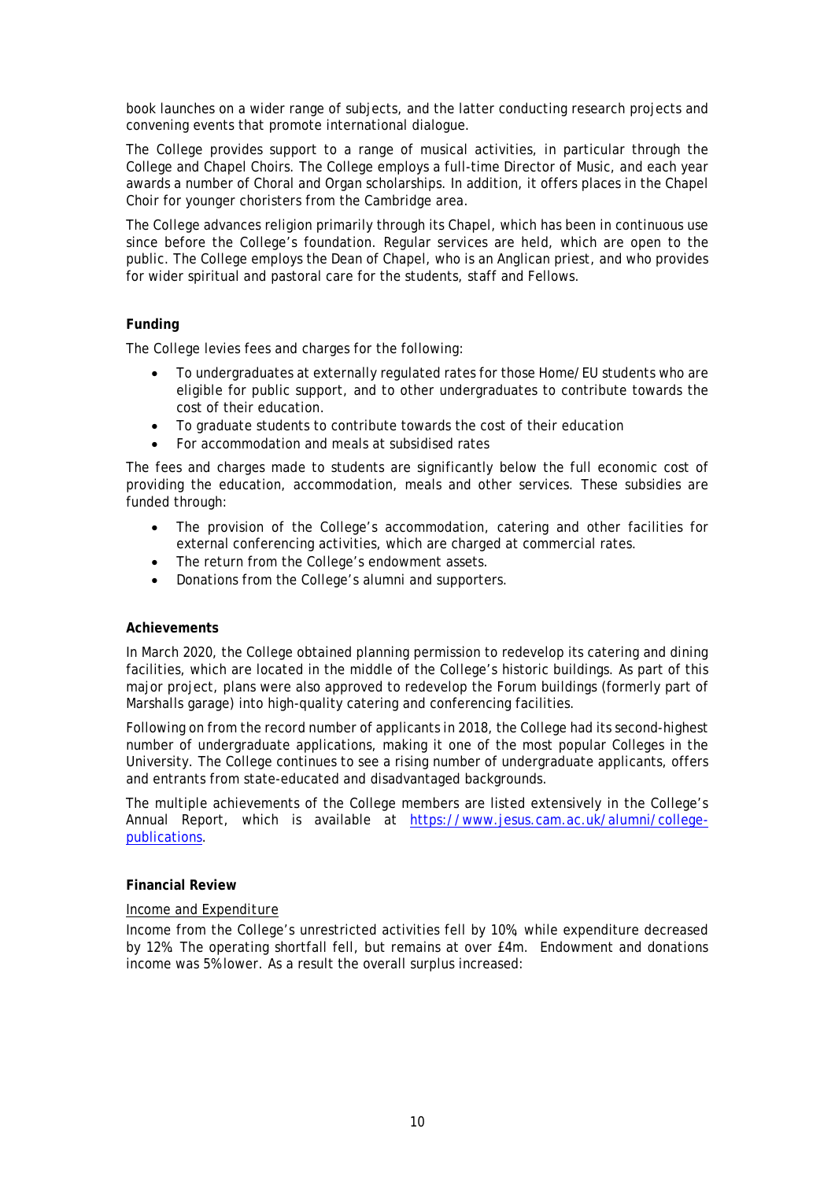book launches on a wider range of subjects, and the latter conducting research projects and convening events that promote international dialogue.

The College provides support to a range of musical activities, in particular through the College and Chapel Choirs. The College employs a full-time Director of Music, and each year awards a number of Choral and Organ scholarships. In addition, it offers places in the Chapel Choir for younger choristers from the Cambridge area.

The College advances religion primarily through its Chapel, which has been in continuous use since before the College's foundation. Regular services are held, which are open to the public. The College employs the Dean of Chapel, who is an Anglican priest, and who provides for wider spiritual and pastoral care for the students, staff and Fellows.

**Funding**

The College levies fees and charges for the following:

- To undergraduates at externally regulated rates for those Home/EU students who are eligible for public support, and to other undergraduates to contribute towards the cost of their education.
- To graduate students to contribute towards the cost of their education
- For accommodation and meals at subsidised rates

The fees and charges made to students are significantly below the full economic cost of providing the education, accommodation, meals and other services. These subsidies are funded through:

- The provision of the College's accommodation, catering and other facilities for external conferencing activities, which are charged at commercial rates.
- The return from the College's endowment assets.
- Donations from the College's alumni and supporters.

**Achievements**

In March 2020, the College obtained planning permission to redevelop its catering and dining facilities, which are located in the middle of the College's historic buildings. As part of this major project, plans were also approved to redevelop the Forum buildings (formerly part of Marshalls garage) into high-quality catering and conferencing facilities.

Following on from the record number of applicants in 2018, the College had its second-highest number of undergraduate applications, making it one of the most popular Colleges in the University. The College continues to see a rising number of undergraduate applicants, offers and entrants from state-educated and disadvantaged backgrounds.

The multiple achievements of the College members are listed extensively in the College's Annual Report, which is available at [https://www.jesus.cam.ac.uk/alumni/college-publications](https://www.jesus.cam.ac.uk/alumni/college-publications).

**Financial Review**

Income and Expenditure

Income from the College's unrestricted activities fell by 10%, while expenditure decreased by 12%. The operating shortfall fell, but remains at over £4m. Endowment and donations income was 5% lower. As a result the overall surplus increased: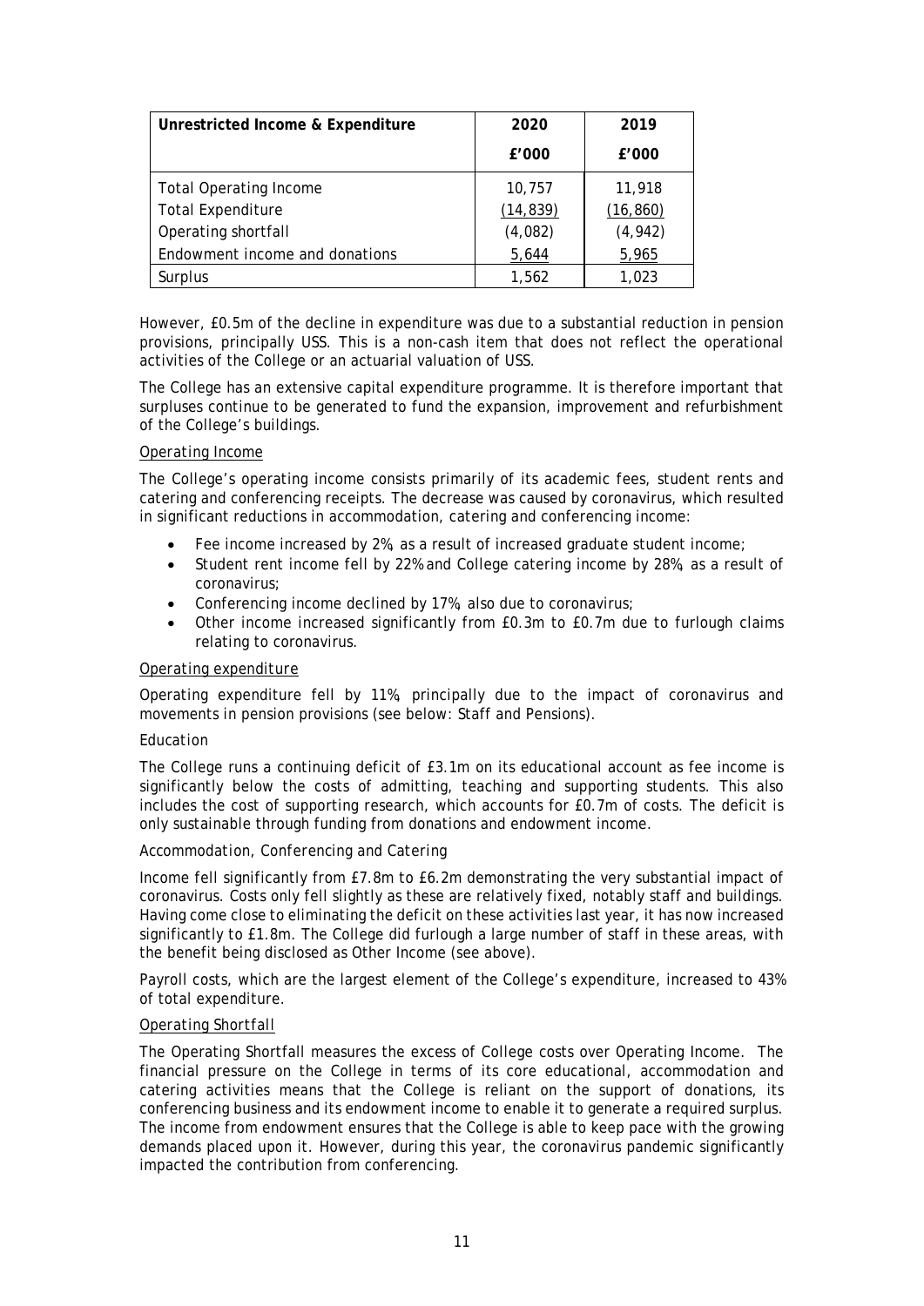| Unrestricted Income & Expenditure | 2020 | 2019 |
|---|---|---|
| | £'000 | £'000 |
| Total Operating Income | 10,757 | 11,918 |
| Total Expenditure | (14,839) | (16,860) |
| Operating shortfall | (4,082) | (4,942) |
| Endowment income and donations | 5,644 | 5,965 |
| Surplus | 1,562 | 1,023 |

However, £0.5m of the decline in expenditure was due to a substantial reduction in pension provisions, principally USS. This is a non-cash item that does not reflect the operational activities of the College or an actuarial valuation of USS.

The College has an extensive capital expenditure programme. It is therefore important that surpluses continue to be generated to fund the expansion, improvement and refurbishment of the College's buildings.

#### Operating Income

The College's operating income consists primarily of its academic fees, student rents and catering and conferencing receipts. The decrease was caused by coronavirus, which resulted in significant reductions in accommodation, catering and conferencing income:

- Fee income increased by 2%, as a result of increased graduate student income;
- Student rent income fell by 22% and College catering income by 28%, as a result of coronavirus;
- Conferencing income declined by 17%, also due to coronavirus;
- Other income increased significantly from £0.3m to £0.7m due to furlough claims relating to coronavirus.

#### Operating expenditure

Operating expenditure fell by 11%, principally due to the impact of coronavirus and movements in pension provisions (see below: Staff and Pensions).

*Education*

The College runs a continuing deficit of £3.1m on its educational account as fee income is significantly below the costs of admitting, teaching and supporting students. This also includes the cost of supporting research, which accounts for £0.7m of costs. The deficit is only sustainable through funding from donations and endowment income.

*Accommodation, Conferencing and Catering*

Income fell significantly from £7.8m to £6.2m demonstrating the very substantial impact of coronavirus. Costs only fell slightly as these are relatively fixed, notably staff and buildings. Having come close to eliminating the deficit on these activities last year, it has now increased significantly to £1.8m. The College did furlough a large number of staff in these areas, with the benefit being disclosed as Other Income (see above).

Payroll costs, which are the largest element of the College's expenditure, increased to 43% of total expenditure.

#### Operating Shortfall

The Operating Shortfall measures the excess of College costs over Operating Income. The financial pressure on the College in terms of its core educational, accommodation and catering activities means that the College is reliant on the support of donations, its conferencing business and its endowment income to enable it to generate a required surplus. The income from endowment ensures that the College is able to keep pace with the growing demands placed upon it. However, during this year, the coronavirus pandemic significantly impacted the contribution from conferencing.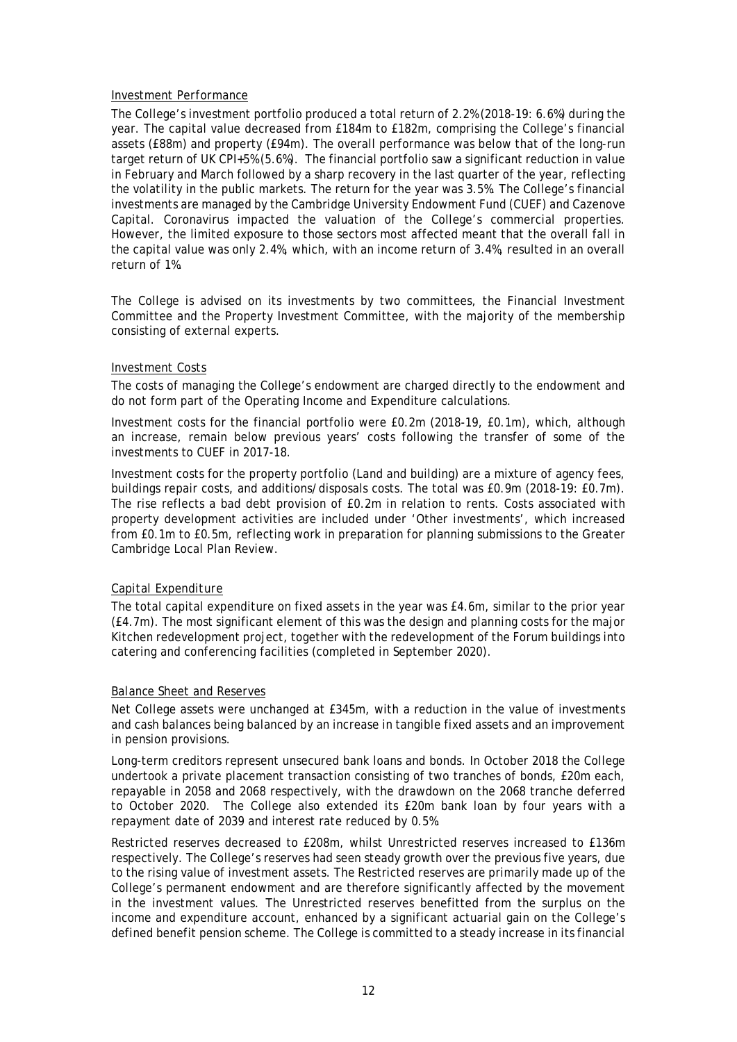## Investment Performance

The College's investment portfolio produced a total return of 2.2% (2018-19: 6.6%) during the year. The capital value decreased from £184m to £182m, comprising the College's financial assets (£88m) and property (£94m). The overall performance was below that of the long-run target return of UK CPI+5% (5.6%). The financial portfolio saw a significant reduction in value in February and March followed by a sharp recovery in the last quarter of the year, reflecting the volatility in the public markets. The return for the year was 3.5%. The College's financial investments are managed by the Cambridge University Endowment Fund (CUEF) and Cazenove Capital. Coronavirus impacted the valuation of the College's commercial properties. However, the limited exposure to those sectors most affected meant that the overall fall in the capital value was only 2.4%, which, with an income return of 3.4%, resulted in an overall return of 1%.

The College is advised on its investments by two committees, the Financial Investment Committee and the Property Investment Committee, with the majority of the membership consisting of external experts.

## Investment Costs

The costs of managing the College's endowment are charged directly to the endowment and do not form part of the Operating Income and Expenditure calculations.

Investment costs for the financial portfolio were £0.2m (2018-19, £0.1m), which, although an increase, remain below previous years' costs following the transfer of some of the investments to CUEF in 2017-18.

Investment costs for the property portfolio (Land and building) are a mixture of agency fees, buildings repair costs, and additions/disposals costs. The total was £0.9m (2018-19: £0.7m). The rise reflects a bad debt provision of £0.2m in relation to rents. Costs associated with property development activities are included under 'Other investments', which increased from £0.1m to £0.5m, reflecting work in preparation for planning submissions to the Greater Cambridge Local Plan Review.

## Capital Expenditure

The total capital expenditure on fixed assets in the year was £4.6m, similar to the prior year (£4.7m). The most significant element of this was the design and planning costs for the major Kitchen redevelopment project, together with the redevelopment of the Forum buildings into catering and conferencing facilities (completed in September 2020).

## Balance Sheet and Reserves

Net College assets were unchanged at £345m, with a reduction in the value of investments and cash balances being balanced by an increase in tangible fixed assets and an improvement in pension provisions.

Long-term creditors represent unsecured bank loans and bonds. In October 2018 the College undertook a private placement transaction consisting of two tranches of bonds, £20m each, repayable in 2058 and 2068 respectively, with the drawdown on the 2068 tranche deferred to October 2020. The College also extended its £20m bank loan by four years with a repayment date of 2039 and interest rate reduced by 0.5%.

Restricted reserves decreased to £208m, whilst Unrestricted reserves increased to £136m respectively. The College's reserves had seen steady growth over the previous five years, due to the rising value of investment assets. The Restricted reserves are primarily made up of the College's permanent endowment and are therefore significantly affected by the movement in the investment values. The Unrestricted reserves benefitted from the surplus on the income and expenditure account, enhanced by a significant actuarial gain on the College's defined benefit pension scheme. The College is committed to a steady increase in its financial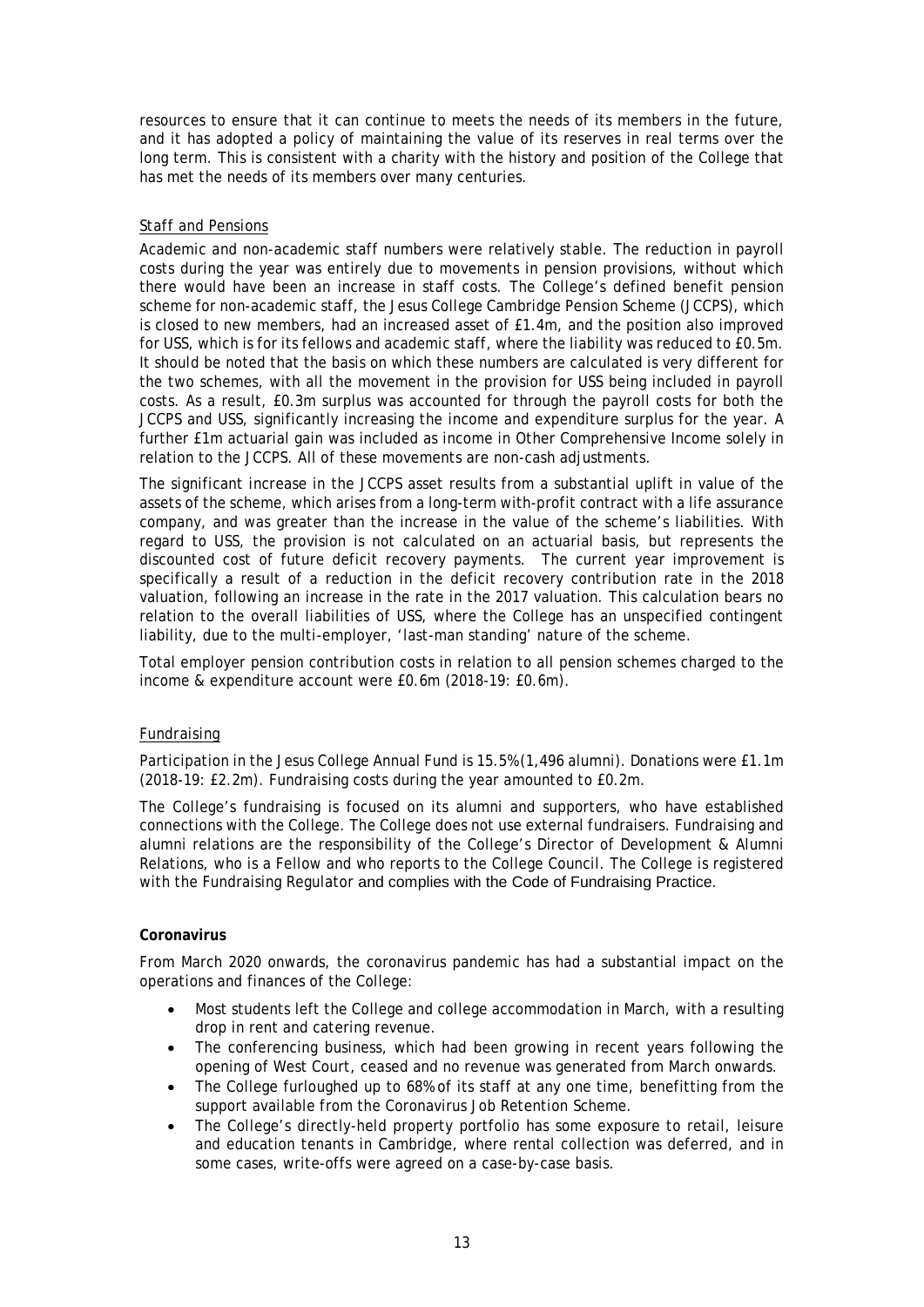resources to ensure that it can continue to meets the needs of its members in the future, and it has adopted a policy of maintaining the value of its reserves in real terms over the long term. This is consistent with a charity with the history and position of the College that has met the needs of its members over many centuries.

Staff and Pensions

Academic and non-academic staff numbers were relatively stable. The reduction in payroll costs during the year was entirely due to movements in pension provisions, without which there would have been an increase in staff costs. The College's defined benefit pension scheme for non-academic staff, the Jesus College Cambridge Pension Scheme (JCCPS), which is closed to new members, had an increased asset of £1.4m, and the position also improved for USS, which is for its fellows and academic staff, where the liability was reduced to £0.5m. It should be noted that the basis on which these numbers are calculated is very different for the two schemes, with all the movement in the provision for USS being included in payroll costs. As a result, £0.3m surplus was accounted for through the payroll costs for both the JCCPS and USS, significantly increasing the income and expenditure surplus for the year. A further £1m actuarial gain was included as income in Other Comprehensive Income solely in relation to the JCCPS. All of these movements are non-cash adjustments.

The significant increase in the JCCPS asset results from a substantial uplift in value of the assets of the scheme, which arises from a long-term with-profit contract with a life assurance company, and was greater than the increase in the value of the scheme's liabilities. With regard to USS, the provision is not calculated on an actuarial basis, but represents the discounted cost of future deficit recovery payments. The current year improvement is specifically a result of a reduction in the deficit recovery contribution rate in the 2018 valuation, following an increase in the rate in the 2017 valuation. This calculation bears no relation to the overall liabilities of USS, where the College has an unspecified contingent liability, due to the multi-employer, 'last-man standing' nature of the scheme.

Total employer pension contribution costs in relation to all pension schemes charged to the income & expenditure account were £0.6m (2018-19: £0.6m).

Fundraising

Participation in the Jesus College Annual Fund is 15.5% (1,496 alumni). Donations were £1.1m (2018-19: £2.2m). Fundraising costs during the year amounted to £0.2m.

The College's fundraising is focused on its alumni and supporters, who have established connections with the College. The College does not use external fundraisers. Fundraising and alumni relations are the responsibility of the College's Director of Development & Alumni Relations, who is a Fellow and who reports to the College Council. The College is registered with the Fundraising Regulator and complies with the Code of Fundraising Practice.

**Coronavirus**

From March 2020 onwards, the coronavirus pandemic has had a substantial impact on the operations and finances of the College:

- Most students left the College and college accommodation in March, with a resulting drop in rent and catering revenue.
- The conferencing business, which had been growing in recent years following the opening of West Court, ceased and no revenue was generated from March onwards.
- The College furloughed up to 68% of its staff at any one time, benefitting from the support available from the Coronavirus Job Retention Scheme.
- The College's directly-held property portfolio has some exposure to retail, leisure and education tenants in Cambridge, where rental collection was deferred, and in some cases, write-offs were agreed on a case-by-case basis.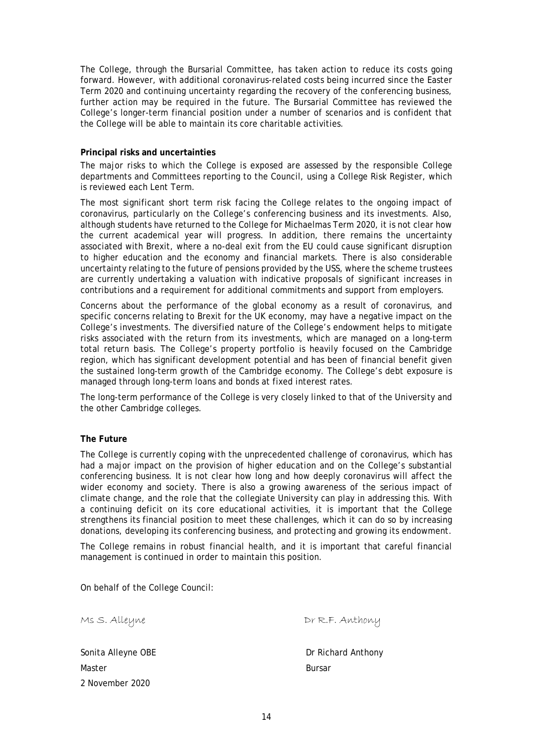The College, through the Bursarial Committee, has taken action to reduce its costs going forward. However, with additional coronavirus-related costs being incurred since the Easter Term 2020 and continuing uncertainty regarding the recovery of the conferencing business, further action may be required in the future. The Bursarial Committee has reviewed the College's longer-term financial position under a number of scenarios and is confident that the College will be able to maintain its core charitable activities.

**Principal risks and uncertainties**

The major risks to which the College is exposed are assessed by the responsible College departments and Committees reporting to the Council, using a College Risk Register, which is reviewed each Lent Term.

The most significant short term risk facing the College relates to the ongoing impact of coronavirus, particularly on the College's conferencing business and its investments. Also, although students have returned to the College for Michaelmas Term 2020, it is not clear how the current academical year will progress. In addition, there remains the uncertainty associated with Brexit, where a no-deal exit from the EU could cause significant disruption to higher education and the economy and financial markets. There is also considerable uncertainty relating to the future of pensions provided by the USS, where the scheme trustees are currently undertaking a valuation with indicative proposals of significant increases in contributions and a requirement for additional commitments and support from employers.

Concerns about the performance of the global economy as a result of coronavirus, and specific concerns relating to Brexit for the UK economy, may have a negative impact on the College's investments. The diversified nature of the College's endowment helps to mitigate risks associated with the return from its investments, which are managed on a long-term total return basis. The College's property portfolio is heavily focused on the Cambridge region, which has significant development potential and has been of financial benefit given the sustained long-term growth of the Cambridge economy. The College's debt exposure is managed through long-term loans and bonds at fixed interest rates.

The long-term performance of the College is very closely linked to that of the University and the other Cambridge colleges.

**The Future**

The College is currently coping with the unprecedented challenge of coronavirus, which has had a major impact on the provision of higher education and on the College's substantial conferencing business. It is not clear how long and how deeply coronavirus will affect the wider economy and society. There is also a growing awareness of the serious impact of climate change, and the role that the collegiate University can play in addressing this. With a continuing deficit on its core educational activities, it is important that the College strengthens its financial position to meet these challenges, which it can do so by increasing donations, developing its conferencing business, and protecting and growing its endowment.

The College remains in robust financial health, and it is important that careful financial management is continued in order to maintain this position.

On behalf of the College Council:

Ms S. Alleyne — Dr R.F. Anthony

Sonita Alleyne OBE
Master
2 November 2020

Dr Richard Anthony
Bursar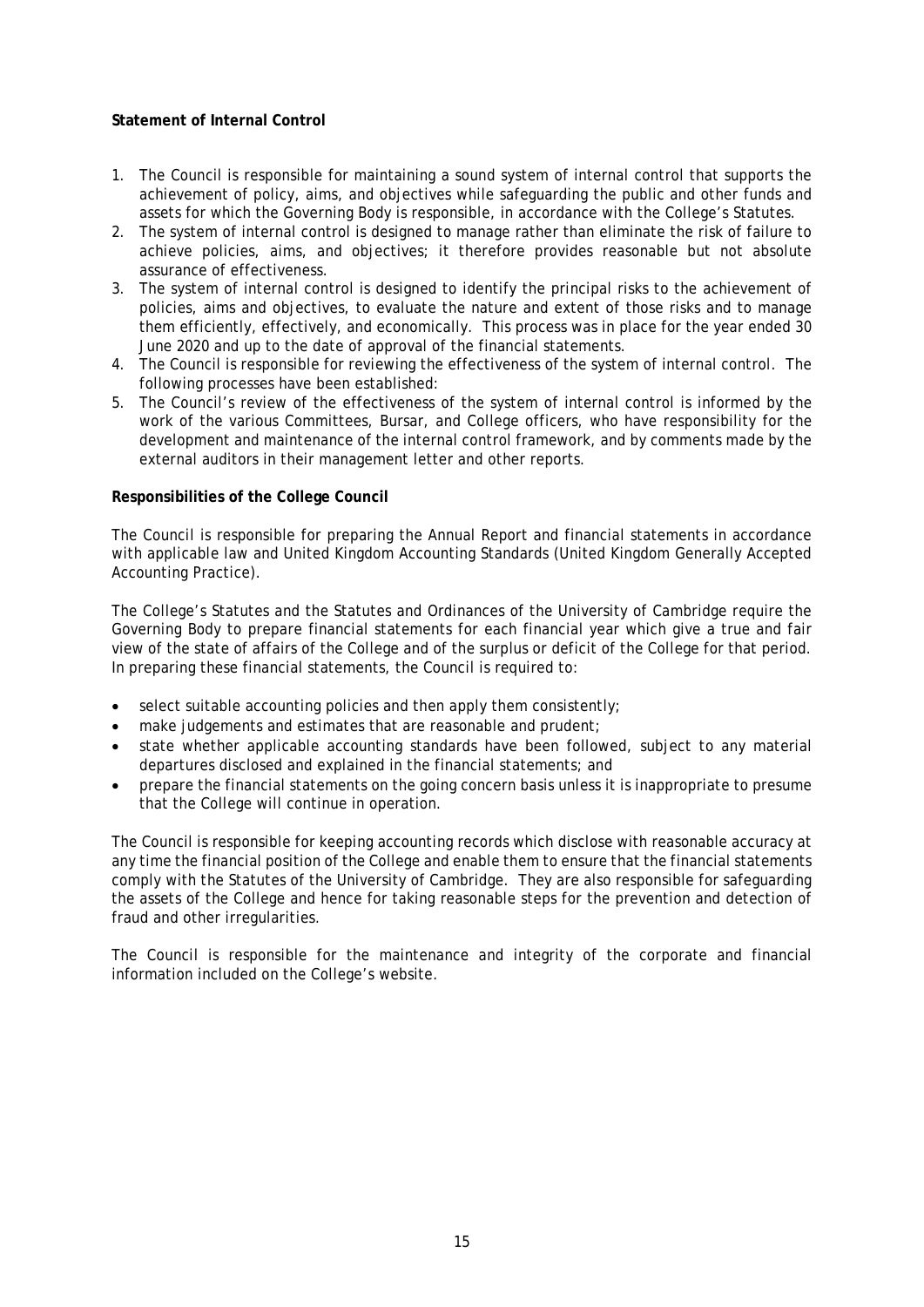**Statement of Internal Control**

1. The Council is responsible for maintaining a sound system of internal control that supports the achievement of policy, aims, and objectives while safeguarding the public and other funds and assets for which the Governing Body is responsible, in accordance with the College's Statutes.
2. The system of internal control is designed to manage rather than eliminate the risk of failure to achieve policies, aims, and objectives; it therefore provides reasonable but not absolute assurance of effectiveness.
3. The system of internal control is designed to identify the principal risks to the achievement of policies, aims and objectives, to evaluate the nature and extent of those risks and to manage them efficiently, effectively, and economically. This process was in place for the year ended 30 June 2020 and up to the date of approval of the financial statements.
4. The Council is responsible for reviewing the effectiveness of the system of internal control. The following processes have been established:
5. The Council's review of the effectiveness of the system of internal control is informed by the work of the various Committees, Bursar, and College officers, who have responsibility for the development and maintenance of the internal control framework, and by comments made by the external auditors in their management letter and other reports.

**Responsibilities of the College Council**

The Council is responsible for preparing the Annual Report and financial statements in accordance with applicable law and United Kingdom Accounting Standards (United Kingdom Generally Accepted Accounting Practice).

The College's Statutes and the Statutes and Ordinances of the University of Cambridge require the Governing Body to prepare financial statements for each financial year which give a true and fair view of the state of affairs of the College and of the surplus or deficit of the College for that period. In preparing these financial statements, the Council is required to:

- select suitable accounting policies and then apply them consistently;
- make judgements and estimates that are reasonable and prudent;
- state whether applicable accounting standards have been followed, subject to any material departures disclosed and explained in the financial statements; and
- prepare the financial statements on the going concern basis unless it is inappropriate to presume that the College will continue in operation.

The Council is responsible for keeping accounting records which disclose with reasonable accuracy at any time the financial position of the College and enable them to ensure that the financial statements comply with the Statutes of the University of Cambridge. They are also responsible for safeguarding the assets of the College and hence for taking reasonable steps for the prevention and detection of fraud and other irregularities.

The Council is responsible for the maintenance and integrity of the corporate and financial information included on the College's website.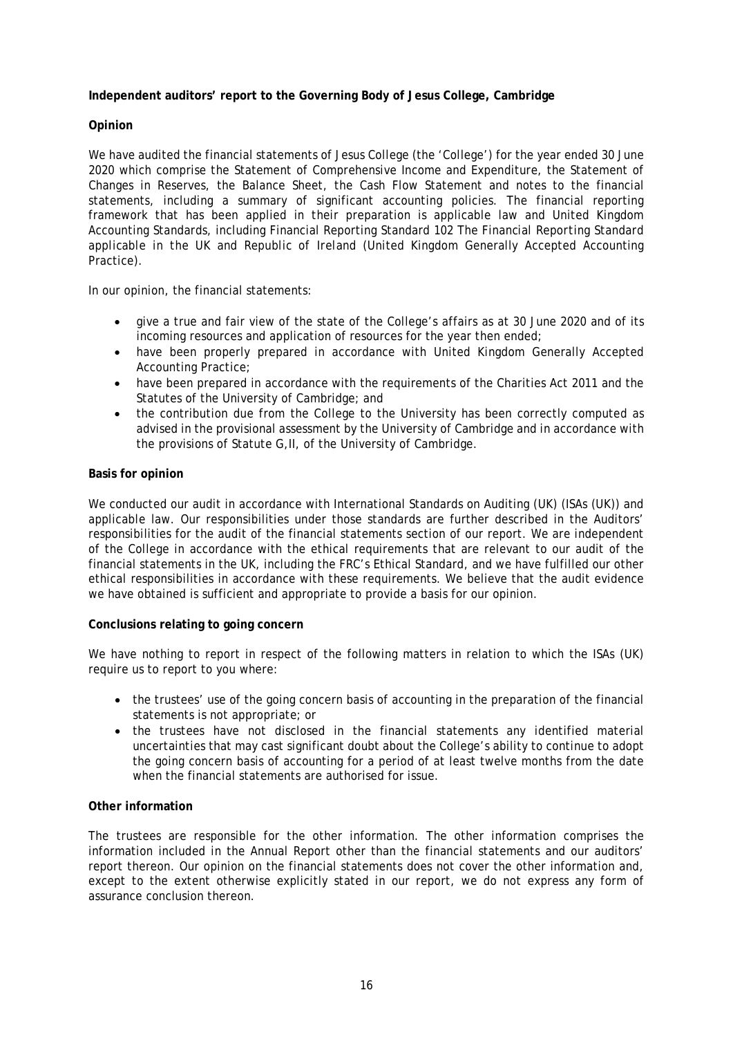**Independent auditors' report to the Governing Body of Jesus College, Cambridge**

**Opinion**

We have audited the financial statements of Jesus College (the 'College') for the year ended 30 June 2020 which comprise the Statement of Comprehensive Income and Expenditure, the Statement of Changes in Reserves, the Balance Sheet, the Cash Flow Statement and notes to the financial statements, including a summary of significant accounting policies. The financial reporting framework that has been applied in their preparation is applicable law and United Kingdom Accounting Standards, including Financial Reporting Standard 102 The Financial Reporting Standard applicable in the UK and Republic of Ireland (United Kingdom Generally Accepted Accounting Practice).

In our opinion, the financial statements:

- give a true and fair view of the state of the College's affairs as at 30 June 2020 and of its incoming resources and application of resources for the year then ended;
- have been properly prepared in accordance with United Kingdom Generally Accepted Accounting Practice;
- have been prepared in accordance with the requirements of the Charities Act 2011 and the Statutes of the University of Cambridge; and
- the contribution due from the College to the University has been correctly computed as advised in the provisional assessment by the University of Cambridge and in accordance with the provisions of Statute G,II, of the University of Cambridge.

**Basis for opinion**

We conducted our audit in accordance with International Standards on Auditing (UK) (ISAs (UK)) and applicable law. Our responsibilities under those standards are further described in the Auditors' responsibilities for the audit of the financial statements section of our report. We are independent of the College in accordance with the ethical requirements that are relevant to our audit of the financial statements in the UK, including the FRC's Ethical Standard, and we have fulfilled our other ethical responsibilities in accordance with these requirements. We believe that the audit evidence we have obtained is sufficient and appropriate to provide a basis for our opinion.

**Conclusions relating to going concern**

We have nothing to report in respect of the following matters in relation to which the ISAs (UK) require us to report to you where:

- the trustees' use of the going concern basis of accounting in the preparation of the financial statements is not appropriate; or
- the trustees have not disclosed in the financial statements any identified material uncertainties that may cast significant doubt about the College's ability to continue to adopt the going concern basis of accounting for a period of at least twelve months from the date when the financial statements are authorised for issue.

**Other information**

The trustees are responsible for the other information. The other information comprises the information included in the Annual Report other than the financial statements and our auditors' report thereon. Our opinion on the financial statements does not cover the other information and, except to the extent otherwise explicitly stated in our report, we do not express any form of assurance conclusion thereon.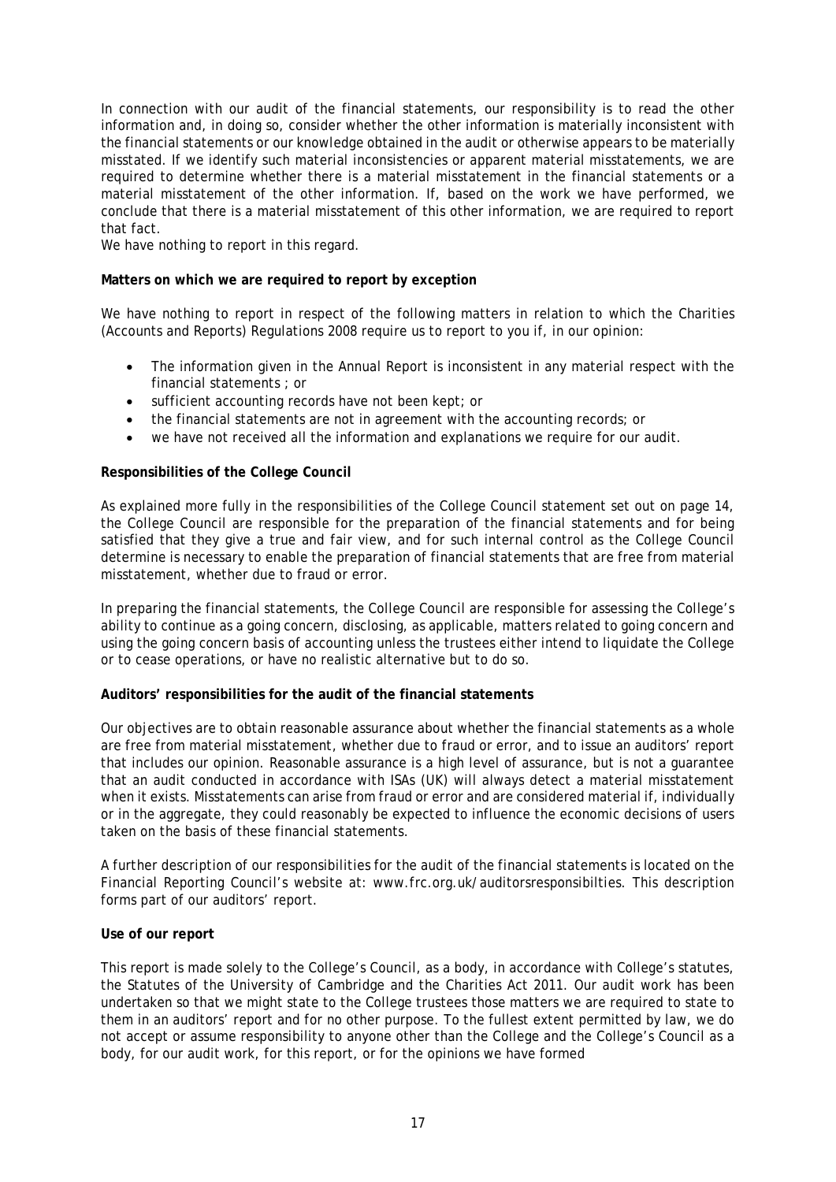In connection with our audit of the financial statements, our responsibility is to read the other information and, in doing so, consider whether the other information is materially inconsistent with the financial statements or our knowledge obtained in the audit or otherwise appears to be materially misstated. If we identify such material inconsistencies or apparent material misstatements, we are required to determine whether there is a material misstatement in the financial statements or a material misstatement of the other information. If, based on the work we have performed, we conclude that there is a material misstatement of this other information, we are required to report that fact.
We have nothing to report in this regard.

**Matters on which we are required to report by exception**

We have nothing to report in respect of the following matters in relation to which the Charities (Accounts and Reports) Regulations 2008 require us to report to you if, in our opinion:

- The information given in the Annual Report is inconsistent in any material respect with the financial statements ; or
- sufficient accounting records have not been kept; or
- the financial statements are not in agreement with the accounting records; or
- we have not received all the information and explanations we require for our audit.

**Responsibilities of the College Council**

As explained more fully in the responsibilities of the College Council statement set out on page 14, the College Council are responsible for the preparation of the financial statements and for being satisfied that they give a true and fair view, and for such internal control as the College Council determine is necessary to enable the preparation of financial statements that are free from material misstatement, whether due to fraud or error.

In preparing the financial statements, the College Council are responsible for assessing the College's ability to continue as a going concern, disclosing, as applicable, matters related to going concern and using the going concern basis of accounting unless the trustees either intend to liquidate the College or to cease operations, or have no realistic alternative but to do so.

**Auditors' responsibilities for the audit of the financial statements**

Our objectives are to obtain reasonable assurance about whether the financial statements as a whole are free from material misstatement, whether due to fraud or error, and to issue an auditors' report that includes our opinion. Reasonable assurance is a high level of assurance, but is not a guarantee that an audit conducted in accordance with ISAs (UK) will always detect a material misstatement when it exists. Misstatements can arise from fraud or error and are considered material if, individually or in the aggregate, they could reasonably be expected to influence the economic decisions of users taken on the basis of these financial statements.

A further description of our responsibilities for the audit of the financial statements is located on the Financial Reporting Council's website at: www.frc.org.uk/auditorsresponsibilties. This description forms part of our auditors' report.

**Use of our report**

This report is made solely to the College's Council, as a body, in accordance with College's statutes, the Statutes of the University of Cambridge and the Charities Act 2011. Our audit work has been undertaken so that we might state to the College trustees those matters we are required to state to them in an auditors' report and for no other purpose. To the fullest extent permitted by law, we do not accept or assume responsibility to anyone other than the College and the College's Council as a body, for our audit work, for this report, or for the opinions we have formed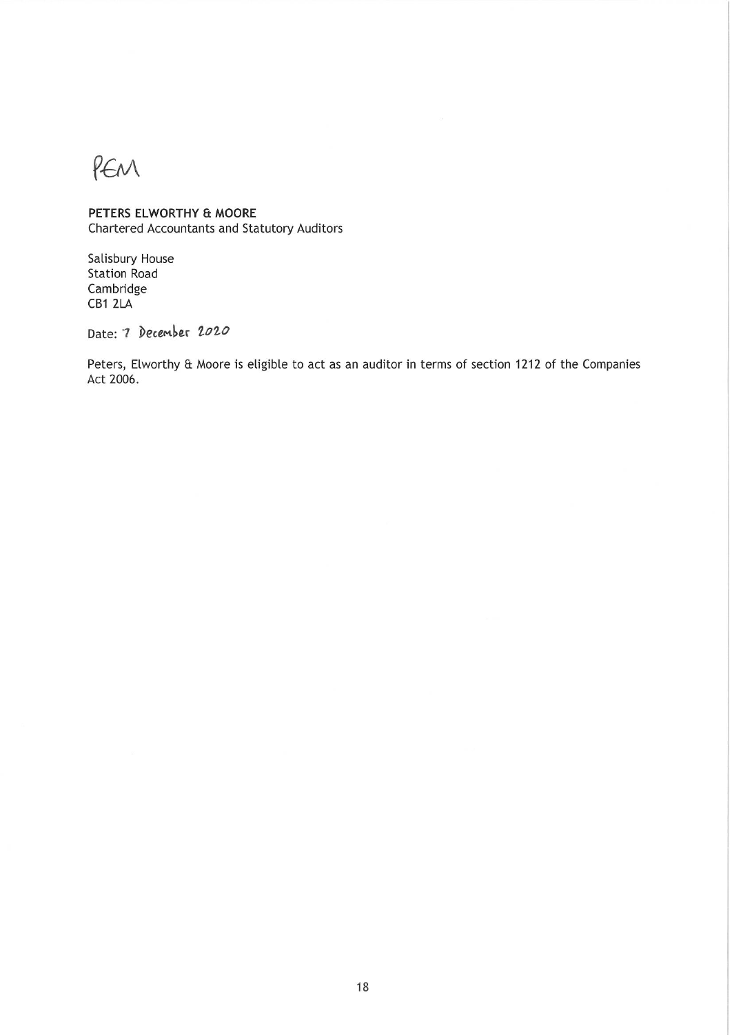PEM

**PETERS ELWORTHY & MOORE**
Chartered Accountants and Statutory Auditors

Salisbury House
Station Road
Cambridge
CB1 2LA

Date: 7 December 2020

Peters, Elworthy & Moore is eligible to act as an auditor in terms of section 1212 of the Companies Act 2006.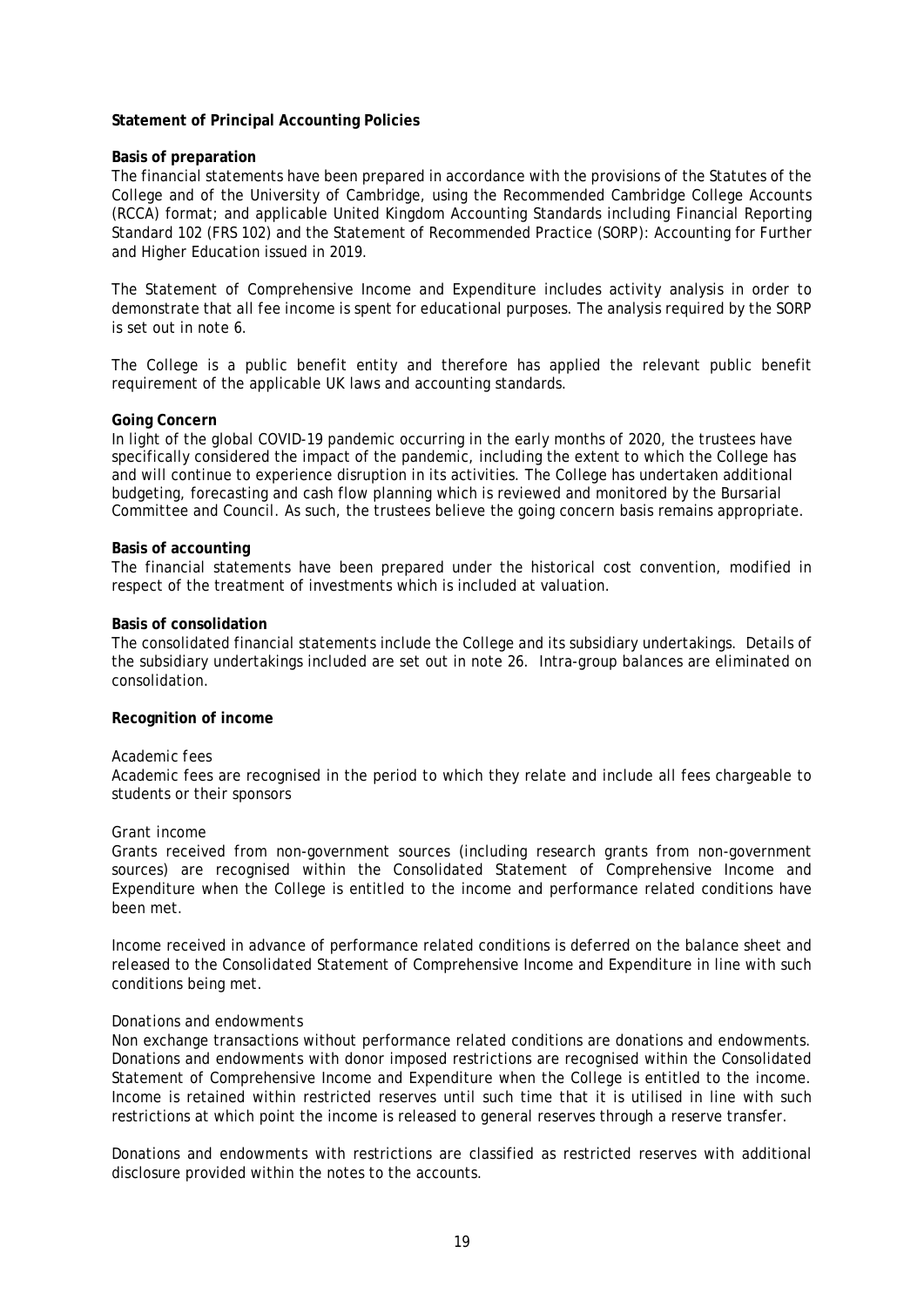**Statement of Principal Accounting Policies**

**Basis of preparation**

The financial statements have been prepared in accordance with the provisions of the Statutes of the College and of the University of Cambridge, using the Recommended Cambridge College Accounts (RCCA) format; and applicable United Kingdom Accounting Standards including Financial Reporting Standard 102 (FRS 102) and the Statement of Recommended Practice (SORP): Accounting for Further and Higher Education issued in 2019.

The Statement of Comprehensive Income and Expenditure includes activity analysis in order to demonstrate that all fee income is spent for educational purposes. The analysis required by the SORP is set out in note 6.

The College is a public benefit entity and therefore has applied the relevant public benefit requirement of the applicable UK laws and accounting standards.

**Going Concern**

In light of the global COVID-19 pandemic occurring in the early months of 2020, the trustees have specifically considered the impact of the pandemic, including the extent to which the College has and will continue to experience disruption in its activities. The College has undertaken additional budgeting, forecasting and cash flow planning which is reviewed and monitored by the Bursarial Committee and Council. As such, the trustees believe the going concern basis remains appropriate.

**Basis of accounting**

The financial statements have been prepared under the historical cost convention, modified in respect of the treatment of investments which is included at valuation.

**Basis of consolidation**

The consolidated financial statements include the College and its subsidiary undertakings. Details of the subsidiary undertakings included are set out in note 26. Intra-group balances are eliminated on consolidation.

**Recognition of income**

*Academic fees*

Academic fees are recognised in the period to which they relate and include all fees chargeable to students or their sponsors

*Grant income*

Grants received from non-government sources (including research grants from non-government sources) are recognised within the Consolidated Statement of Comprehensive Income and Expenditure when the College is entitled to the income and performance related conditions have been met.

Income received in advance of performance related conditions is deferred on the balance sheet and released to the Consolidated Statement of Comprehensive Income and Expenditure in line with such conditions being met.

*Donations and endowments*

Non exchange transactions without performance related conditions are donations and endowments. Donations and endowments with donor imposed restrictions are recognised within the Consolidated Statement of Comprehensive Income and Expenditure when the College is entitled to the income. Income is retained within restricted reserves until such time that it is utilised in line with such restrictions at which point the income is released to general reserves through a reserve transfer.

Donations and endowments with restrictions are classified as restricted reserves with additional disclosure provided within the notes to the accounts.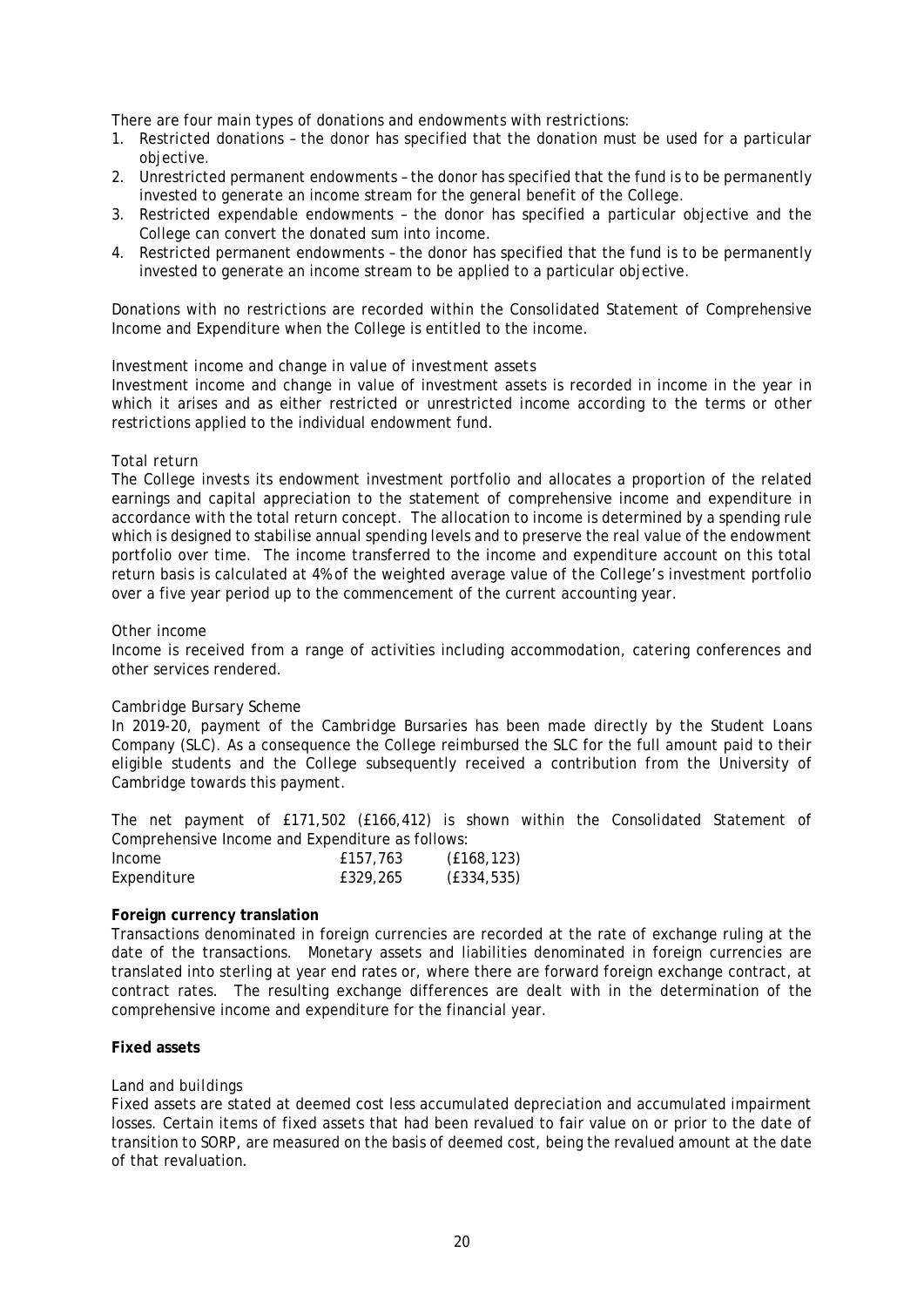There are four main types of donations and endowments with restrictions:

1. Restricted donations – the donor has specified that the donation must be used for a particular objective.
2. Unrestricted permanent endowments – the donor has specified that the fund is to be permanently invested to generate an income stream for the general benefit of the College.
3. Restricted expendable endowments – the donor has specified a particular objective and the College can convert the donated sum into income.
4. Restricted permanent endowments – the donor has specified that the fund is to be permanently invested to generate an income stream to be applied to a particular objective.

Donations with no restrictions are recorded within the Consolidated Statement of Comprehensive Income and Expenditure when the College is entitled to the income.

*Investment income and change in value of investment assets*

Investment income and change in value of investment assets is recorded in income in the year in which it arises and as either restricted or unrestricted income according to the terms or other restrictions applied to the individual endowment fund.

*Total return*

The College invests its endowment investment portfolio and allocates a proportion of the related earnings and capital appreciation to the statement of comprehensive income and expenditure in accordance with the total return concept. The allocation to income is determined by a spending rule which is designed to stabilise annual spending levels and to preserve the real value of the endowment portfolio over time. The income transferred to the income and expenditure account on this total return basis is calculated at 4% of the weighted average value of the College's investment portfolio over a five year period up to the commencement of the current accounting year.

*Other income*

Income is received from a range of activities including accommodation, catering conferences and other services rendered.

*Cambridge Bursary Scheme*

In 2019-20, payment of the Cambridge Bursaries has been made directly by the Student Loans Company (SLC). As a consequence the College reimbursed the SLC for the full amount paid to their eligible students and the College subsequently received a contribution from the University of Cambridge towards this payment.

The net payment of £171,502 (£166,412) is shown within the Consolidated Statement of Comprehensive Income and Expenditure as follows:

| | | |
|---|---|---|
| Income | £157,763 | (£168,123) |
| Expenditure | £329,265 | (£334,535) |

**Foreign currency translation**

Transactions denominated in foreign currencies are recorded at the rate of exchange ruling at the date of the transactions. Monetary assets and liabilities denominated in foreign currencies are translated into sterling at year end rates or, where there are forward foreign exchange contract, at contract rates. The resulting exchange differences are dealt with in the determination of the comprehensive income and expenditure for the financial year.

**Fixed assets**

*Land and buildings*

Fixed assets are stated at deemed cost less accumulated depreciation and accumulated impairment losses. Certain items of fixed assets that had been revalued to fair value on or prior to the date of transition to SORP, are measured on the basis of deemed cost, being the revalued amount at the date of that revaluation.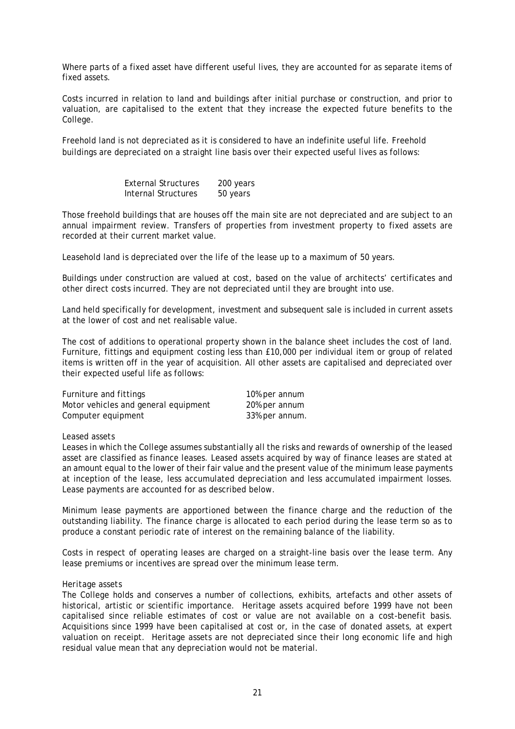Where parts of a fixed asset have different useful lives, they are accounted for as separate items of fixed assets.

Costs incurred in relation to land and buildings after initial purchase or construction, and prior to valuation, are capitalised to the extent that they increase the expected future benefits to the College.

Freehold land is not depreciated as it is considered to have an indefinite useful life. Freehold buildings are depreciated on a straight line basis over their expected useful lives as follows:

| | |
|---|---|
| External Structures | 200 years |
| Internal Structures | 50 years |

Those freehold buildings that are houses off the main site are not depreciated and are subject to an annual impairment review. Transfers of properties from investment property to fixed assets are recorded at their current market value.

Leasehold land is depreciated over the life of the lease up to a maximum of 50 years.

Buildings under construction are valued at cost, based on the value of architects' certificates and other direct costs incurred. They are not depreciated until they are brought into use.

Land held specifically for development, investment and subsequent sale is included in current assets at the lower of cost and net realisable value.

The cost of additions to operational property shown in the balance sheet includes the cost of land. Furniture, fittings and equipment costing less than £10,000 per individual item or group of related items is written off in the year of acquisition. All other assets are capitalised and depreciated over their expected useful life as follows:

| | |
|---|---|
| Furniture and fittings | 10% per annum |
| Motor vehicles and general equipment | 20% per annum |
| Computer equipment | 33% per annum. |

*Leased assets*

Leases in which the College assumes substantially all the risks and rewards of ownership of the leased asset are classified as finance leases. Leased assets acquired by way of finance leases are stated at an amount equal to the lower of their fair value and the present value of the minimum lease payments at inception of the lease, less accumulated depreciation and less accumulated impairment losses. Lease payments are accounted for as described below.

Minimum lease payments are apportioned between the finance charge and the reduction of the outstanding liability. The finance charge is allocated to each period during the lease term so as to produce a constant periodic rate of interest on the remaining balance of the liability.

Costs in respect of operating leases are charged on a straight-line basis over the lease term. Any lease premiums or incentives are spread over the minimum lease term.

*Heritage assets*

The College holds and conserves a number of collections, exhibits, artefacts and other assets of historical, artistic or scientific importance. Heritage assets acquired before 1999 have not been capitalised since reliable estimates of cost or value are not available on a cost-benefit basis. Acquisitions since 1999 have been capitalised at cost or, in the case of donated assets, at expert valuation on receipt. Heritage assets are not depreciated since their long economic life and high residual value mean that any depreciation would not be material.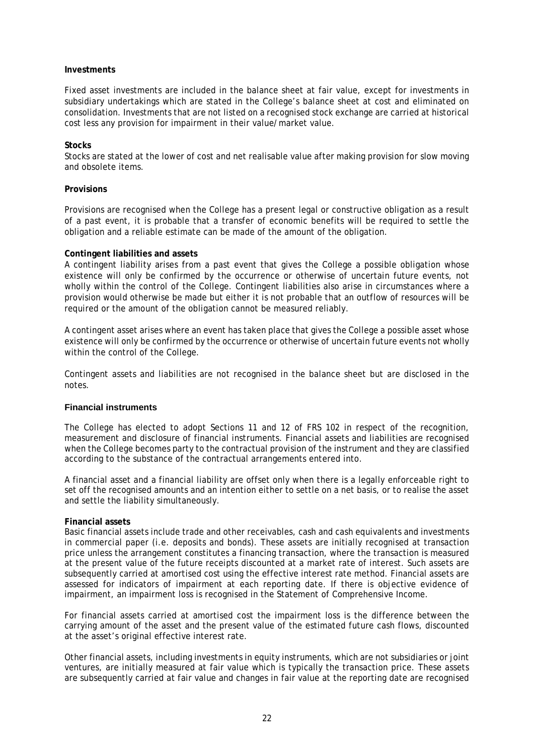**Investments**

Fixed asset investments are included in the balance sheet at fair value, except for investments in subsidiary undertakings which are stated in the College's balance sheet at cost and eliminated on consolidation. Investments that are not listed on a recognised stock exchange are carried at historical cost less any provision for impairment in their value/market value.

**Stocks**

Stocks are stated at the lower of cost and net realisable value after making provision for slow moving and obsolete items.

**Provisions**

Provisions are recognised when the College has a present legal or constructive obligation as a result of a past event, it is probable that a transfer of economic benefits will be required to settle the obligation and a reliable estimate can be made of the amount of the obligation.

**Contingent liabilities and assets**

A contingent liability arises from a past event that gives the College a possible obligation whose existence will only be confirmed by the occurrence or otherwise of uncertain future events, not wholly within the control of the College. Contingent liabilities also arise in circumstances where a provision would otherwise be made but either it is not probable that an outflow of resources will be required or the amount of the obligation cannot be measured reliably.

A contingent asset arises where an event has taken place that gives the College a possible asset whose existence will only be confirmed by the occurrence or otherwise of uncertain future events not wholly within the control of the College.

Contingent assets and liabilities are not recognised in the balance sheet but are disclosed in the notes.

**Financial instruments**

The College has elected to adopt Sections 11 and 12 of FRS 102 in respect of the recognition, measurement and disclosure of financial instruments. Financial assets and liabilities are recognised when the College becomes party to the contractual provision of the instrument and they are classified according to the substance of the contractual arrangements entered into.

A financial asset and a financial liability are offset only when there is a legally enforceable right to set off the recognised amounts and an intention either to settle on a net basis, or to realise the asset and settle the liability simultaneously.

**Financial assets**

Basic financial assets include trade and other receivables, cash and cash equivalents and investments in commercial paper (i.e. deposits and bonds). These assets are initially recognised at transaction price unless the arrangement constitutes a financing transaction, where the transaction is measured at the present value of the future receipts discounted at a market rate of interest. Such assets are subsequently carried at amortised cost using the effective interest rate method. Financial assets are assessed for indicators of impairment at each reporting date. If there is objective evidence of impairment, an impairment loss is recognised in the Statement of Comprehensive Income.

For financial assets carried at amortised cost the impairment loss is the difference between the carrying amount of the asset and the present value of the estimated future cash flows, discounted at the asset's original effective interest rate.

Other financial assets, including investments in equity instruments, which are not subsidiaries or joint ventures, are initially measured at fair value which is typically the transaction price. These assets are subsequently carried at fair value and changes in fair value at the reporting date are recognised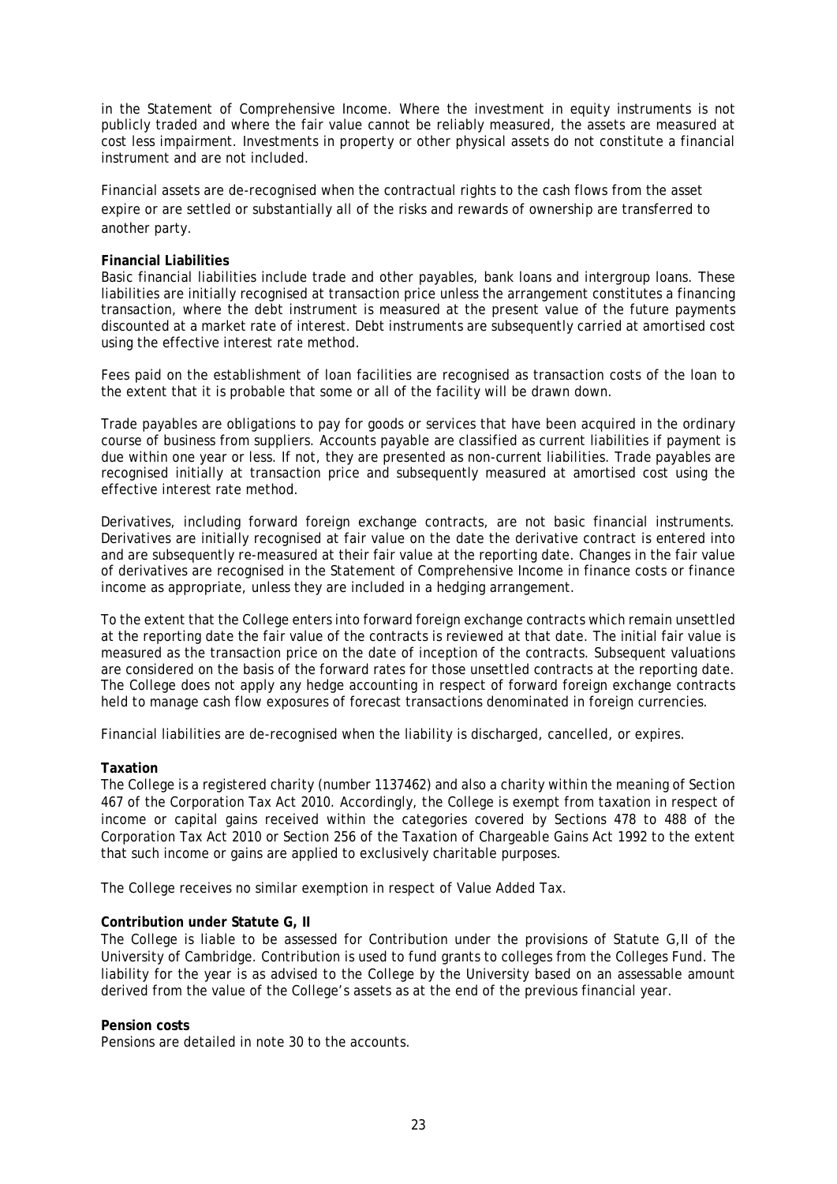in the Statement of Comprehensive Income. Where the investment in equity instruments is not publicly traded and where the fair value cannot be reliably measured, the assets are measured at cost less impairment. Investments in property or other physical assets do not constitute a financial instrument and are not included.

Financial assets are de-recognised when the contractual rights to the cash flows from the asset expire or are settled or substantially all of the risks and rewards of ownership are transferred to another party.

**Financial Liabilities**

Basic financial liabilities include trade and other payables, bank loans and intergroup loans. These liabilities are initially recognised at transaction price unless the arrangement constitutes a financing transaction, where the debt instrument is measured at the present value of the future payments discounted at a market rate of interest. Debt instruments are subsequently carried at amortised cost using the effective interest rate method.

Fees paid on the establishment of loan facilities are recognised as transaction costs of the loan to the extent that it is probable that some or all of the facility will be drawn down.

Trade payables are obligations to pay for goods or services that have been acquired in the ordinary course of business from suppliers. Accounts payable are classified as current liabilities if payment is due within one year or less. If not, they are presented as non-current liabilities. Trade payables are recognised initially at transaction price and subsequently measured at amortised cost using the effective interest rate method.

Derivatives, including forward foreign exchange contracts, are not basic financial instruments. Derivatives are initially recognised at fair value on the date the derivative contract is entered into and are subsequently re-measured at their fair value at the reporting date. Changes in the fair value of derivatives are recognised in the Statement of Comprehensive Income in finance costs or finance income as appropriate, unless they are included in a hedging arrangement.

To the extent that the College enters into forward foreign exchange contracts which remain unsettled at the reporting date the fair value of the contracts is reviewed at that date. The initial fair value is measured as the transaction price on the date of inception of the contracts. Subsequent valuations are considered on the basis of the forward rates for those unsettled contracts at the reporting date. The College does not apply any hedge accounting in respect of forward foreign exchange contracts held to manage cash flow exposures of forecast transactions denominated in foreign currencies.

Financial liabilities are de-recognised when the liability is discharged, cancelled, or expires.

**Taxation**

The College is a registered charity (number 1137462) and also a charity within the meaning of Section 467 of the Corporation Tax Act 2010. Accordingly, the College is exempt from taxation in respect of income or capital gains received within the categories covered by Sections 478 to 488 of the Corporation Tax Act 2010 or Section 256 of the Taxation of Chargeable Gains Act 1992 to the extent that such income or gains are applied to exclusively charitable purposes.

The College receives no similar exemption in respect of Value Added Tax.

**Contribution under Statute G, II**

The College is liable to be assessed for Contribution under the provisions of Statute G,II of the University of Cambridge. Contribution is used to fund grants to colleges from the Colleges Fund. The liability for the year is as advised to the College by the University based on an assessable amount derived from the value of the College's assets as at the end of the previous financial year.

**Pension costs**

Pensions are detailed in note 30 to the accounts.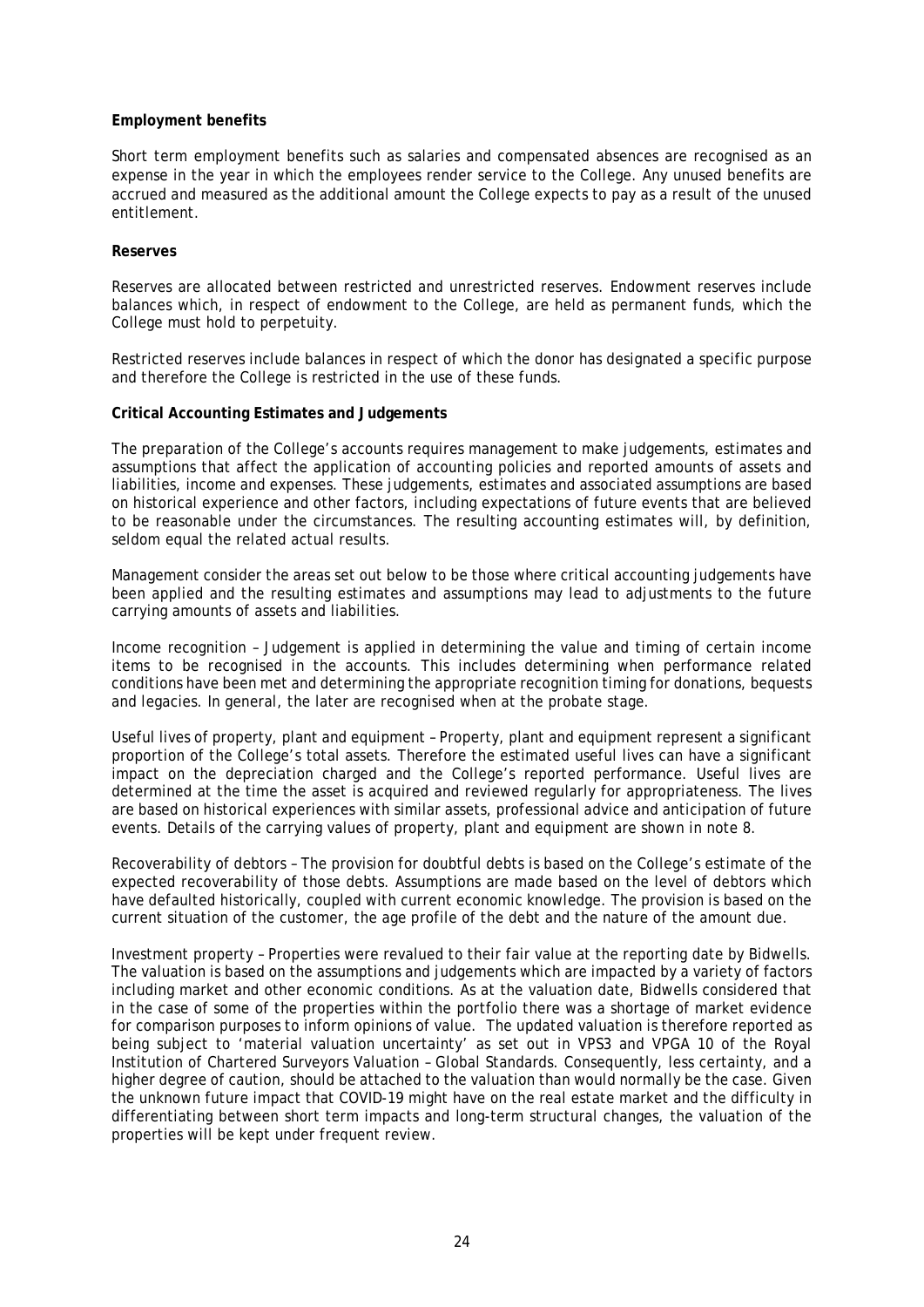**Employment benefits**

Short term employment benefits such as salaries and compensated absences are recognised as an expense in the year in which the employees render service to the College. Any unused benefits are accrued and measured as the additional amount the College expects to pay as a result of the unused entitlement.

**Reserves**

Reserves are allocated between restricted and unrestricted reserves. Endowment reserves include balances which, in respect of endowment to the College, are held as permanent funds, which the College must hold to perpetuity.

Restricted reserves include balances in respect of which the donor has designated a specific purpose and therefore the College is restricted in the use of these funds.

**Critical Accounting Estimates and Judgements**

The preparation of the College's accounts requires management to make judgements, estimates and assumptions that affect the application of accounting policies and reported amounts of assets and liabilities, income and expenses. These judgements, estimates and associated assumptions are based on historical experience and other factors, including expectations of future events that are believed to be reasonable under the circumstances. The resulting accounting estimates will, by definition, seldom equal the related actual results.

Management consider the areas set out below to be those where critical accounting judgements have been applied and the resulting estimates and assumptions may lead to adjustments to the future carrying amounts of assets and liabilities.

Income recognition – Judgement is applied in determining the value and timing of certain income items to be recognised in the accounts. This includes determining when performance related conditions have been met and determining the appropriate recognition timing for donations, bequests and legacies. In general, the later are recognised when at the probate stage.

Useful lives of property, plant and equipment – Property, plant and equipment represent a significant proportion of the College's total assets. Therefore the estimated useful lives can have a significant impact on the depreciation charged and the College's reported performance. Useful lives are determined at the time the asset is acquired and reviewed regularly for appropriateness. The lives are based on historical experiences with similar assets, professional advice and anticipation of future events. Details of the carrying values of property, plant and equipment are shown in note 8.

Recoverability of debtors – The provision for doubtful debts is based on the College's estimate of the expected recoverability of those debts. Assumptions are made based on the level of debtors which have defaulted historically, coupled with current economic knowledge. The provision is based on the current situation of the customer, the age profile of the debt and the nature of the amount due.

Investment property – Properties were revalued to their fair value at the reporting date by Bidwells. The valuation is based on the assumptions and judgements which are impacted by a variety of factors including market and other economic conditions. As at the valuation date, Bidwells considered that in the case of some of the properties within the portfolio there was a shortage of market evidence for comparison purposes to inform opinions of value. The updated valuation is therefore reported as being subject to 'material valuation uncertainty' as set out in VPS3 and VPGA 10 of the Royal Institution of Chartered Surveyors Valuation – Global Standards. Consequently, less certainty, and a higher degree of caution, should be attached to the valuation than would normally be the case. Given the unknown future impact that COVID-19 might have on the real estate market and the difficulty in differentiating between short term impacts and long-term structural changes, the valuation of the properties will be kept under frequent review.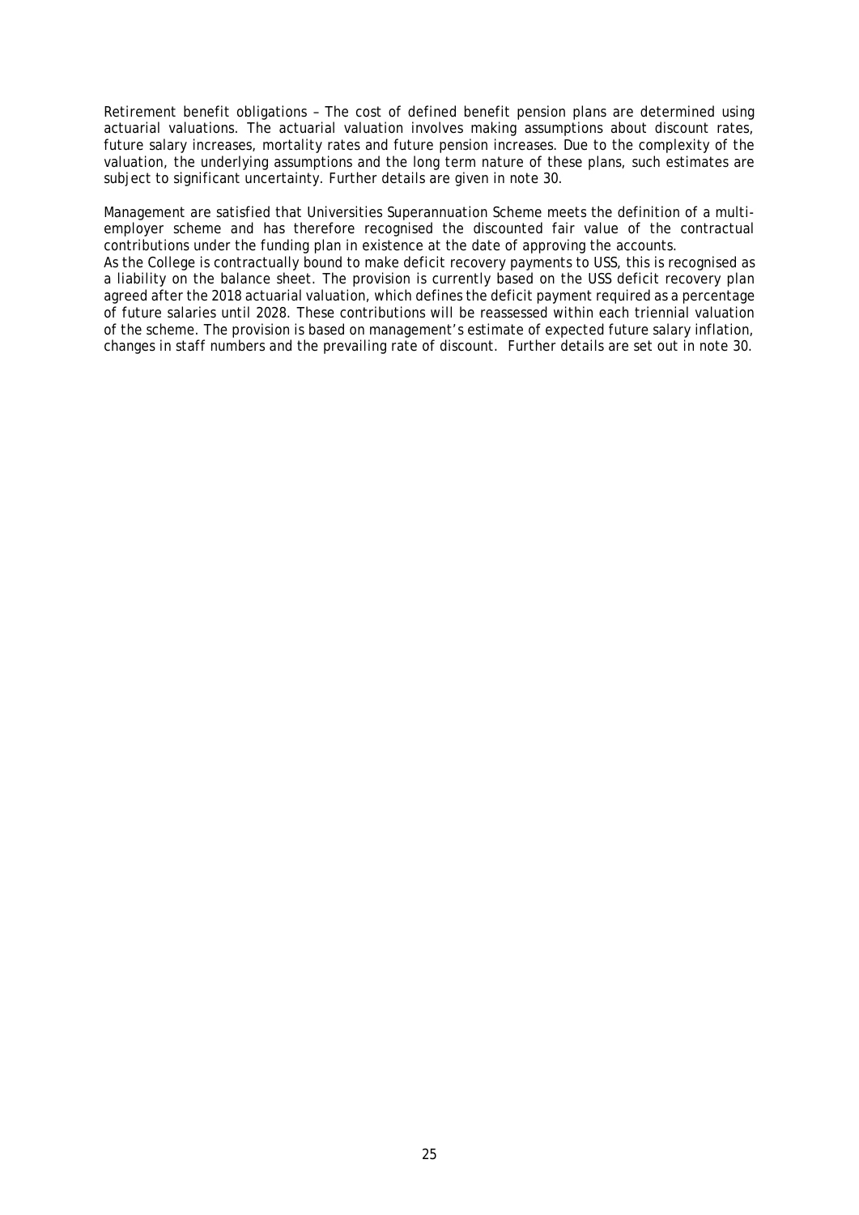Retirement benefit obligations – The cost of defined benefit pension plans are determined using actuarial valuations. The actuarial valuation involves making assumptions about discount rates, future salary increases, mortality rates and future pension increases. Due to the complexity of the valuation, the underlying assumptions and the long term nature of these plans, such estimates are subject to significant uncertainty. Further details are given in note 30.

Management are satisfied that Universities Superannuation Scheme meets the definition of a multi-employer scheme and has therefore recognised the discounted fair value of the contractual contributions under the funding plan in existence at the date of approving the accounts.
As the College is contractually bound to make deficit recovery payments to USS, this is recognised as a liability on the balance sheet. The provision is currently based on the USS deficit recovery plan agreed after the 2018 actuarial valuation, which defines the deficit payment required as a percentage of future salaries until 2028. These contributions will be reassessed within each triennial valuation of the scheme. The provision is based on management's estimate of expected future salary inflation, changes in staff numbers and the prevailing rate of discount. Further details are set out in note 30.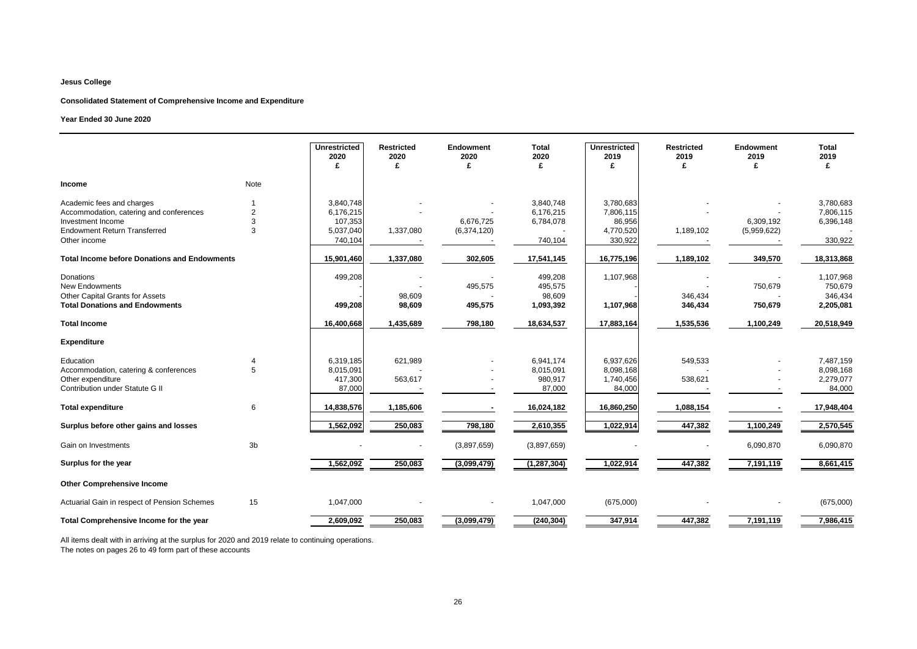**Jesus College**

**Consolidated Statement of Comprehensive Income and Expenditure**

**Year Ended 30 June 2020**

| | Note | Unrestricted 2020 £ | Restricted 2020 £ | Endowment 2020 £ | Total 2020 £ | Unrestricted 2019 £ | Restricted 2019 £ | Endowment 2019 £ | Total 2019 £ |
|---|---|---|---|---|---|---|---|---|---|
| **Income** | Note | | | | | | | | |
| Academic fees and charges | 1 | 3,840,748 | - | - | 3,840,748 | 3,780,683 | - | - | 3,780,683 |
| Accommodation, catering and conferences | 2 | 6,176,215 | - | - | 6,176,215 | 7,806,115 | - | - | 7,806,115 |
| Investment Income | 3 | 107,353 | | 6,676,725 | 6,784,078 | 86,956 | | 6,309,192 | 6,396,148 |
| Endowment Return Transferred | 3 | 5,037,040 | 1,337,080 | (6,374,120) | - | 4,770,520 | 1,189,102 | (5,959,622) | - |
| Other income | | 740,104 | - | - | 740,104 | 330,922 | - | - | 330,922 |
| **Total Income before Donations and Endowments** | | 15,901,460 | 1,337,080 | 302,605 | 17,541,145 | 16,775,196 | 1,189,102 | 349,570 | 18,313,868 |
| Donations | | 499,208 | - | - | 499,208 | 1,107,968 | - | - | 1,107,968 |
| New Endowments | | - | - | 495,575 | 495,575 | - | - | 750,679 | 750,679 |
| Other Capital Grants for Assets | | - | 98,609 | - | 98,609 | - | 346,434 | - | 346,434 |
| **Total Donations and Endowments** | | 499,208 | 98,609 | 495,575 | 1,093,392 | 1,107,968 | 346,434 | 750,679 | 2,205,081 |
| **Total Income** | | 16,400,668 | 1,435,689 | 798,180 | 18,634,537 | 17,883,164 | 1,535,536 | 1,100,249 | 20,518,949 |
| **Expenditure** | | | | | | | | | |
| Education | 4 | 6,319,185 | 621,989 | - | 6,941,174 | 6,937,626 | 549,533 | - | 7,487,159 |
| Accommodation, catering & conferences | 5 | 8,015,091 | - | - | 8,015,091 | 8,098,168 | - | - | 8,098,168 |
| Other expenditure | | 417,300 | 563,617 | - | 980,917 | 1,740,456 | 538,621 | - | 2,279,077 |
| Contribution under Statute G II | | 87,000 | - | - | 87,000 | 84,000 | - | - | 84,000 |
| **Total expenditure** | 6 | 14,838,576 | 1,185,606 | - | 16,024,182 | 16,860,250 | 1,088,154 | - | 17,948,404 |
| **Surplus before other gains and losses** | | 1,562,092 | 250,083 | 798,180 | 2,610,355 | 1,022,914 | 447,382 | 1,100,249 | 2,570,545 |
| Gain on Investments | 3b | - | - | (3,897,659) | (3,897,659) | - | - | 6,090,870 | 6,090,870 |
| **Surplus for the year** | | 1,562,092 | 250,083 | (3,099,479) | (1,287,304) | 1,022,914 | 447,382 | 7,191,119 | 8,661,415 |
| **Other Comprehensive Income** | | | | | | | | | |
| Actuarial Gain in respect of Pension Schemes | 15 | 1,047,000 | - | - | 1,047,000 | (675,000) | - | - | (675,000) |
| **Total Comprehensive Income for the year** | | 2,609,092 | 250,083 | (3,099,479) | (240,304) | 347,914 | 447,382 | 7,191,119 | 7,986,415 |

All items dealt with in arriving at the surplus for 2020 and 2019 relate to continuing operations.
The notes on pages 26 to 49 form part of these accounts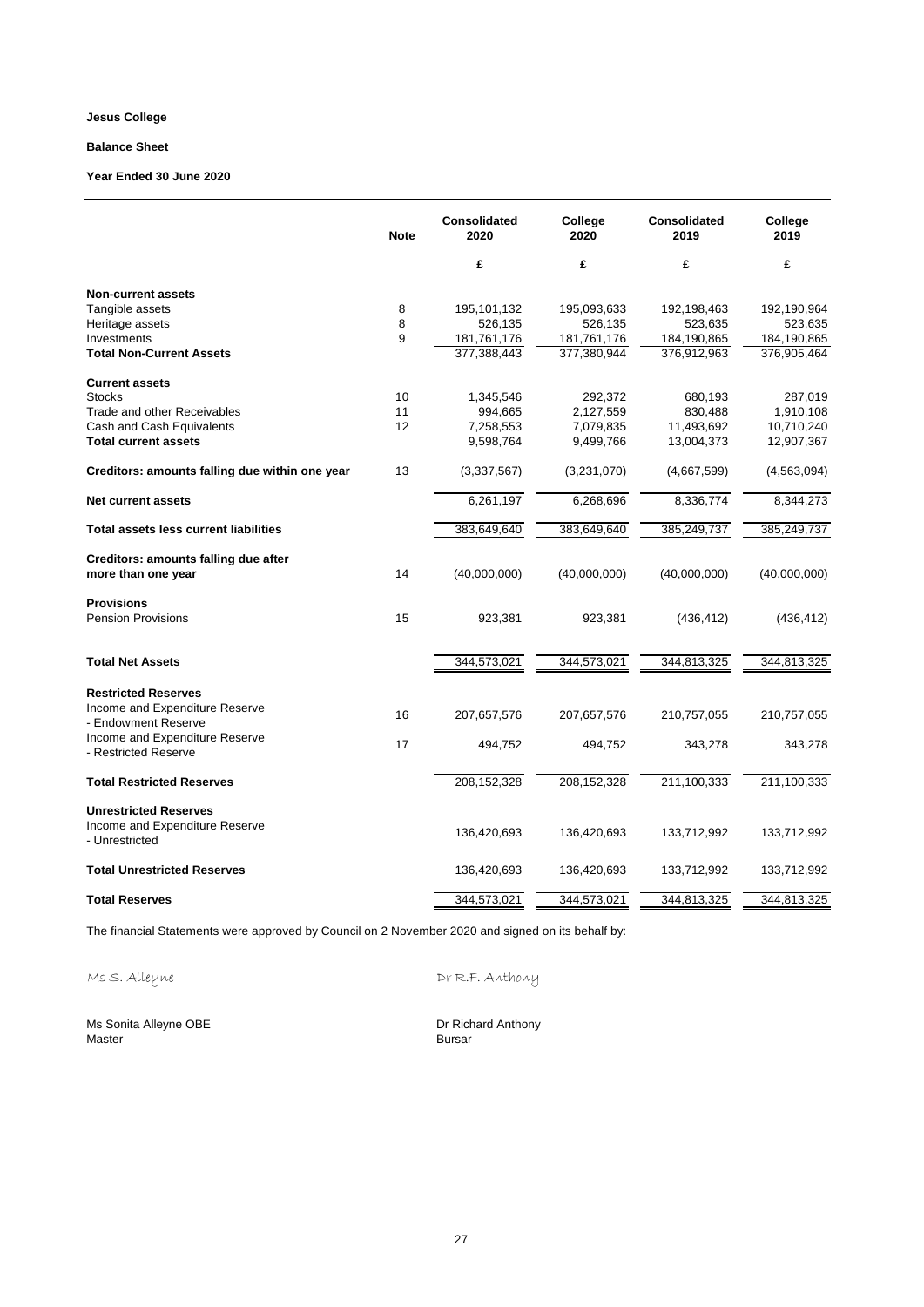**Jesus College**

**Balance Sheet**

**Year Ended 30 June 2020**

| | Note | Consolidated 2020 | College 2020 | Consolidated 2019 | College 2019 |
|---|---|---|---|---|---|
| | | £ | £ | £ | £ |
| **Non-current assets** | | | | | |
| Tangible assets | 8 | 195,101,132 | 195,093,633 | 192,198,463 | 192,190,964 |
| Heritage assets | 8 | 526,135 | 526,135 | 523,635 | 523,635 |
| Investments | 9 | 181,761,176 | 181,761,176 | 184,190,865 | 184,190,865 |
| **Total Non-Current Assets** | | 377,388,443 | 377,380,944 | 376,912,963 | 376,905,464 |
| **Current assets** | | | | | |
| Stocks | 10 | 1,345,546 | 292,372 | 680,193 | 287,019 |
| Trade and other Receivables | 11 | 994,665 | 2,127,559 | 830,488 | 1,910,108 |
| Cash and Cash Equivalents | 12 | 7,258,553 | 7,079,835 | 11,493,692 | 10,710,240 |
| **Total current assets** | | 9,598,764 | 9,499,766 | 13,004,373 | 12,907,367 |
| **Creditors: amounts falling due within one year** | 13 | (3,337,567) | (3,231,070) | (4,667,599) | (4,563,094) |
| **Net current assets** | | 6,261,197 | 6,268,696 | 8,336,774 | 8,344,273 |
| **Total assets less current liabilities** | | 383,649,640 | 383,649,640 | 385,249,737 | 385,249,737 |
| **Creditors: amounts falling due after more than one year** | 14 | (40,000,000) | (40,000,000) | (40,000,000) | (40,000,000) |
| **Provisions** | | | | | |
| Pension Provisions | 15 | 923,381 | 923,381 | (436,412) | (436,412) |
| **Total Net Assets** | | 344,573,021 | 344,573,021 | 344,813,325 | 344,813,325 |
| **Restricted Reserves** | | | | | |
| Income and Expenditure Reserve - Endowment Reserve | 16 | 207,657,576 | 207,657,576 | 210,757,055 | 210,757,055 |
| Income and Expenditure Reserve - Restricted Reserve | 17 | 494,752 | 494,752 | 343,278 | 343,278 |
| **Total Restricted Reserves** | | 208,152,328 | 208,152,328 | 211,100,333 | 211,100,333 |
| **Unrestricted Reserves** | | | | | |
| Income and Expenditure Reserve - Unrestricted | | 136,420,693 | 136,420,693 | 133,712,992 | 133,712,992 |
| **Total Unrestricted Reserves** | | 136,420,693 | 136,420,693 | 133,712,992 | 133,712,992 |
| **Total Reserves** | | 344,573,021 | 344,573,021 | 344,813,325 | 344,813,325 |

The financial Statements were approved by Council on 2 November 2020 and signed on its behalf by:

Ms S. Alleyne  Dr R.F. Anthony

Ms Sonita Alleyne OBE  
Master

Dr Richard Anthony  
Bursar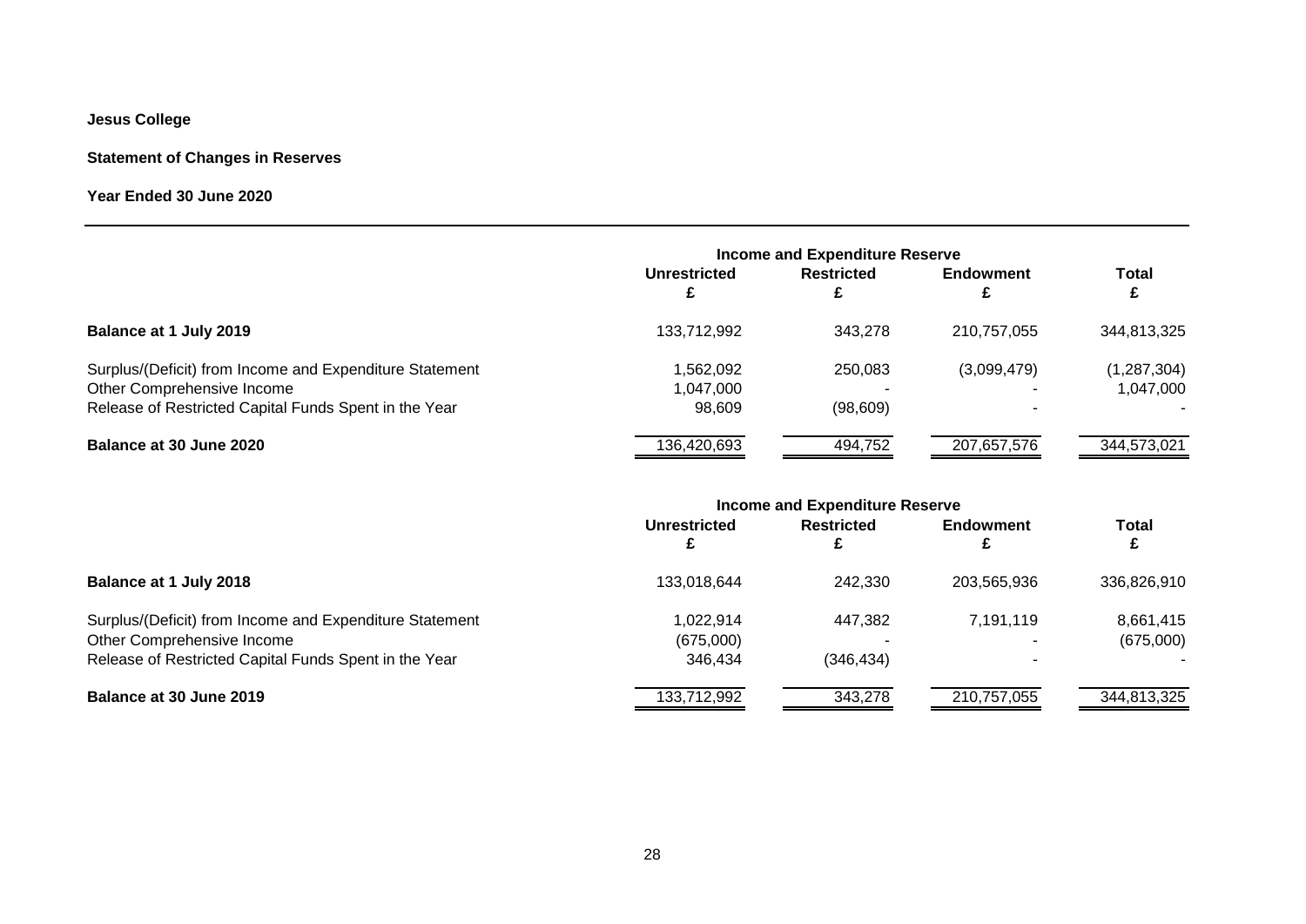**Jesus College**

**Statement of Changes in Reserves**

**Year Ended 30 June 2020**

| | Income and Expenditure Reserve | | | |
|---|---|---|---|---|
| | **Unrestricted** £ | **Restricted** £ | **Endowment** £ | **Total** £ |
| **Balance at 1 July 2019** | 133,712,992 | 343,278 | 210,757,055 | 344,813,325 |
| Surplus/(Deficit) from Income and Expenditure Statement | 1,562,092 | 250,083 | (3,099,479) | (1,287,304) |
| Other Comprehensive Income | 1,047,000 | - | - | 1,047,000 |
| Release of Restricted Capital Funds Spent in the Year | 98,609 | (98,609) | - | - |
| **Balance at 30 June 2020** | 136,420,693 | 494,752 | 207,657,576 | 344,573,021 |

| | Income and Expenditure Reserve | | | |
|---|---|---|---|---|
| | **Unrestricted** £ | **Restricted** £ | **Endowment** £ | **Total** £ |
| **Balance at 1 July 2018** | 133,018,644 | 242,330 | 203,565,936 | 336,826,910 |
| Surplus/(Deficit) from Income and Expenditure Statement | 1,022,914 | 447,382 | 7,191,119 | 8,661,415 |
| Other Comprehensive Income | (675,000) | - | - | (675,000) |
| Release of Restricted Capital Funds Spent in the Year | 346,434 | (346,434) | - | - |
| **Balance at 30 June 2019** | 133,712,992 | 343,278 | 210,757,055 | 344,813,325 |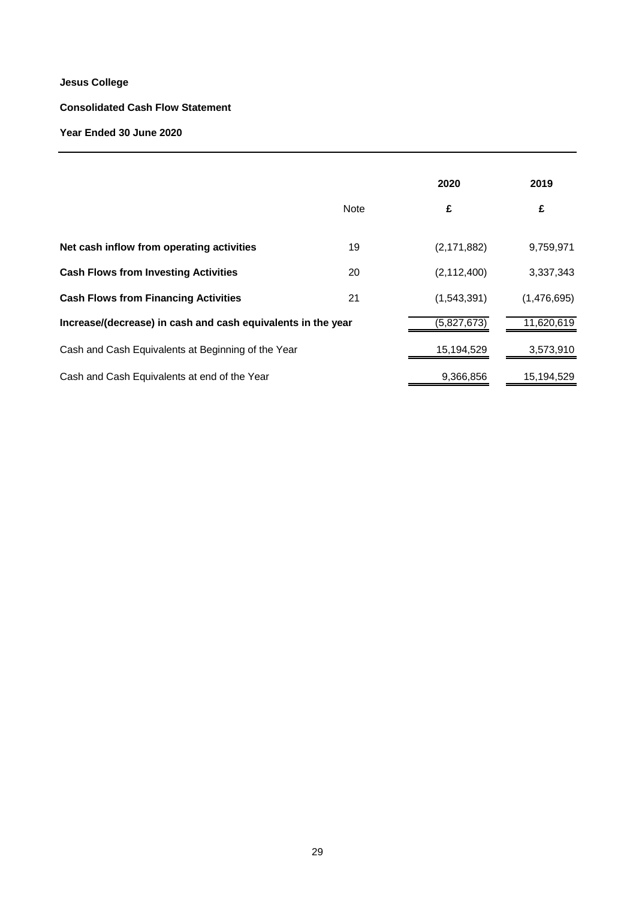**Jesus College**

**Consolidated Cash Flow Statement**

**Year Ended 30 June 2020**

| | Note | 2020 | 2019 |
|---|---|---|---|
| | | £ | £ |
| **Net cash inflow from operating activities** | 19 | (2,171,882) | 9,759,971 |
| **Cash Flows from Investing Activities** | 20 | (2,112,400) | 3,337,343 |
| **Cash Flows from Financing Activities** | 21 | (1,543,391) | (1,476,695) |
| **Increase/(decrease) in cash and cash equivalents in the year** | | (5,827,673) | 11,620,619 |
| Cash and Cash Equivalents at Beginning of the Year | | 15,194,529 | 3,573,910 |
| Cash and Cash Equivalents at end of the Year | | 9,366,856 | 15,194,529 |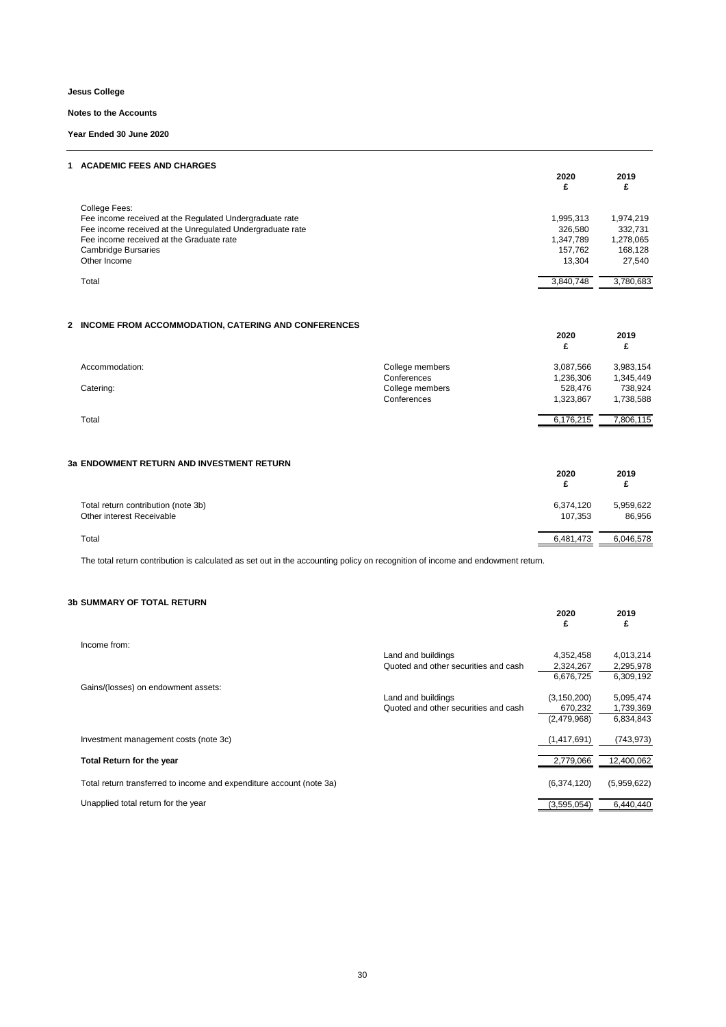**Jesus College**

**Notes to the Accounts**

**Year Ended 30 June 2020**

## 1 ACADEMIC FEES AND CHARGES

| | 2020 £ | 2019 £ |
|---|---|---|
| College Fees: | | |
| Fee income received at the Regulated Undergraduate rate | 1,995,313 | 1,974,219 |
| Fee income received at the Unregulated Undergraduate rate | 326,580 | 332,731 |
| Fee income received at the Graduate rate | 1,347,789 | 1,278,065 |
| Cambridge Bursaries | 157,762 | 168,128 |
| Other Income | 13,304 | 27,540 |
| Total | 3,840,748 | 3,780,683 |

## 2 INCOME FROM ACCOMMODATION, CATERING AND CONFERENCES

| | | 2020 £ | 2019 £ |
|---|---|---|---|
| Accommodation: | College members | 3,087,566 | 3,983,154 |
| | Conferences | 1,236,306 | 1,345,449 |
| Catering: | College members | 528,476 | 738,924 |
| | Conferences | 1,323,867 | 1,738,588 |
| Total | | 6,176,215 | 7,806,115 |

## 3a ENDOWMENT RETURN AND INVESTMENT RETURN

| | 2020 £ | 2019 £ |
|---|---|---|
| Total return contribution (note 3b) | 6,374,120 | 5,959,622 |
| Other interest Receivable | 107,353 | 86,956 |
| Total | 6,481,473 | 6,046,578 |

The total return contribution is calculated as set out in the accounting policy on recognition of income and endowment return.

## 3b SUMMARY OF TOTAL RETURN

| | | 2020 £ | 2019 £ |
|---|---|---|---|
| Income from: | | | |
| | Land and buildings | 4,352,458 | 4,013,214 |
| | Quoted and other securities and cash | 2,324,267 | 2,295,978 |
| | | 6,676,725 | 6,309,192 |
| Gains/(losses) on endowment assets: | | | |
| | Land and buildings | (3,150,200) | 5,095,474 |
| | Quoted and other securities and cash | 670,232 | 1,739,369 |
| | | (2,479,968) | 6,834,843 |
| Investment management costs (note 3c) | | (1,417,691) | (743,973) |
| **Total Return for the year** | | 2,779,066 | 12,400,062 |
| Total return transferred to income and expenditure account (note 3a) | | (6,374,120) | (5,959,622) |
| Unapplied total return for the year | | (3,595,054) | 6,440,440 |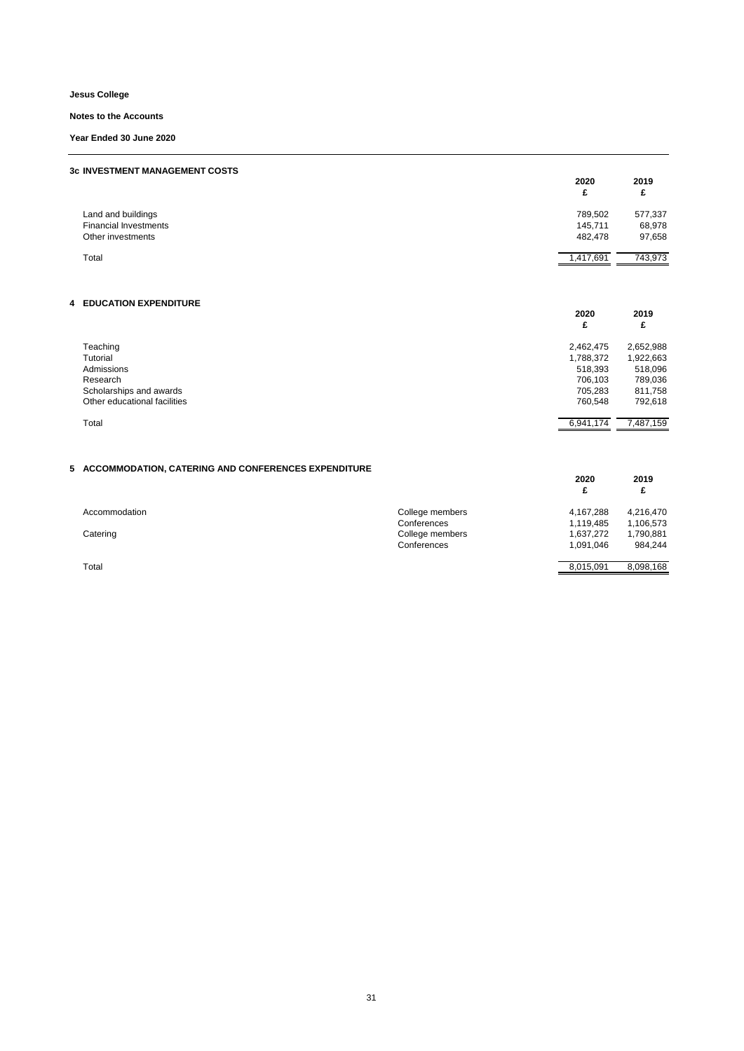**Jesus College**

**Notes to the Accounts**

**Year Ended 30 June 2020**

### 3c INVESTMENT MANAGEMENT COSTS

| | 2020 £ | 2019 £ |
|---|---|---|
| Land and buildings | 789,502 | 577,337 |
| Financial Investments | 145,711 | 68,978 |
| Other investments | 482,478 | 97,658 |
| Total | 1,417,691 | 743,973 |

### 4 EDUCATION EXPENDITURE

| | 2020 £ | 2019 £ |
|---|---|---|
| Teaching | 2,462,475 | 2,652,988 |
| Tutorial | 1,788,372 | 1,922,663 |
| Admissions | 518,393 | 518,096 |
| Research | 706,103 | 789,036 |
| Scholarships and awards | 705,283 | 811,758 |
| Other educational facilities | 760,548 | 792,618 |
| Total | 6,941,174 | 7,487,159 |

### 5 ACCOMMODATION, CATERING AND CONFERENCES EXPENDITURE

| | | 2020 £ | 2019 £ |
|---|---|---|---|
| Accommodation | College members | 4,167,288 | 4,216,470 |
| | Conferences | 1,119,485 | 1,106,573 |
| Catering | College members | 1,637,272 | 1,790,881 |
| | Conferences | 1,091,046 | 984,244 |
| Total | | 8,015,091 | 8,098,168 |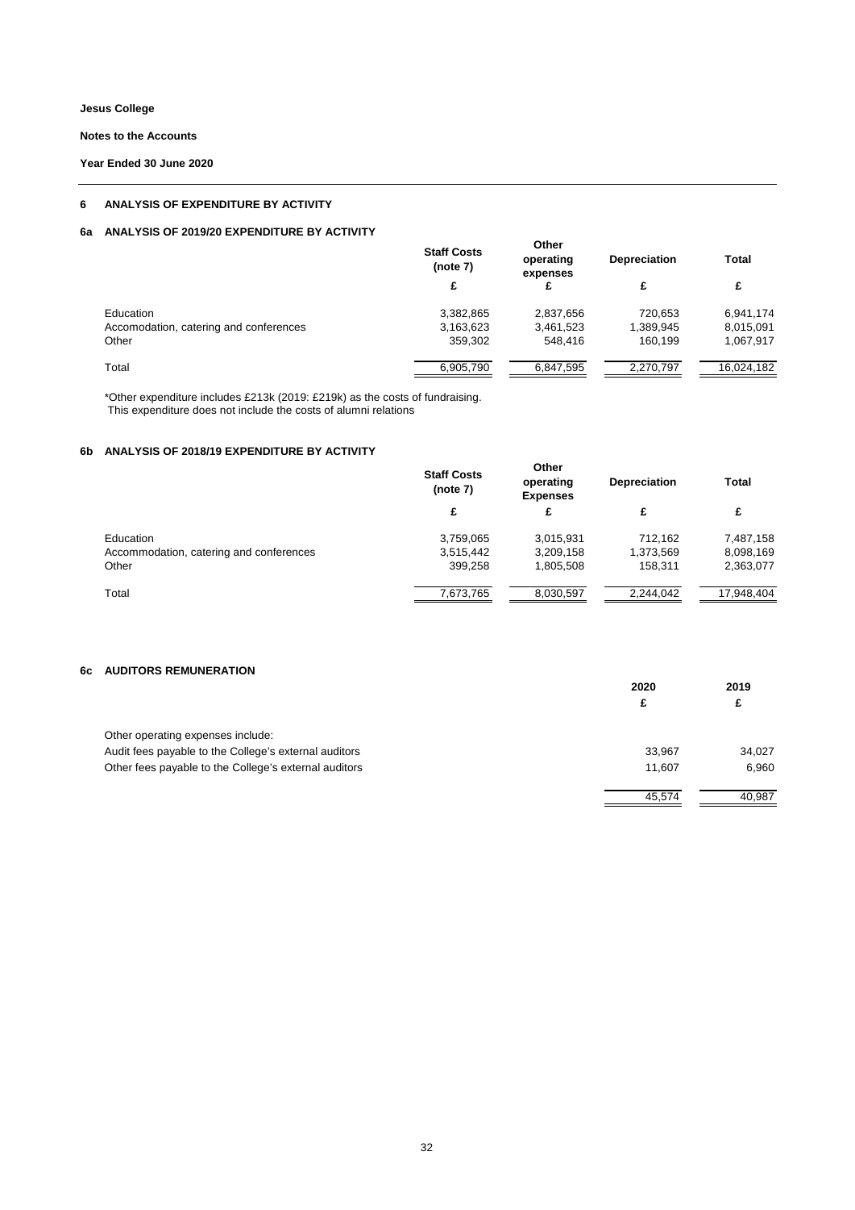Jesus College

Notes to the Accounts

Year Ended 30 June 2020

## 6 ANALYSIS OF EXPENDITURE BY ACTIVITY

### 6a ANALYSIS OF 2019/20 EXPENDITURE BY ACTIVITY

| | Staff Costs (note 7) | Other operating expenses | Depreciation | Total |
|---|---|---|---|---|
| | £ | £ | £ | £ |
| Education | 3,382,865 | 2,837,656 | 720,653 | 6,941,174 |
| Accomodation, catering and conferences | 3,163,623 | 3,461,523 | 1,389,945 | 8,015,091 |
| Other | 359,302 | 548,416 | 160,199 | 1,067,917 |
| Total | 6,905,790 | 6,847,595 | 2,270,797 | 16,024,182 |

*Other expenditure includes £213k (2019: £219k) as the costs of fundraising.
This expenditure does not include the costs of alumni relations

### 6b ANALYSIS OF 2018/19 EXPENDITURE BY ACTIVITY

| | Staff Costs (note 7) | Other operating Expenses | Depreciation | Total |
|---|---|---|---|---|
| | £ | £ | £ | £ |
| Education | 3,759,065 | 3,015,931 | 712,162 | 7,487,158 |
| Accommodation, catering and conferences | 3,515,442 | 3,209,158 | 1,373,569 | 8,098,169 |
| Other | 399,258 | 1,805,508 | 158,311 | 2,363,077 |
| Total | 7,673,765 | 8,030,597 | 2,244,042 | 17,948,404 |

### 6c AUDITORS REMUNERATION

| | 2020 | 2019 |
|---|---|---|
| | £ | £ |
| Other operating expenses include: | | |
| Audit fees payable to the College's external auditors | 33,967 | 34,027 |
| Other fees payable to the College's external auditors | 11,607 | 6,960 |
| | 45,574 | 40,987 |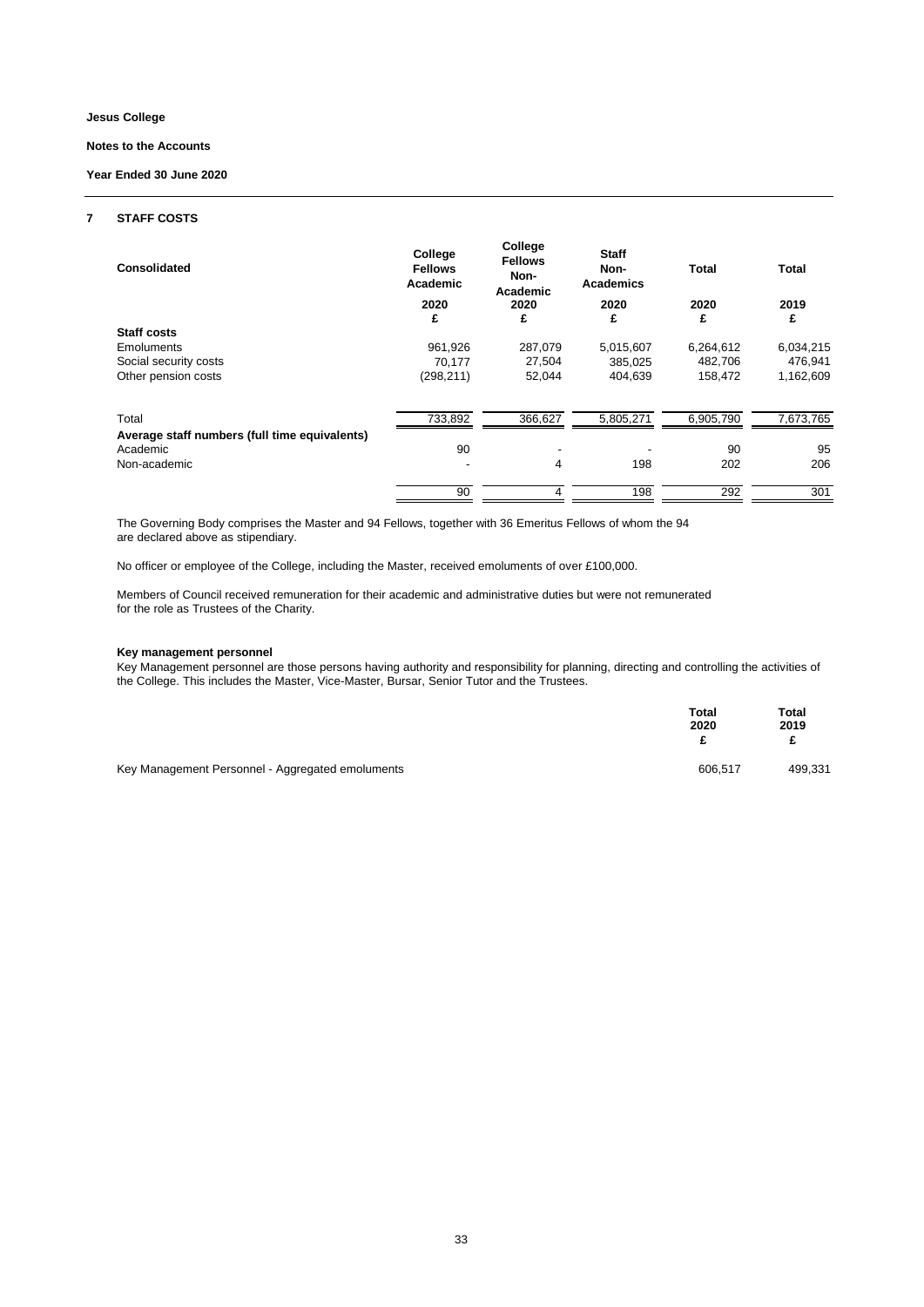**Jesus College**

**Notes to the Accounts**

**Year Ended 30 June 2020**

## 7 STAFF COSTS

| Consolidated | College Fellows Academic | College Fellows Non-Academic | Staff Non-Academics | Total | Total |
|---|---|---|---|---|---|
| | 2020 £ | 2020 £ | 2020 £ | 2020 £ | 2019 £ |
| **Staff costs** | | | | | |
| Emoluments | 961,926 | 287,079 | 5,015,607 | 6,264,612 | 6,034,215 |
| Social security costs | 70,177 | 27,504 | 385,025 | 482,706 | 476,941 |
| Other pension costs | (298,211) | 52,044 | 404,639 | 158,472 | 1,162,609 |
| Total | 733,892 | 366,627 | 5,805,271 | 6,905,790 | 7,673,765 |
| **Average staff numbers (full time equivalents)** | | | | | |
| Academic | 90 | - | - | 90 | 95 |
| Non-academic | - | 4 | 198 | 202 | 206 |
| | 90 | 4 | 198 | 292 | 301 |

The Governing Body comprises the Master and 94 Fellows, together with 36 Emeritus Fellows of whom the 94 are declared above as stipendiary.

No officer or employee of the College, including the Master, received emoluments of over £100,000.

Members of Council received remuneration for their academic and administrative duties but were not remunerated for the role as Trustees of the Charity.

**Key management personnel**

Key Management personnel are those persons having authority and responsibility for planning, directing and controlling the activities of the College. This includes the Master, Vice-Master, Bursar, Senior Tutor and the Trustees.

| | Total 2020 £ | Total 2019 £ |
|---|---|---|
| Key Management Personnel - Aggregated emoluments | 606,517 | 499,331 |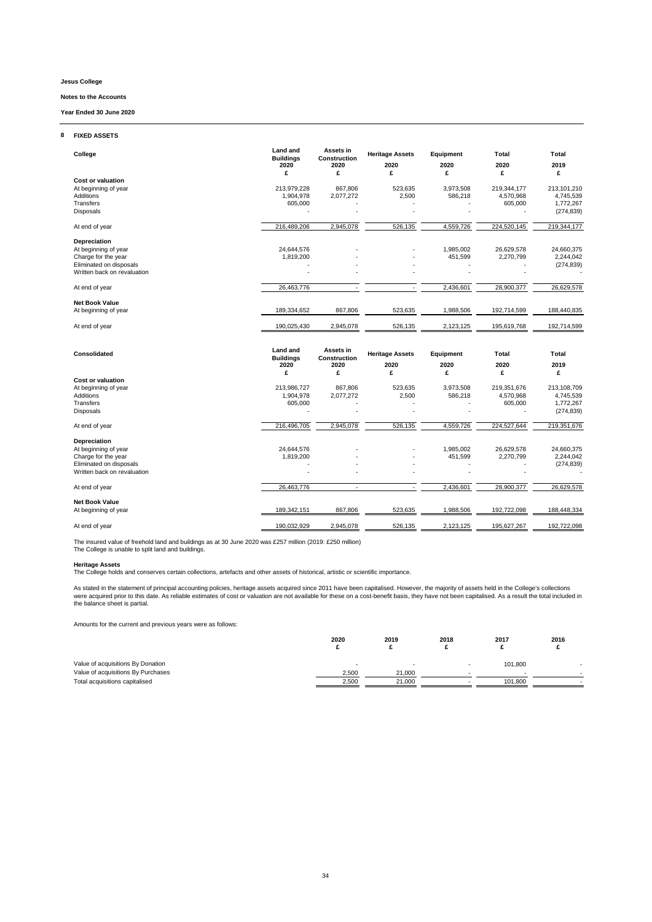## 8 FIXED ASSETS

| College | Land and Buildings 2020 £ | Assets in Construction 2020 £ | Heritage Assets 2020 £ | Equipment 2020 £ | Total 2020 £ | Total 2019 £ |
|---|---|---|---|---|---|---|
| **Cost or valuation** | | | | | | |
| At beginning of year | 213,979,228 | 867,806 | 523,635 | 3,973,508 | 219,344,177 | 213,101,210 |
| Additions | 1,904,978 | 2,077,272 | 2,500 | 586,218 | 4,570,968 | 4,745,539 |
| Transfers | 605,000 | - | - | - | 605,000 | 1,772,267 |
| Disposals | - | - | - | - | - | (274,839) |
| At end of year | 216,489,206 | 2,945,078 | 526,135 | 4,559,726 | 224,520,145 | 219,344,177 |
| **Depreciation** | | | | | | |
| At beginning of year | 24,644,576 | - | - | 1,985,002 | 26,629,578 | 24,660,375 |
| Charge for the year | 1,819,200 | - | - | 451,599 | 2,270,799 | 2,244,042 |
| Eliminated on disposals | - | - | - | - | - | (274,839) |
| Written back on revaluation | - | - | - | - | - | - |
| At end of year | 26,463,776 | - | - | 2,436,601 | 28,900,377 | 26,629,578 |
| **Net Book Value** | | | | | | |
| At beginning of year | 189,334,652 | 867,806 | 523,635 | 1,988,506 | 192,714,599 | 188,440,835 |
| At end of year | 190,025,430 | 2,945,078 | 526,135 | 2,123,125 | 195,619,768 | 192,714,599 |

| Consolidated | Land and Buildings 2020 £ | Assets in Construction 2020 £ | Heritage Assets 2020 £ | Equipment 2020 £ | Total 2020 £ | Total 2019 £ |
|---|---|---|---|---|---|---|
| **Cost or valuation** | | | | | | |
| At beginning of year | 213,986,727 | 867,806 | 523,635 | 3,973,508 | 219,351,676 | 213,108,709 |
| Additions | 1,904,978 | 2,077,272 | 2,500 | 586,218 | 4,570,968 | 4,745,539 |
| Transfers | 605,000 | - | - | - | 605,000 | 1,772,267 |
| Disposals | - | - | - | - | - | (274,839) |
| At end of year | 216,496,705 | 2,945,078 | 526,135 | 4,559,726 | 224,527,644 | 219,351,676 |
| **Depreciation** | | | | | | |
| At beginning of year | 24,644,576 | - | - | 1,985,002 | 26,629,578 | 24,660,375 |
| Charge for the year | 1,819,200 | - | - | 451,599 | 2,270,799 | 2,244,042 |
| Eliminated on disposals | - | - | - | - | - | (274,839) |
| Written back on revaluation | - | - | - | - | - | - |
| At end of year | 26,463,776 | - | - | 2,436,601 | 28,900,377 | 26,629,578 |
| **Net Book Value** | | | | | | |
| At beginning of year | 189,342,151 | 867,806 | 523,635 | 1,988,506 | 192,722,098 | 188,448,334 |
| At end of year | 190,032,929 | 2,945,078 | 526,135 | 2,123,125 | 195,627,267 | 192,722,098 |

The insured value of freehold land and buildings as at 30 June 2020 was £257 million (2019: £250 million)
The College is unable to split land and buildings.

**Heritage Assets**
The College holds and conserves certain collections, artefacts and other assets of historical, artistic or scientific importance.

As stated in the statement of principal accounting policies, heritage assets acquired since 2011 have been capitalised. However, the majority of assets held in the College's collections were acquired prior to this date. As reliable estimates of cost or valuation are not available for these on a cost-benefit basis, they have not been capitalised. As a result the total included in the balance sheet is partial.

Amounts for the current and previous years were as follows:

| | 2020 £ | 2019 £ | 2018 £ | 2017 £ | 2016 £ |
|---|---|---|---|---|---|
| Value of acquisitions By Donation | - | - | - | 101,800 | - |
| Value of acquisitions By Purchases | 2,500 | 21,000 | - | - | - |
| Total acquisitions capitalised | 2,500 | 21,000 | - | 101,800 | - |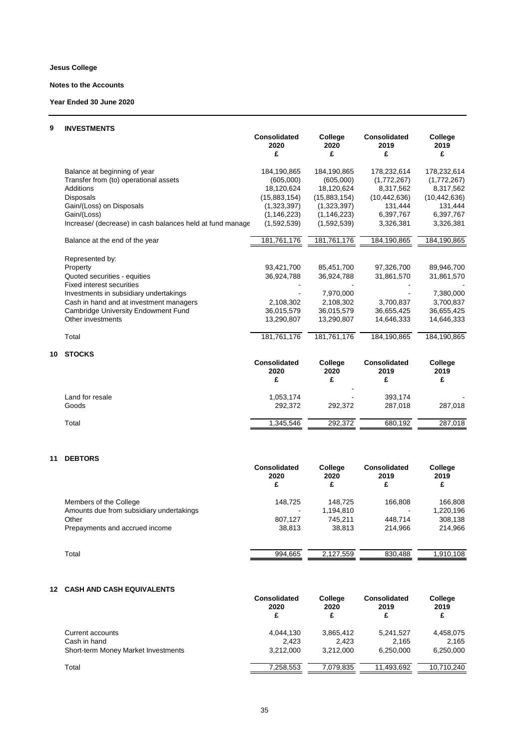**Jesus College**

**Notes to the Accounts**

**Year Ended 30 June 2020**

## 9 INVESTMENTS

| | Consolidated 2020 £ | College 2020 £ | Consolidated 2019 £ | College 2019 £ |
|---|---|---|---|---|
| Balance at beginning of year | 184,190,865 | 184,190,865 | 178,232,614 | 178,232,614 |
| Transfer from (to) operational assets | (605,000) | (605,000) | (1,772,267) | (1,772,267) |
| Additions | 18,120,624 | 18,120,624 | 8,317,562 | 8,317,562 |
| Disposals | (15,883,154) | (15,883,154) | (10,442,636) | (10,442,636) |
| Gain/(Loss) on Disposals | (1,323,397) | (1,323,397) | 131,444 | 131,444 |
| Gain/(Loss) | (1,146,223) | (1,146,223) | 6,397,767 | 6,397,767 |
| Increase/ (decrease) in cash balances held at fund manage | (1,592,539) | (1,592,539) | 3,326,381 | 3,326,381 |
| Balance at the end of the year | 181,761,176 | 181,761,176 | 184,190,865 | 184,190,865 |
| Represented by: | | | | |
| Property | 93,421,700 | 85,451,700 | 97,326,700 | 89,946,700 |
| Quoted securities - equities | 36,924,788 | 36,924,788 | 31,861,570 | 31,861,570 |
| Fixed interest securities | - | - | - | - |
| Investments in subsidiary undertakings | - | 7,970,000 | - | 7,380,000 |
| Cash in hand and at investment managers | 2,108,302 | 2,108,302 | 3,700,837 | 3,700,837 |
| Cambridge University Endowment Fund | 36,015,579 | 36,015,579 | 36,655,425 | 36,655,425 |
| Other investments | 13,290,807 | 13,290,807 | 14,646,333 | 14,646,333 |
| Total | 181,761,176 | 181,761,176 | 184,190,865 | 184,190,865 |

## 10 STOCKS

| | Consolidated 2020 £ | College 2020 £ | Consolidated 2019 £ | College 2019 £ |
|---|---|---|---|---|
| | | - | | |
| Land for resale | 1,053,174 | - | 393,174 | - |
| Goods | 292,372 | 292,372 | 287,018 | 287,018 |
| Total | 1,345,546 | 292,372 | 680,192 | 287,018 |

## 11 DEBTORS

| | Consolidated 2020 £ | College 2020 £ | Consolidated 2019 £ | College 2019 £ |
|---|---|---|---|---|
| Members of the College | 148,725 | 148,725 | 166,808 | 166,808 |
| Amounts due from subsidiary undertakings | - | 1,194,810 | - | 1,220,196 |
| Other | 807,127 | 745,211 | 448,714 | 308,138 |
| Prepayments and accrued income | 38,813 | 38,813 | 214,966 | 214,966 |
| Total | 994,665 | 2,127,559 | 830,488 | 1,910,108 |

## 12 CASH AND CASH EQUIVALENTS

| | Consolidated 2020 £ | College 2020 £ | Consolidated 2019 £ | College 2019 £ |
|---|---|---|---|---|
| Current accounts | 4,044,130 | 3,865,412 | 5,241,527 | 4,458,075 |
| Cash in hand | 2,423 | 2,423 | 2,165 | 2,165 |
| Short-term Money Market Investments | 3,212,000 | 3,212,000 | 6,250,000 | 6,250,000 |
| Total | 7,258,553 | 7,079,835 | 11,493,692 | 10,710,240 |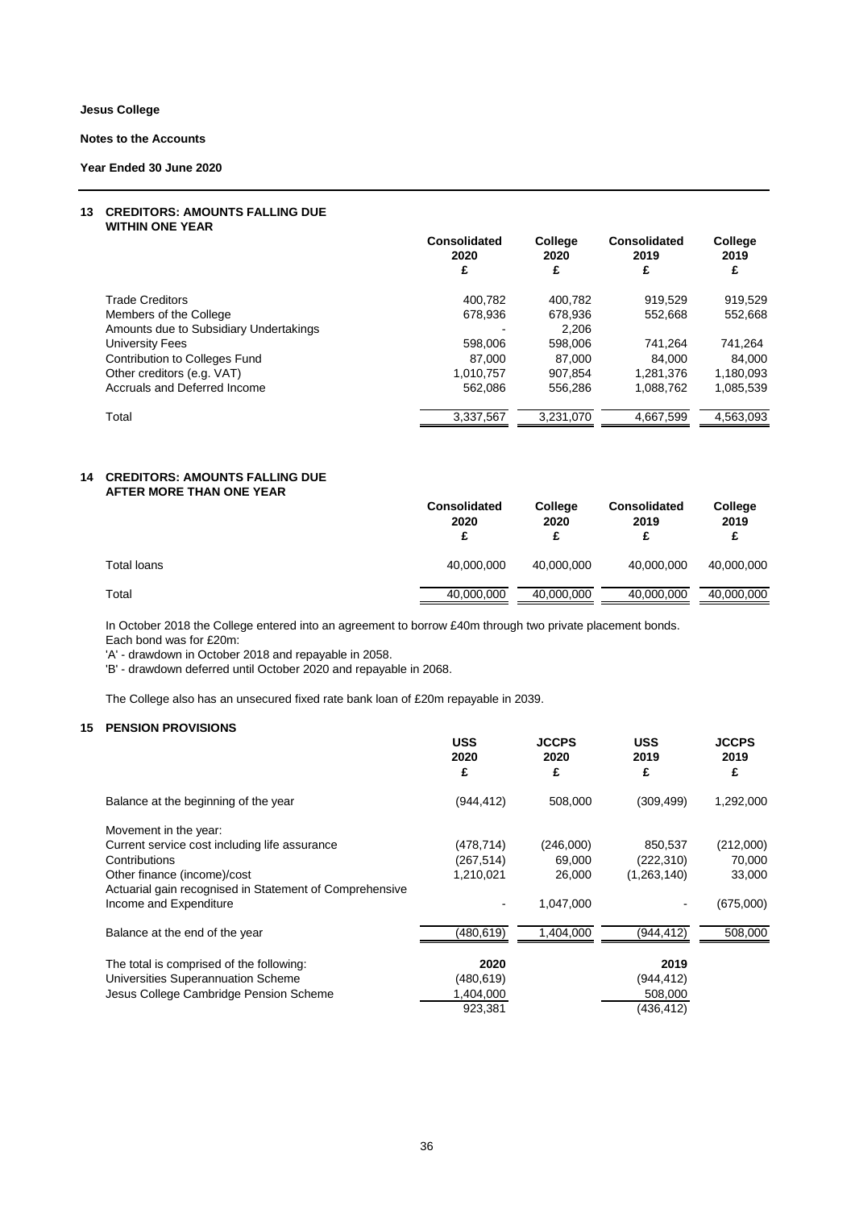**Jesus College**

**Notes to the Accounts**

**Year Ended 30 June 2020**

## 13 CREDITORS: AMOUNTS FALLING DUE WITHIN ONE YEAR

| | Consolidated 2020 £ | College 2020 £ | Consolidated 2019 £ | College 2019 £ |
|---|---|---|---|---|
| Trade Creditors | 400,782 | 400,782 | 919,529 | 919,529 |
| Members of the College | 678,936 | 678,936 | 552,668 | 552,668 |
| Amounts due to Subsidiary Undertakings | - | 2,206 | | |
| University Fees | 598,006 | 598,006 | 741,264 | 741,264 |
| Contribution to Colleges Fund | 87,000 | 87,000 | 84,000 | 84,000 |
| Other creditors (e.g. VAT) | 1,010,757 | 907,854 | 1,281,376 | 1,180,093 |
| Accruals and Deferred Income | 562,086 | 556,286 | 1,088,762 | 1,085,539 |
| Total | 3,337,567 | 3,231,070 | 4,667,599 | 4,563,093 |

## 14 CREDITORS: AMOUNTS FALLING DUE AFTER MORE THAN ONE YEAR

| | Consolidated 2020 £ | College 2020 £ | Consolidated 2019 £ | College 2019 £ |
|---|---|---|---|---|
| Total loans | 40,000,000 | 40,000,000 | 40,000,000 | 40,000,000 |
| Total | 40,000,000 | 40,000,000 | 40,000,000 | 40,000,000 |

In October 2018 the College entered into an agreement to borrow £40m through two private placement bonds.
Each bond was for £20m:
'A' - drawdown in October 2018 and repayable in 2058.
'B' - drawdown deferred until October 2020 and repayable in 2068.

The College also has an unsecured fixed rate bank loan of £20m repayable in 2039.

## 15 PENSION PROVISIONS

| | USS 2020 £ | JCCPS 2020 £ | USS 2019 £ | JCCPS 2019 £ |
|---|---|---|---|---|
| Balance at the beginning of the year | (944,412) | 508,000 | (309,499) | 1,292,000 |
| Movement in the year: | | | | |
| Current service cost including life assurance | (478,714) | (246,000) | 850,537 | (212,000) |
| Contributions | (267,514) | 69,000 | (222,310) | 70,000 |
| Other finance (income)/cost | 1,210,021 | 26,000 | (1,263,140) | 33,000 |
| Actuarial gain recognised in Statement of Comprehensive Income and Expenditure | - | 1,047,000 | - | (675,000) |
| Balance at the end of the year | (480,619) | 1,404,000 | (944,412) | 508,000 |

| The total is comprised of the following: | 2020 | 2019 |
|---|---|---|
| Universities Superannuation Scheme | (480,619) | (944,412) |
| Jesus College Cambridge Pension Scheme | 1,404,000 | 508,000 |
| | 923,381 | (436,412) |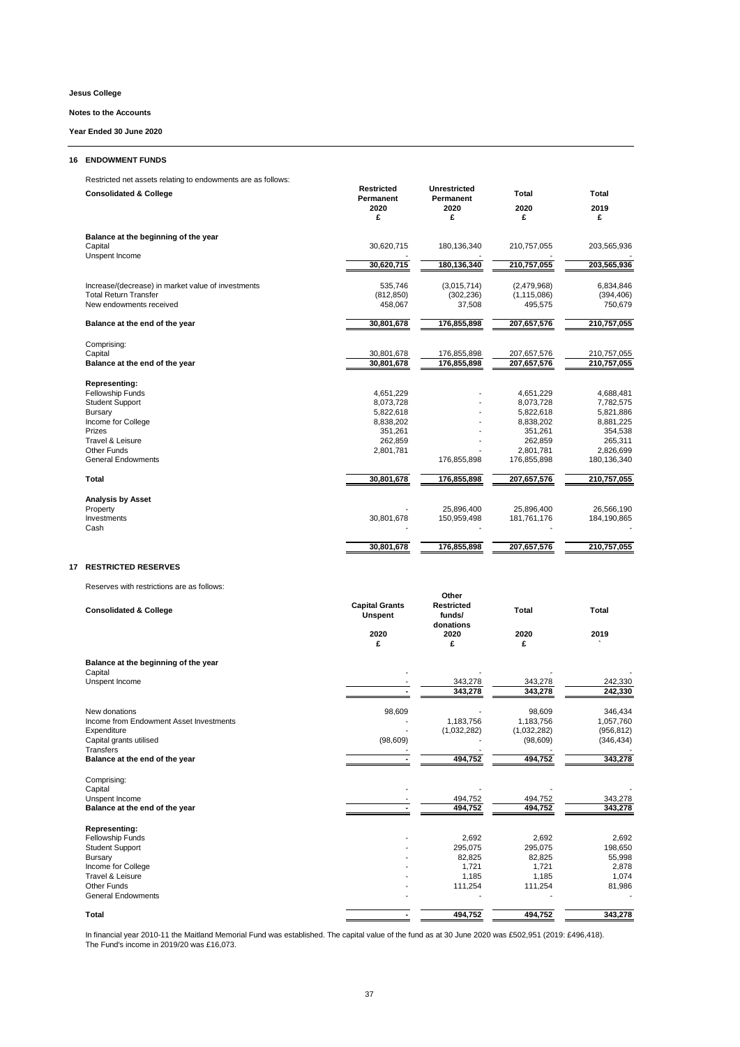**Jesus College**

**Notes to the Accounts**

**Year Ended 30 June 2020**

## 16 ENDOWMENT FUNDS

Restricted net assets relating to endowments are as follows:

| **Consolidated & College** | **Restricted Permanent 2020 £** | **Unrestricted Permanent 2020 £** | **Total 2020 £** | **Total 2019 £** |
|---|---|---|---|---|
| **Balance at the beginning of the year** | | | | |
| Capital | 30,620,715 | 180,136,340 | 210,757,055 | 203,565,936 |
| Unspent Income | - | - | - | - |
| | 30,620,715 | 180,136,340 | 210,757,055 | 203,565,936 |
| Increase/(decrease) in market value of investments | 535,746 | (3,015,714) | (2,479,968) | 6,834,846 |
| Total Return Transfer | (812,850) | (302,236) | (1,115,086) | (394,406) |
| New endowments received | 458,067 | 37,508 | 495,575 | 750,679 |
| **Balance at the end of the year** | 30,801,678 | 176,855,898 | 207,657,576 | 210,757,055 |
| Comprising: | | | | |
| Capital | 30,801,678 | 176,855,898 | 207,657,576 | 210,757,055 |
| **Balance at the end of the year** | 30,801,678 | 176,855,898 | 207,657,576 | 210,757,055 |
| **Representing:** | | | | |
| Fellowship Funds | 4,651,229 | - | 4,651,229 | 4,688,481 |
| Student Support | 8,073,728 | - | 8,073,728 | 7,782,575 |
| Bursary | 5,822,618 | - | 5,822,618 | 5,821,886 |
| Income for College | 8,838,202 | - | 8,838,202 | 8,881,225 |
| Prizes | 351,261 | - | 351,261 | 354,538 |
| Travel & Leisure | 262,859 | - | 262,859 | 265,311 |
| Other Funds | 2,801,781 | - | 2,801,781 | 2,826,699 |
| General Endowments | | 176,855,898 | 176,855,898 | 180,136,340 |
| **Total** | 30,801,678 | 176,855,898 | 207,657,576 | 210,757,055 |
| **Analysis by Asset** | | | | |
| Property | - | 25,896,400 | 25,896,400 | 26,566,190 |
| Investments | 30,801,678 | 150,959,498 | 181,761,176 | 184,190,865 |
| Cash | - | - | - | - |
| | 30,801,678 | 176,855,898 | 207,657,576 | 210,757,055 |

## 17 RESTRICTED RESERVES

Reserves with restrictions are as follows:

| **Consolidated & College** | **Capital Grants Unspent 2020 £** | **Other Restricted funds/ donations 2020 £** | **Total 2020 £** | **Total 2019 `** |
|---|---|---|---|---|
| **Balance at the beginning of the year** | | | | |
| Capital | - | - | - | - |
| Unspent Income | - | 343,278 | 343,278 | 242,330 |
| | - | 343,278 | 343,278 | 242,330 |
| New donations | 98,609 | - | 98,609 | 346,434 |
| Income from Endowment Asset Investments | - | 1,183,756 | 1,183,756 | 1,057,760 |
| Expenditure | - | (1,032,282) | (1,032,282) | (956,812) |
| Capital grants utilised | (98,609) | - | (98,609) | (346,434) |
| Transfers | - | - | - | - |
| **Balance at the end of the year** | - | 494,752 | 494,752 | 343,278 |
| Comprising: | | | | |
| Capital | - | - | - | - |
| Unspent Income | - | 494,752 | 494,752 | 343,278 |
| **Balance at the end of the year** | - | 494,752 | 494,752 | 343,278 |
| **Representing:** | | | | |
| Fellowship Funds | - | 2,692 | 2,692 | 2,692 |
| Student Support | - | 295,075 | 295,075 | 198,650 |
| Bursary | - | 82,825 | 82,825 | 55,998 |
| Income for College | - | 1,721 | 1,721 | 2,878 |
| Travel & Leisure | - | 1,185 | 1,185 | 1,074 |
| Other Funds | - | 111,254 | 111,254 | 81,986 |
| General Endowments | - | - | - | - |
| **Total** | - | 494,752 | 494,752 | 343,278 |

In financial year 2010-11 the Maitland Memorial Fund was established. The capital value of the fund as at 30 June 2020 was £502,951 (2019: £496,418). The Fund's income in 2019/20 was £16,073.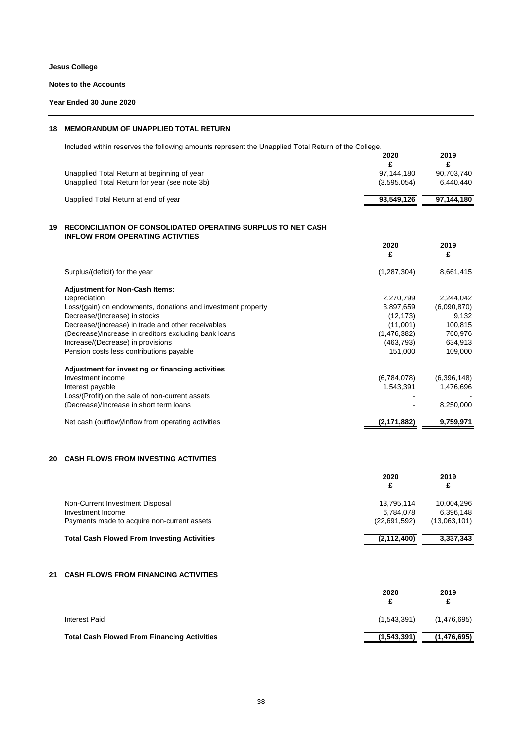**Jesus College**

**Notes to the Accounts**

**Year Ended 30 June 2020**

## 18 MEMORANDUM OF UNAPPLIED TOTAL RETURN

Included within reserves the following amounts represent the Unapplied Total Return of the College.

| | 2020 £ | 2019 £ |
|---|---|---|
| Unapplied Total Return at beginning of year | 97,144,180 | 90,703,740 |
| Unapplied Total Return for year (see note 3b) | (3,595,054) | 6,440,440 |
| Uapplied Total Return at end of year | **93,549,126** | **97,144,180** |

## 19 RECONCILIATION OF CONSOLIDATED OPERATING SURPLUS TO NET CASH INFLOW FROM OPERATING ACTIVTIES

| | 2020 £ | 2019 £ |
|---|---|---|
| Surplus/(deficit) for the year | (1,287,304) | 8,661,415 |
| **Adjustment for Non-Cash Items:** | | |
| Depreciation | 2,270,799 | 2,244,042 |
| Loss/(gain) on endowments, donations and investment property | 3,897,659 | (6,090,870) |
| Decrease/(Increase) in stocks | (12,173) | 9,132 |
| Decrease/(increase) in trade and other receivables | (11,001) | 100,815 |
| (Decrease)/increase in creditors excluding bank loans | (1,476,382) | 760,976 |
| Increase/(Decrease) in provisions | (463,793) | 634,913 |
| Pension costs less contributions payable | 151,000 | 109,000 |
| **Adjustment for investing or financing activities** | | |
| Investment income | (6,784,078) | (6,396,148) |
| Interest payable | 1,543,391 | 1,476,696 |
| Loss/(Profit) on the sale of non-current assets | - | - |
| (Decrease)/Increase in short term loans | - | 8,250,000 |
| Net cash (outflow)/inflow from operating activities | **(2,171,882)** | **9,759,971** |

## 20 CASH FLOWS FROM INVESTING ACTIVITIES

| | 2020 £ | 2019 £ |
|---|---|---|
| Non-Current Investment Disposal | 13,795,114 | 10,004,296 |
| Investment Income | 6,784,078 | 6,396,148 |
| Payments made to acquire non-current assets | (22,691,592) | (13,063,101) |
| **Total Cash Flowed From Investing Activities** | **(2,112,400)** | **3,337,343** |

## 21 CASH FLOWS FROM FINANCING ACTIVITIES

| | 2020 £ | 2019 £ |
|---|---|---|
| Interest Paid | (1,543,391) | (1,476,695) |
| **Total Cash Flowed From Financing Activities** | **(1,543,391)** | **(1,476,695)** |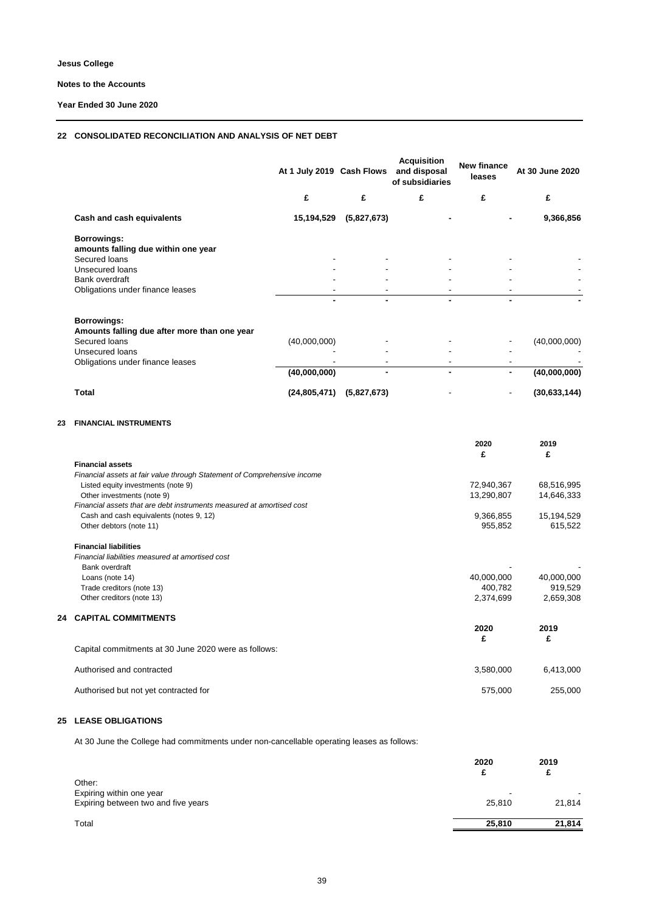## 22 CONSOLIDATED RECONCILIATION AND ANALYSIS OF NET DEBT

| | At 1 July 2019 | Cash Flows | Acquisition and disposal of subsidiaries | New finance leases | At 30 June 2020 |
|---|---|---|---|---|---|
| | £ | £ | £ | £ | £ |
| **Cash and cash equivalents** | **15,194,529** | **(5,827,673)** | **-** | **-** | **9,366,856** |
| **Borrowings:** | | | | | |
| **amounts falling due within one year** | | | | | |
| Secured loans | - | - | - | - | - |
| Unsecured loans | - | - | - | - | - |
| Bank overdraft | - | - | - | - | - |
| Obligations under finance leases | - | - | - | - | - |
| | **-** | **-** | **-** | **-** | **-** |
| **Borrowings:** | | | | | |
| **Amounts falling due after more than one year** | | | | | |
| Secured loans | (40,000,000) | - | - | - | (40,000,000) |
| Unsecured loans | - | - | - | - | - |
| Obligations under finance leases | - | - | - | - | - |
| | **(40,000,000)** | **-** | **-** | **-** | **(40,000,000)** |
| **Total** | **(24,805,471)** | **(5,827,673)** | - | - | **(30,633,144)** |

## 23 FINANCIAL INSTRUMENTS

| | 2020 | 2019 |
|---|---|---|
| | £ | £ |
| **Financial assets** | | |
| *Financial assets at fair value through Statement of Comprehensive income* | | |
| Listed equity investments (note 9) | 72,940,367 | 68,516,995 |
| Other investments (note 9) | 13,290,807 | 14,646,333 |
| *Financial assets that are debt instruments measured at amortised cost* | | |
| Cash and cash equivalents (notes 9, 12) | 9,366,855 | 15,194,529 |
| Other debtors (note 11) | 955,852 | 615,522 |
| **Financial liabilities** | | |
| *Financial liabilities measured at amortised cost* | | |
| Bank overdraft | - | - |
| Loans (note 14) | 40,000,000 | 40,000,000 |
| Trade creditors (note 13) | 400,782 | 919,529 |
| Other creditors (note 13) | 2,374,699 | 2,659,308 |

## 24 CAPITAL COMMITMENTS

| | 2020 | 2019 |
|---|---|---|
| | £ | £ |
| Capital commitments at 30 June 2020 were as follows: | | |
| Authorised and contracted | 3,580,000 | 6,413,000 |
| Authorised but not yet contracted for | 575,000 | 255,000 |

## 25 LEASE OBLIGATIONS

At 30 June the College had commitments under non-cancellable operating leases as follows:

| | 2020 | 2019 |
|---|---|---|
| | £ | £ |
| Other: | | |
| Expiring within one year | - | - |
| Expiring between two and five years | 25,810 | 21,814 |
| Total | **25,810** | **21,814** |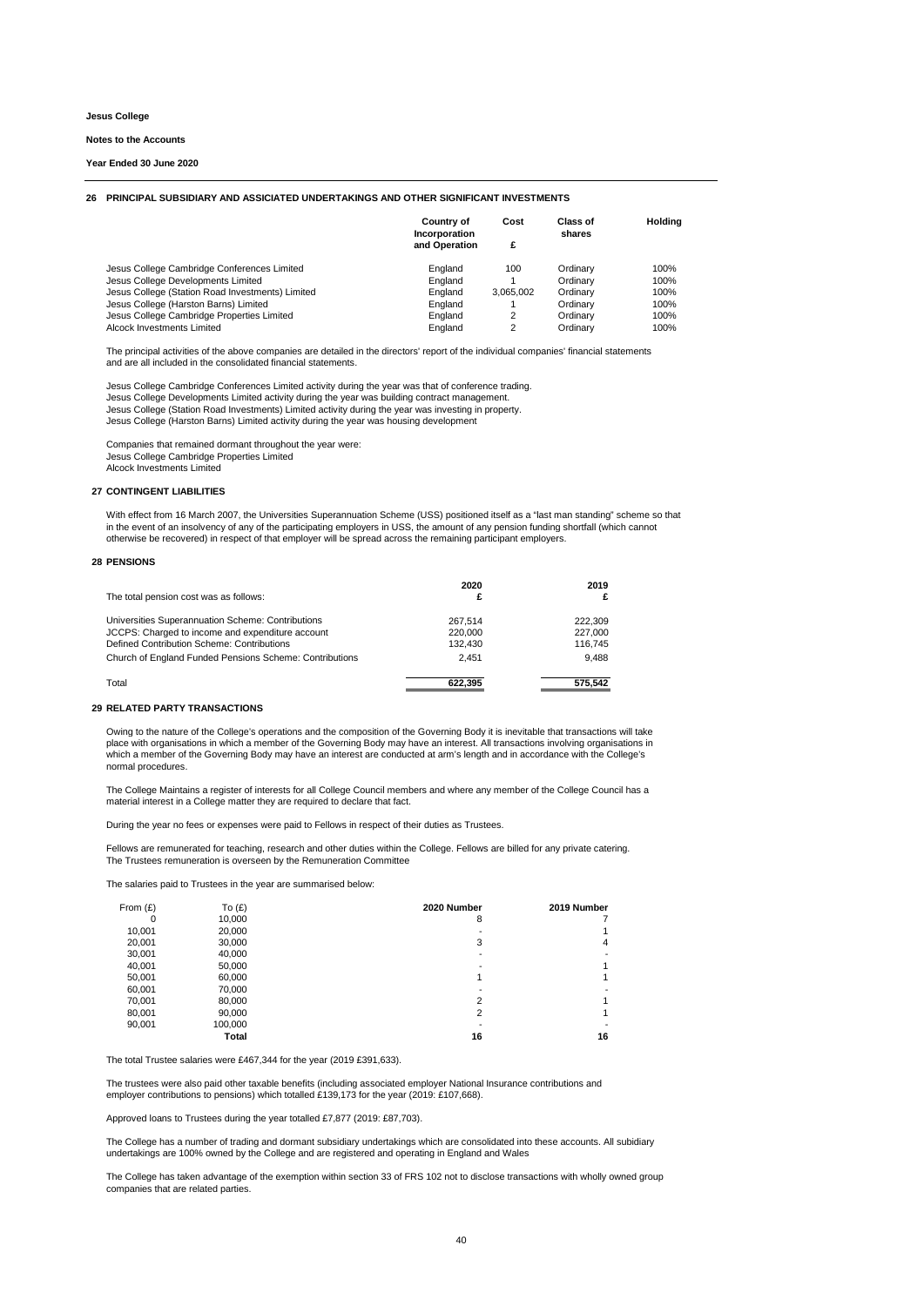**Jesus College**

**Notes to the Accounts**

**Year Ended 30 June 2020**

## 26 PRINCIPAL SUBSIDIARY AND ASSICIATED UNDERTAKINGS AND OTHER SIGNIFICANT INVESTMENTS

| | Country of Incorporation and Operation | Cost £ | Class of shares | Holding |
|---|---|---|---|---|
| Jesus College Cambridge Conferences Limited | England | 100 | Ordinary | 100% |
| Jesus College Developments Limited | England | 1 | Ordinary | 100% |
| Jesus College (Station Road Investments) Limited | England | 3,065,002 | Ordinary | 100% |
| Jesus College (Harston Barns) Limited | England | 1 | Ordinary | 100% |
| Jesus College Cambridge Properties Limited | England | 2 | Ordinary | 100% |
| Alcock Investments Limited | England | 2 | Ordinary | 100% |

The principal activities of the above companies are detailed in the directors' report of the individual companies' financial statements and are all included in the consolidated financial statements.

Jesus College Cambridge Conferences Limited activity during the year was that of conference trading.
Jesus College Developments Limited activity during the year was building contract management.
Jesus College (Station Road Investments) Limited activity during the year was investing in property.
Jesus College (Harston Barns) Limited activity during the year was housing development

Companies that remained dormant throughout the year were:
Jesus College Cambridge Properties Limited
Alcock Investments Limited

## 27 CONTINGENT LIABILITIES

With effect from 16 March 2007, the Universities Superannuation Scheme (USS) positioned itself as a "last man standing" scheme so that in the event of an insolvency of any of the participating employers in USS, the amount of any pension funding shortfall (which cannot otherwise be recovered) in respect of that employer will be spread across the remaining participant employers.

## 28 PENSIONS

| The total pension cost was as follows: | 2020 £ | 2019 £ |
|---|---|---|
| Universities Superannuation Scheme: Contributions | 267,514 | 222,309 |
| JCCPS: Charged to income and expenditure account | 220,000 | 227,000 |
| Defined Contribution Scheme: Contributions | 132,430 | 116,745 |
| Church of England Funded Pensions Scheme: Contributions | 2,451 | 9,488 |
| Total | 622,395 | 575,542 |

## 29 RELATED PARTY TRANSACTIONS

Owing to the nature of the College's operations and the composition of the Governing Body it is inevitable that transactions will take place with organisations in which a member of the Governing Body may have an interest. All transactions involving organisations in which a member of the Governing Body may have an interest are conducted at arm's length and in accordance with the College's normal procedures.

The College Maintains a register of interests for all College Council members and where any member of the College Council has a material interest in a College matter they are required to declare that fact.

During the year no fees or expenses were paid to Fellows in respect of their duties as Trustees.

Fellows are remunerated for teaching, research and other duties within the College. Fellows are billed for any private catering.
The Trustees remuneration is overseen by the Remuneration Committee

The salaries paid to Trustees in the year are summarised below:

| From (£) | To (£) | 2020 Number | 2019 Number |
|---|---|---|---|
| 0 | 10,000 | 8 | 7 |
| 10,001 | 20,000 | - | 1 |
| 20,001 | 30,000 | 3 | 4 |
| 30,001 | 40,000 | - | - |
| 40,001 | 50,000 | - | 1 |
| 50,001 | 60,000 | 1 | 1 |
| 60,001 | 70,000 | - | - |
| 70,001 | 80,000 | 2 | 1 |
| 80,001 | 90,000 | 2 | 1 |
| 90,001 | 100,000 | - | - |
| | Total | 16 | 16 |

The total Trustee salaries were £467,344 for the year (2019 £391,633).

The trustees were also paid other taxable benefits (including associated employer National Insurance contributions and employer contributions to pensions) which totalled £139,173 for the year (2019: £107,668).

Approved loans to Trustees during the year totalled £7,877 (2019: £87,703).

The College has a number of trading and dormant subsidiary undertakings which are consolidated into these accounts. All subidiary undertakings are 100% owned by the College and are registered and operating in England and Wales

The College has taken advantage of the exemption within section 33 of FRS 102 not to disclose transactions with wholly owned group companies that are related parties.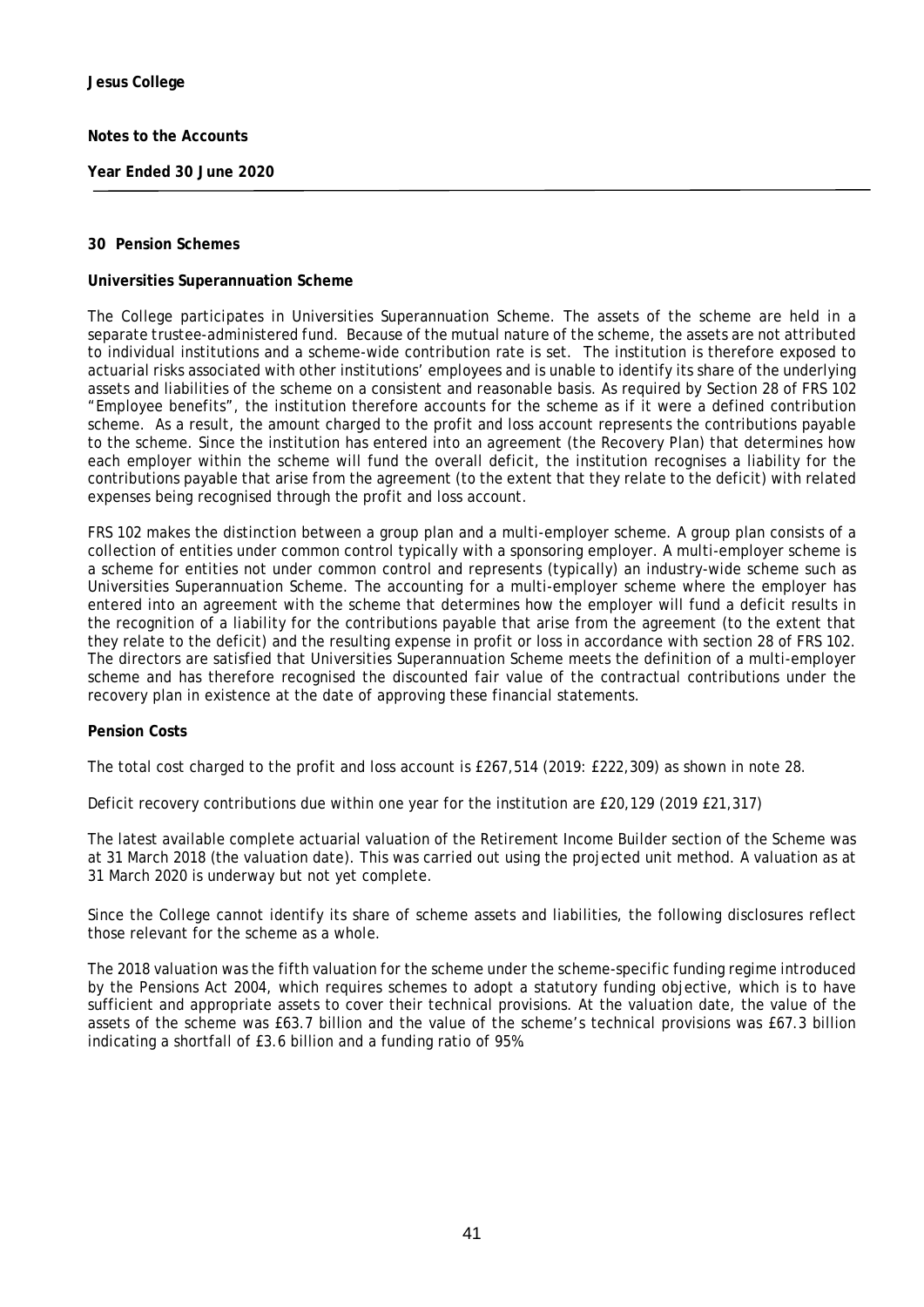## 30 Pension Schemes

### Universities Superannuation Scheme

The College participates in Universities Superannuation Scheme. The assets of the scheme are held in a separate trustee-administered fund. Because of the mutual nature of the scheme, the assets are not attributed to individual institutions and a scheme-wide contribution rate is set. The institution is therefore exposed to actuarial risks associated with other institutions' employees and is unable to identify its share of the underlying assets and liabilities of the scheme on a consistent and reasonable basis. As required by Section 28 of FRS 102 "Employee benefits", the institution therefore accounts for the scheme as if it were a defined contribution scheme. As a result, the amount charged to the profit and loss account represents the contributions payable to the scheme. Since the institution has entered into an agreement (the Recovery Plan) that determines how each employer within the scheme will fund the overall deficit, the institution recognises a liability for the contributions payable that arise from the agreement (to the extent that they relate to the deficit) with related expenses being recognised through the profit and loss account.

FRS 102 makes the distinction between a group plan and a multi-employer scheme. A group plan consists of a collection of entities under common control typically with a sponsoring employer. A multi-employer scheme is a scheme for entities not under common control and represents (typically) an industry-wide scheme such as Universities Superannuation Scheme. The accounting for a multi-employer scheme where the employer has entered into an agreement with the scheme that determines how the employer will fund a deficit results in the recognition of a liability for the contributions payable that arise from the agreement (to the extent that they relate to the deficit) and the resulting expense in profit or loss in accordance with section 28 of FRS 102. The directors are satisfied that Universities Superannuation Scheme meets the definition of a multi-employer scheme and has therefore recognised the discounted fair value of the contractual contributions under the recovery plan in existence at the date of approving these financial statements.

### Pension Costs

The total cost charged to the profit and loss account is £267,514 (2019: £222,309) as shown in note 28.

Deficit recovery contributions due within one year for the institution are £20,129 (2019 £21,317)

The latest available complete actuarial valuation of the Retirement Income Builder section of the Scheme was at 31 March 2018 (the valuation date). This was carried out using the projected unit method. A valuation as at 31 March 2020 is underway but not yet complete.

Since the College cannot identify its share of scheme assets and liabilities, the following disclosures reflect those relevant for the scheme as a whole.

The 2018 valuation was the fifth valuation for the scheme under the scheme-specific funding regime introduced by the Pensions Act 2004, which requires schemes to adopt a statutory funding objective, which is to have sufficient and appropriate assets to cover their technical provisions. At the valuation date, the value of the assets of the scheme was £63.7 billion and the value of the scheme's technical provisions was £67.3 billion indicating a shortfall of £3.6 billion and a funding ratio of 95%.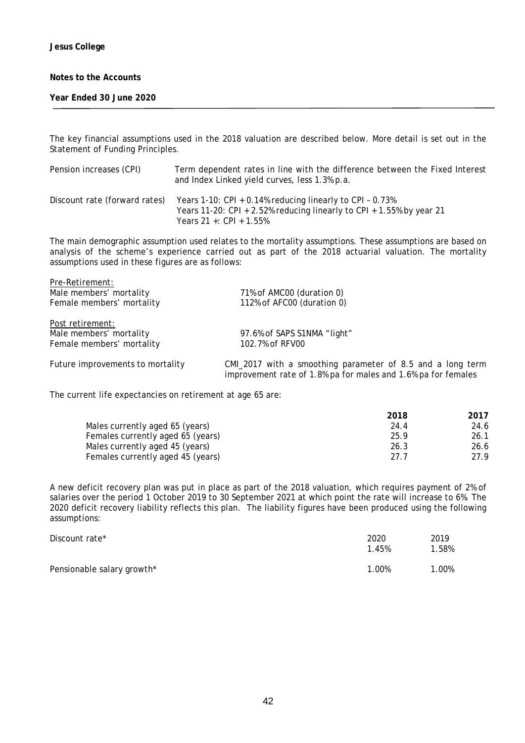The key financial assumptions used in the 2018 valuation are described below. More detail is set out in the Statement of Funding Principles.

| | |
|---|---|
| Pension increases (CPI) | Term dependent rates in line with the difference between the Fixed Interest and Index Linked yield curves, less 1.3% p.a. |
| Discount rate (forward rates) | Years 1-10: CPI + 0.14% reducing linearly to CPI – 0.73%<br>Years 11-20: CPI + 2.52% reducing linearly to CPI + 1.55% by year 21<br>Years 21 +: CPI + 1.55% |

The main demographic assumption used relates to the mortality assumptions. These assumptions are based on analysis of the scheme's experience carried out as part of the 2018 actuarial valuation. The mortality assumptions used in these figures are as follows:

| | |
|---|---|
| Pre-Retirement: | |
| Male members' mortality | 71% of AMC00 (duration 0) |
| Female members' mortality | 112% of AFC00 (duration 0) |
| Post retirement: | |
| Male members' mortality | 97.6% of SAPS S1NMA "light" |
| Female members' mortality | 102.7% of RFV00 |
| Future improvements to mortality | CMI_2017 with a smoothing parameter of 8.5 and a long term improvement rate of 1.8% pa for males and 1.6% pa for females |

The current life expectancies on retirement at age 65 are:

| | 2018 | 2017 |
|---|---|---|
| Males currently aged 65 (years) | 24.4 | 24.6 |
| Females currently aged 65 (years) | 25.9 | 26.1 |
| Males currently aged 45 (years) | 26.3 | 26.6 |
| Females currently aged 45 (years) | 27.7 | 27.9 |

A new deficit recovery plan was put in place as part of the 2018 valuation, which requires payment of 2% of salaries over the period 1 October 2019 to 30 September 2021 at which point the rate will increase to 6%. The 2020 deficit recovery liability reflects this plan. The liability figures have been produced using the following assumptions:

| | 2020 | 2019 |
|---|---|---|
| Discount rate* | 1.45% | 1.58% |
| Pensionable salary growth* | 1.00% | 1.00% |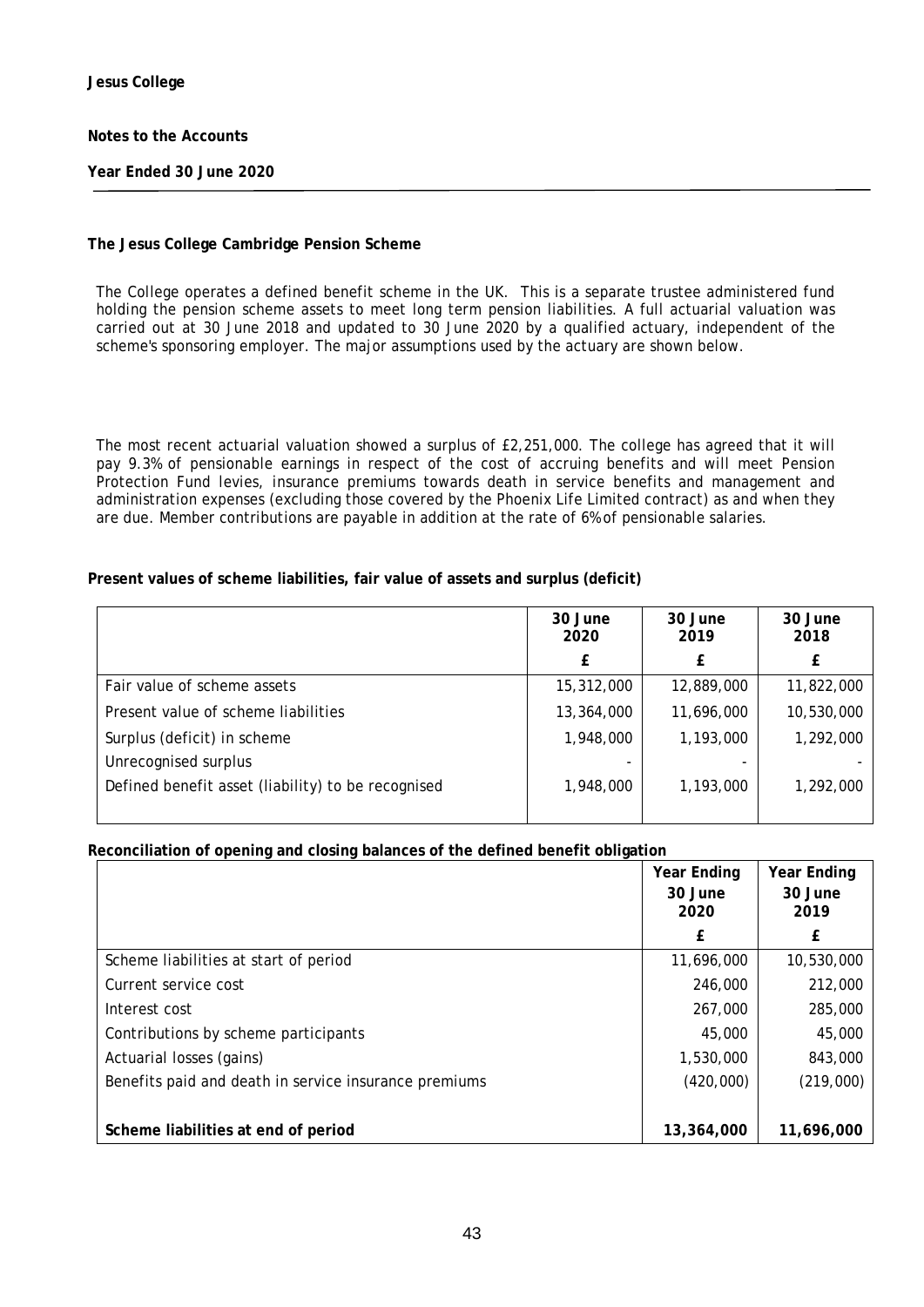**Jesus College**

**Notes to the Accounts**

**Year Ended 30 June 2020**

**The Jesus College Cambridge Pension Scheme**

The College operates a defined benefit scheme in the UK. This is a separate trustee administered fund holding the pension scheme assets to meet long term pension liabilities. A full actuarial valuation was carried out at 30 June 2018 and updated to 30 June 2020 by a qualified actuary, independent of the scheme's sponsoring employer. The major assumptions used by the actuary are shown below.

The most recent actuarial valuation showed a surplus of £2,251,000. The college has agreed that it will pay 9.3% of pensionable earnings in respect of the cost of accruing benefits and will meet Pension Protection Fund levies, insurance premiums towards death in service benefits and management and administration expenses (excluding those covered by the Phoenix Life Limited contract) as and when they are due. Member contributions are payable in addition at the rate of 6% of pensionable salaries.

**Present values of scheme liabilities, fair value of assets and surplus (deficit)**

| | 30 June 2020 | 30 June 2019 | 30 June 2018 |
|---|---|---|---|
| | £ | £ | £ |
| Fair value of scheme assets | 15,312,000 | 12,889,000 | 11,822,000 |
| Present value of scheme liabilities | 13,364,000 | 11,696,000 | 10,530,000 |
| Surplus (deficit) in scheme | 1,948,000 | 1,193,000 | 1,292,000 |
| Unrecognised surplus | - | - | - |
| Defined benefit asset (liability) to be recognised | 1,948,000 | 1,193,000 | 1,292,000 |

**Reconciliation of opening and closing balances of the defined benefit obligation**

| | Year Ending 30 June 2020 | Year Ending 30 June 2019 |
|---|---|---|
| | £ | £ |
| Scheme liabilities at start of period | 11,696,000 | 10,530,000 |
| Current service cost | 246,000 | 212,000 |
| Interest cost | 267,000 | 285,000 |
| Contributions by scheme participants | 45,000 | 45,000 |
| Actuarial losses (gains) | 1,530,000 | 843,000 |
| Benefits paid and death in service insurance premiums | (420,000) | (219,000) |
| **Scheme liabilities at end of period** | **13,364,000** | **11,696,000** |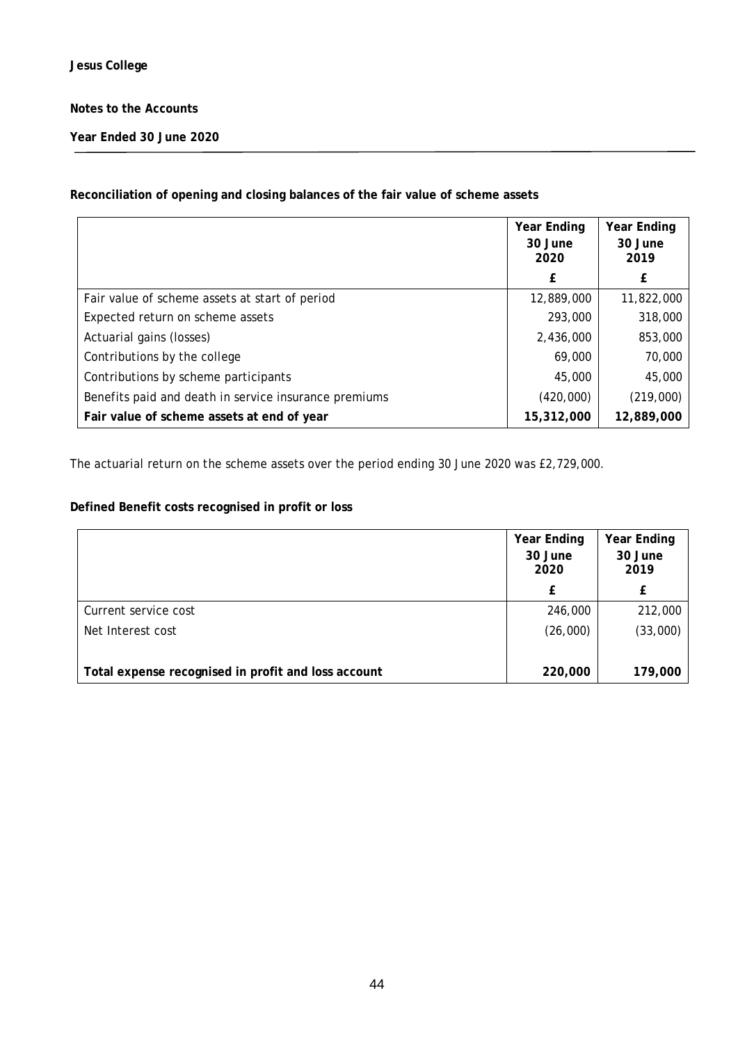**Jesus College**

**Notes to the Accounts**

**Year Ended 30 June 2020**

**Reconciliation of opening and closing balances of the fair value of scheme assets**

| | Year Ending 30 June 2020 | Year Ending 30 June 2019 |
|---|---|---|
| | £ | £ |
| Fair value of scheme assets at start of period | 12,889,000 | 11,822,000 |
| Expected return on scheme assets | 293,000 | 318,000 |
| Actuarial gains (losses) | 2,436,000 | 853,000 |
| Contributions by the college | 69,000 | 70,000 |
| Contributions by scheme participants | 45,000 | 45,000 |
| Benefits paid and death in service insurance premiums | (420,000) | (219,000) |
| **Fair value of scheme assets at end of year** | **15,312,000** | **12,889,000** |

The actuarial return on the scheme assets over the period ending 30 June 2020 was £2,729,000.

**Defined Benefit costs recognised in profit or loss**

| | Year Ending 30 June 2020 | Year Ending 30 June 2019 |
|---|---|---|
| | £ | £ |
| Current service cost | 246,000 | 212,000 |
| Net Interest cost | (26,000) | (33,000) |
| **Total expense recognised in profit and loss account** | **220,000** | **179,000** |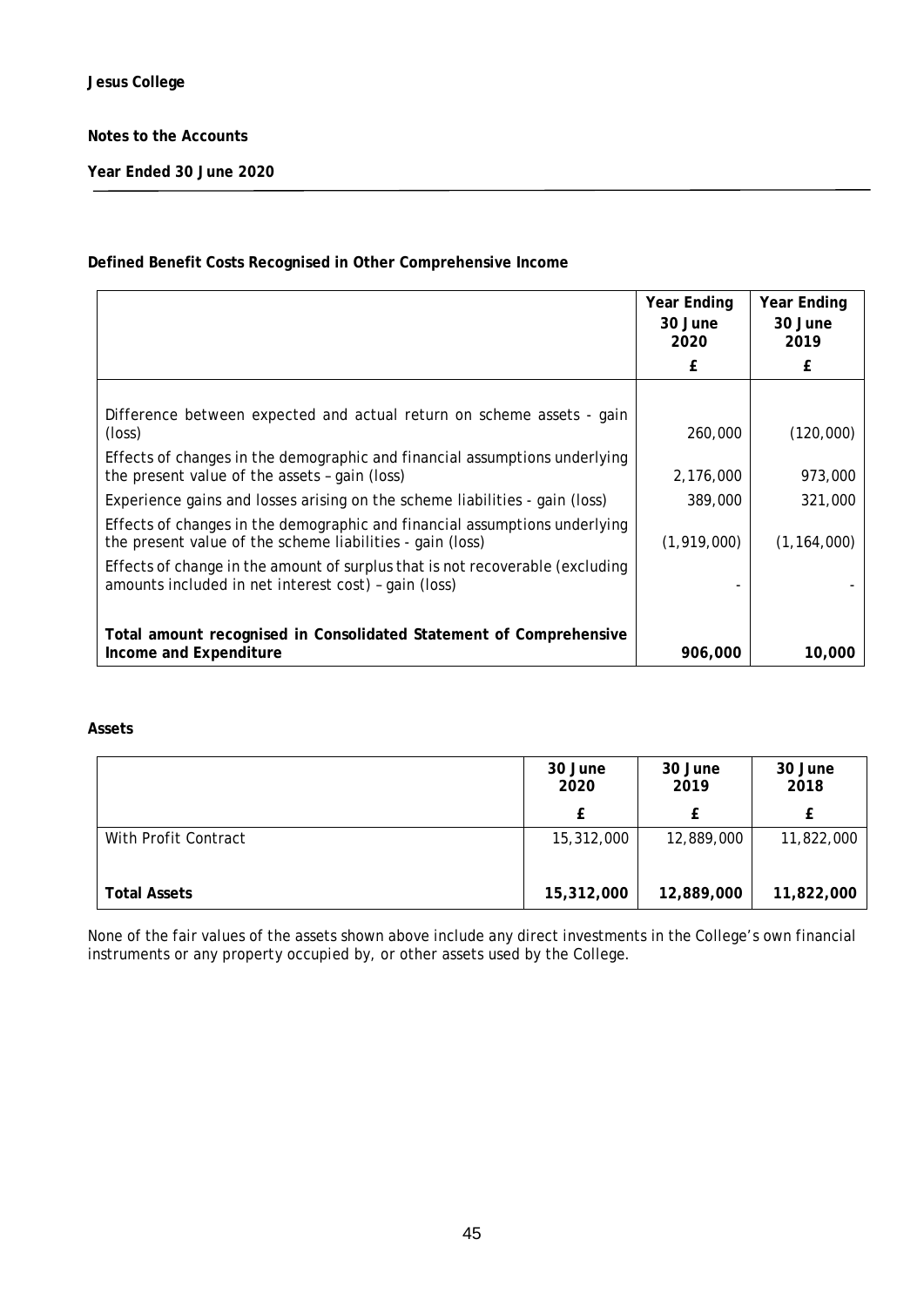**Jesus College**

**Notes to the Accounts**

**Year Ended 30 June 2020**

**Defined Benefit Costs Recognised in Other Comprehensive Income**

| | Year Ending 30 June 2020 | Year Ending 30 June 2019 |
|---|---|---|
| | £ | £ |
| Difference between expected and actual return on scheme assets - gain (loss) | 260,000 | (120,000) |
| Effects of changes in the demographic and financial assumptions underlying the present value of the assets – gain (loss) | 2,176,000 | 973,000 |
| Experience gains and losses arising on the scheme liabilities - gain (loss) | 389,000 | 321,000 |
| Effects of changes in the demographic and financial assumptions underlying the present value of the scheme liabilities - gain (loss) | (1,919,000) | (1,164,000) |
| Effects of change in the amount of surplus that is not recoverable (excluding amounts included in net interest cost) – gain (loss) | - | - |
| **Total amount recognised in Consolidated Statement of Comprehensive Income and Expenditure** | **906,000** | **10,000** |

**Assets**

| | 30 June 2020 | 30 June 2019 | 30 June 2018 |
|---|---|---|---|
| | £ | £ | £ |
| With Profit Contract | 15,312,000 | 12,889,000 | 11,822,000 |
| **Total Assets** | **15,312,000** | **12,889,000** | **11,822,000** |

None of the fair values of the assets shown above include any direct investments in the College's own financial instruments or any property occupied by, or other assets used by the College.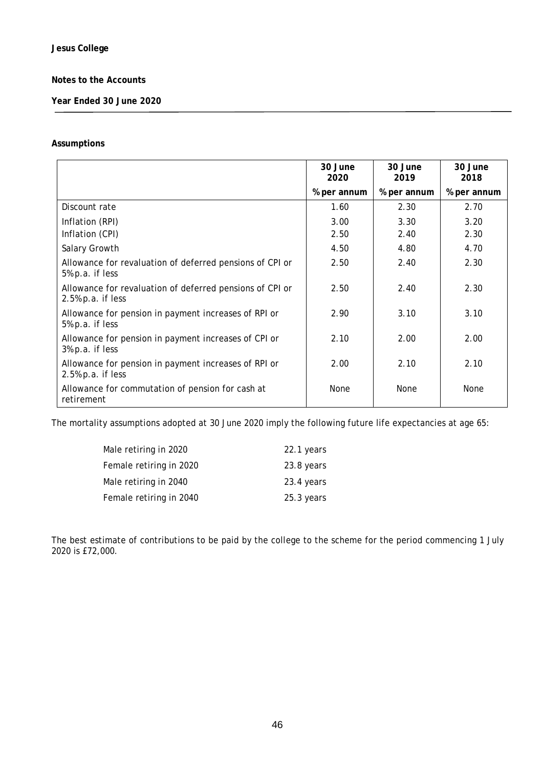**Jesus College**

**Notes to the Accounts**

**Year Ended 30 June 2020**

**Assumptions**

| | 30 June 2020 | 30 June 2019 | 30 June 2018 |
|---|---|---|---|
| | % per annum | % per annum | % per annum |
| Discount rate | 1.60 | 2.30 | 2.70 |
| Inflation (RPI) | 3.00 | 3.30 | 3.20 |
| Inflation (CPI) | 2.50 | 2.40 | 2.30 |
| Salary Growth | 4.50 | 4.80 | 4.70 |
| Allowance for revaluation of deferred pensions of CPI or 5% p.a. if less | 2.50 | 2.40 | 2.30 |
| Allowance for revaluation of deferred pensions of CPI or 2.5% p.a. if less | 2.50 | 2.40 | 2.30 |
| Allowance for pension in payment increases of RPI or 5% p.a. if less | 2.90 | 3.10 | 3.10 |
| Allowance for pension in payment increases of CPI or 3% p.a. if less | 2.10 | 2.00 | 2.00 |
| Allowance for pension in payment increases of RPI or 2.5% p.a. if less | 2.00 | 2.10 | 2.10 |
| Allowance for commutation of pension for cash at retirement | None | None | None |

The mortality assumptions adopted at 30 June 2020 imply the following future life expectancies at age 65:

| | |
|---|---|
| Male retiring in 2020 | 22.1 years |
| Female retiring in 2020 | 23.8 years |
| Male retiring in 2040 | 23.4 years |
| Female retiring in 2040 | 25.3 years |

The best estimate of contributions to be paid by the college to the scheme for the period commencing 1 July 2020 is £72,000.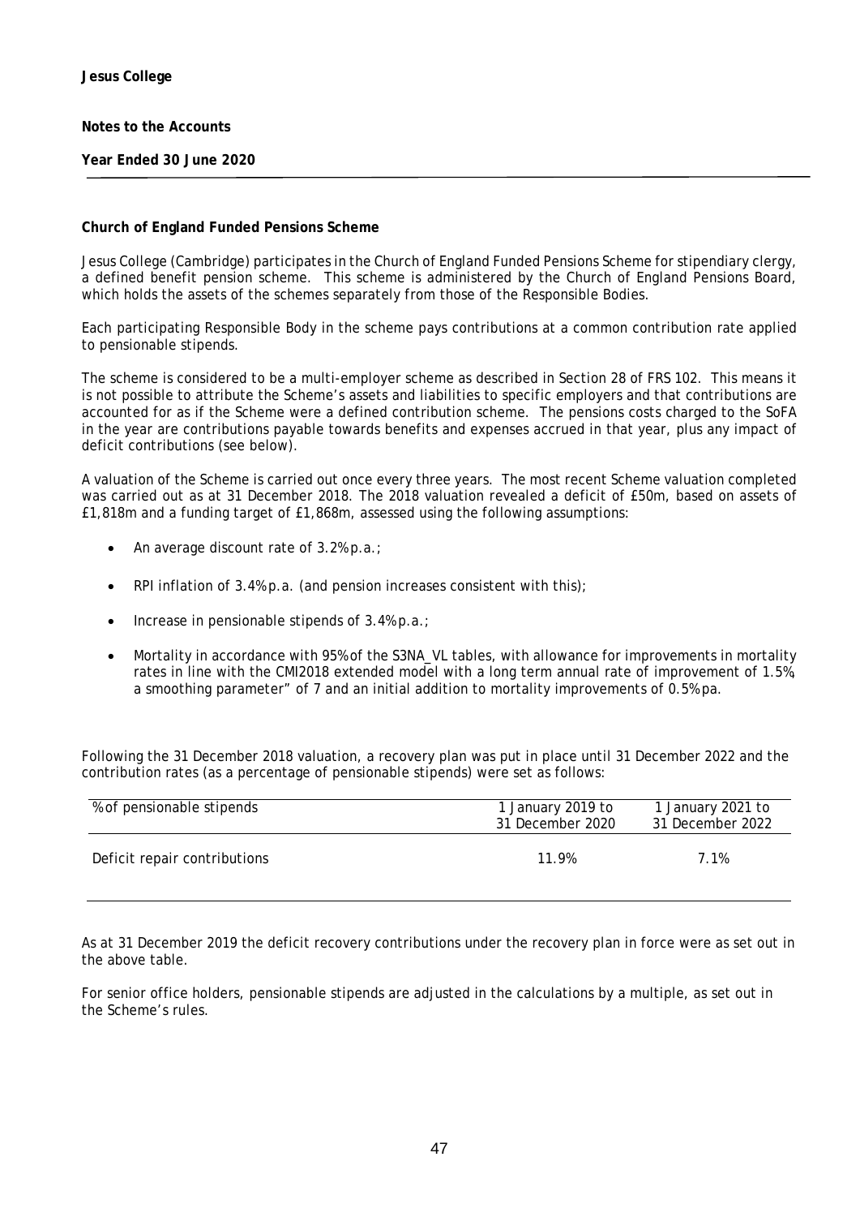**Jesus College**

**Notes to the Accounts**

**Year Ended 30 June 2020**

**Church of England Funded Pensions Scheme**

Jesus College (Cambridge) participates in the Church of England Funded Pensions Scheme for stipendiary clergy, a defined benefit pension scheme. This scheme is administered by the Church of England Pensions Board, which holds the assets of the schemes separately from those of the Responsible Bodies.

Each participating Responsible Body in the scheme pays contributions at a common contribution rate applied to pensionable stipends.

The scheme is considered to be a multi-employer scheme as described in Section 28 of FRS 102. This means it is not possible to attribute the Scheme's assets and liabilities to specific employers and that contributions are accounted for as if the Scheme were a defined contribution scheme. The pensions costs charged to the SoFA in the year are contributions payable towards benefits and expenses accrued in that year, plus any impact of deficit contributions (see below).

A valuation of the Scheme is carried out once every three years. The most recent Scheme valuation completed was carried out as at 31 December 2018. The 2018 valuation revealed a deficit of £50m, based on assets of £1,818m and a funding target of £1,868m, assessed using the following assumptions:

- An average discount rate of 3.2% p.a.;
- RPI inflation of 3.4% p.a. (and pension increases consistent with this);
- Increase in pensionable stipends of 3.4% p.a.;
- Mortality in accordance with 95% of the S3NA_VL tables, with allowance for improvements in mortality rates in line with the CMI2018 extended model with a long term annual rate of improvement of 1.5%, a smoothing parameter" of 7 and an initial addition to mortality improvements of 0.5% pa.

Following the 31 December 2018 valuation, a recovery plan was put in place until 31 December 2022 and the contribution rates (as a percentage of pensionable stipends) were set as follows:

| % of pensionable stipends | 1 January 2019 to 31 December 2020 | 1 January 2021 to 31 December 2022 |
|---|---|---|
| Deficit repair contributions | 11.9% | 7.1% |

As at 31 December 2019 the deficit recovery contributions under the recovery plan in force were as set out in the above table.

For senior office holders, pensionable stipends are adjusted in the calculations by a multiple, as set out in the Scheme's rules.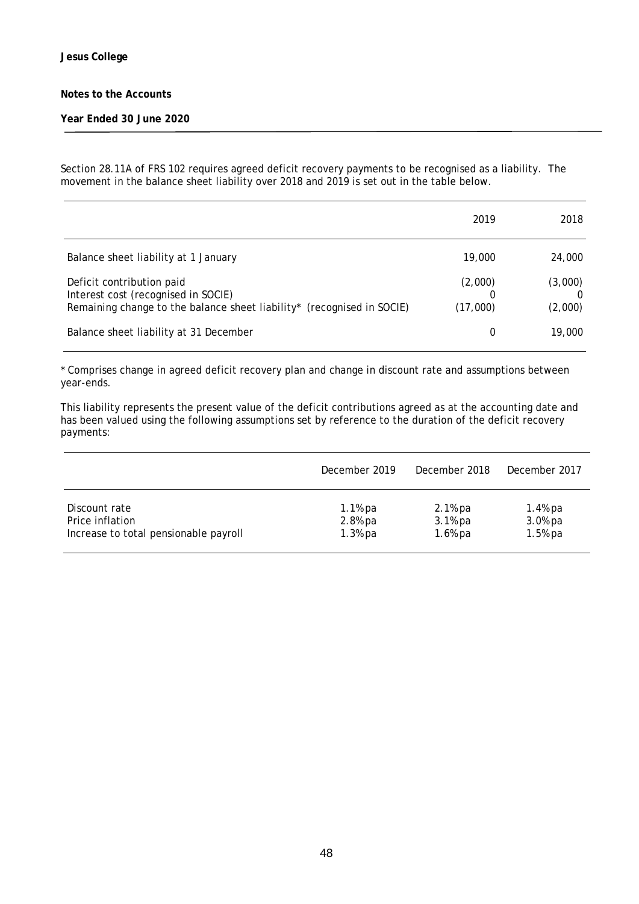**Jesus College**

**Notes to the Accounts**

**Year Ended 30 June 2020**

Section 28.11A of FRS 102 requires agreed deficit recovery payments to be recognised as a liability. The movement in the balance sheet liability over 2018 and 2019 is set out in the table below.

| | 2019 | 2018 |
|---|---|---|
| Balance sheet liability at 1 January | 19,000 | 24,000 |
| Deficit contribution paid | (2,000) | (3,000) |
| Interest cost (recognised in SOCIE) | 0 | 0 |
| Remaining change to the balance sheet liability* (recognised in SOCIE) | (17,000) | (2,000) |
| Balance sheet liability at 31 December | 0 | 19,000 |

* Comprises change in agreed deficit recovery plan and change in discount rate and assumptions between year-ends.

This liability represents the present value of the deficit contributions agreed as at the accounting date and has been valued using the following assumptions set by reference to the duration of the deficit recovery payments:

| | December 2019 | December 2018 | December 2017 |
|---|---|---|---|
| Discount rate | 1.1% pa | 2.1% pa | 1.4% pa |
| Price inflation | 2.8% pa | 3.1% pa | 3.0% pa |
| Increase to total pensionable payroll | 1.3% pa | 1.6% pa | 1.5% pa |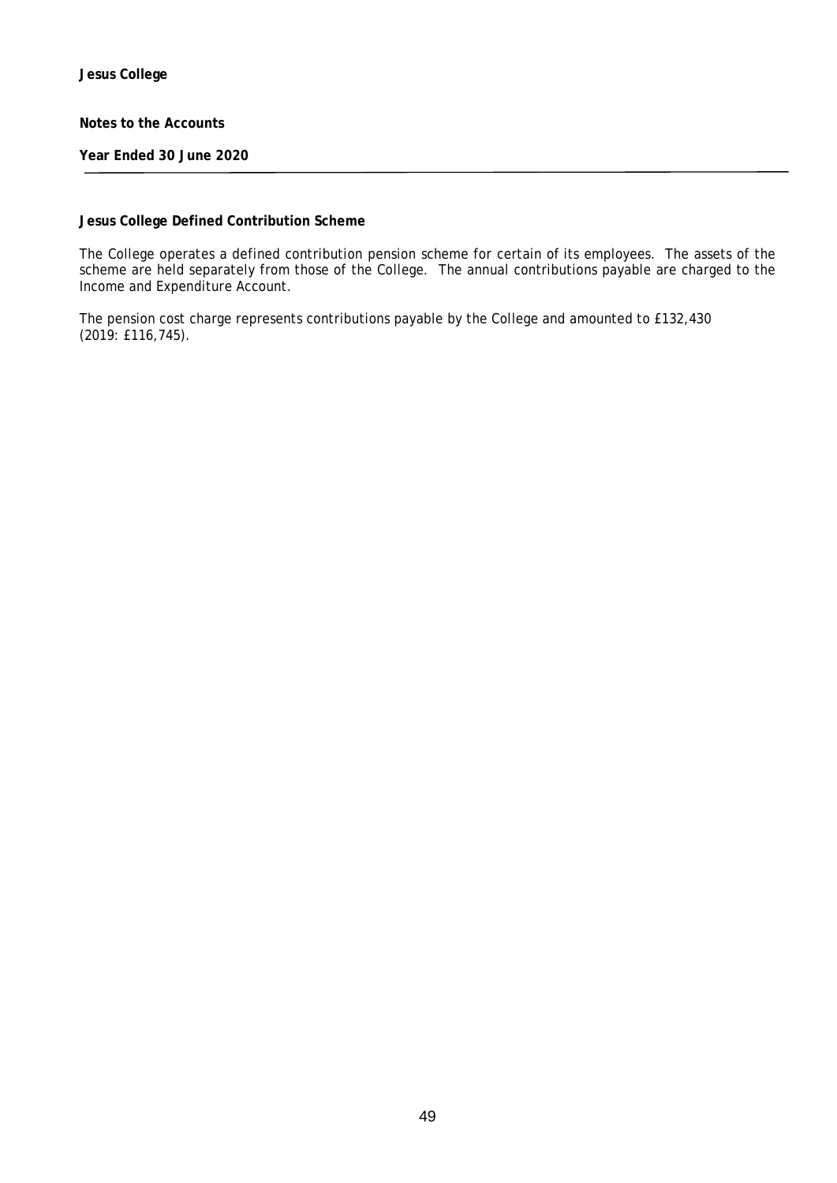**Jesus College Defined Contribution Scheme**

The College operates a defined contribution pension scheme for certain of its employees. The assets of the scheme are held separately from those of the College. The annual contributions payable are charged to the Income and Expenditure Account.

The pension cost charge represents contributions payable by the College and amounted to £132,430 (2019: £116,745).